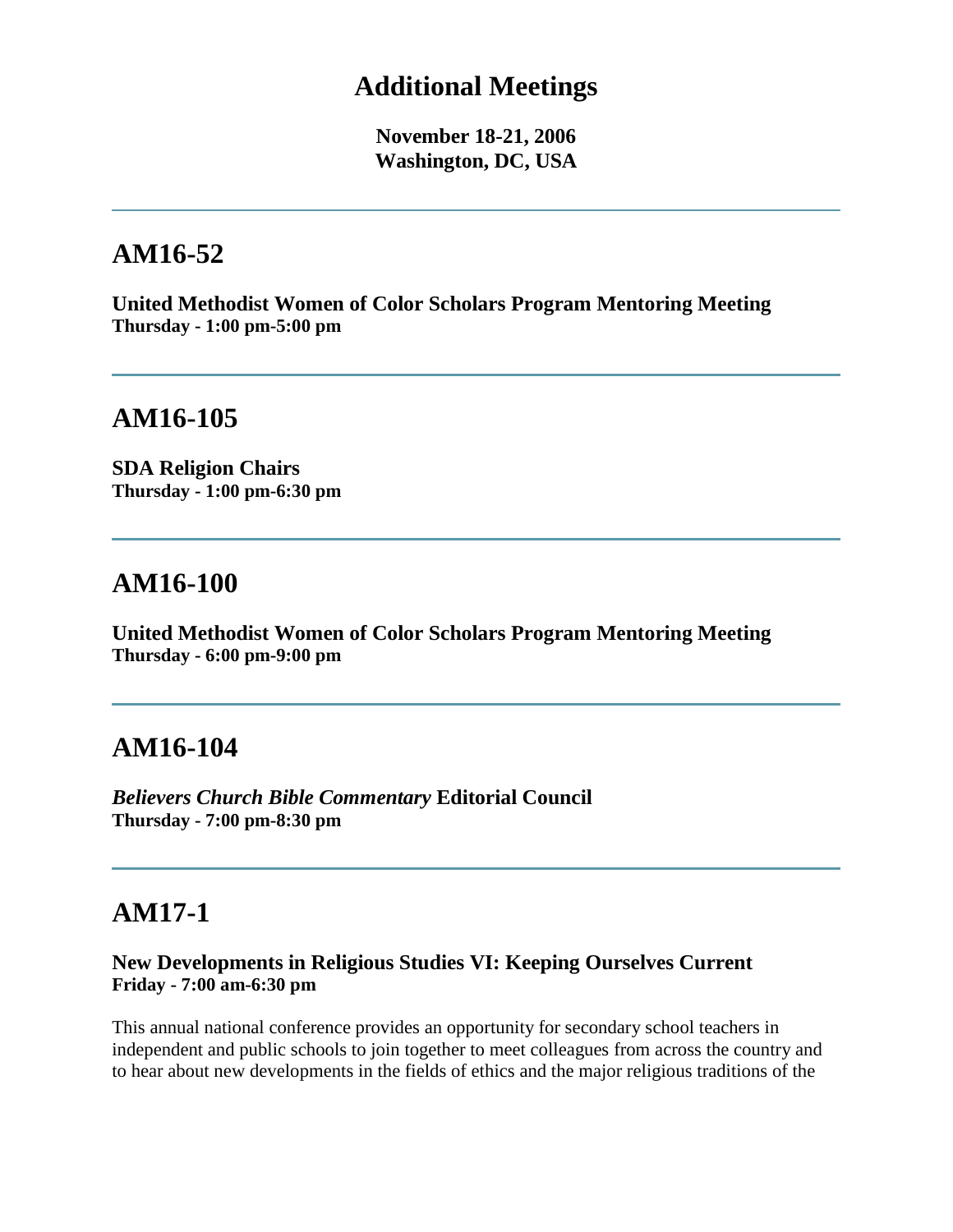# Additional Meetings

**November 18-21, 2006**
**Washington, DC, USA**

---

## AM16-52

**United Methodist Women of Color Scholars Program Mentoring Meeting**
**Thursday - 1:00 pm-5:00 pm**

---

## AM16-105

**SDA Religion Chairs**
**Thursday - 1:00 pm-6:30 pm**

---

## AM16-100

**United Methodist Women of Color Scholars Program Mentoring Meeting**
**Thursday - 6:00 pm-9:00 pm**

---

## AM16-104

***Believers Church Bible Commentary*** **Editorial Council**
**Thursday - 7:00 pm-8:30 pm**

---

## AM17-1

**New Developments in Religious Studies VI: Keeping Ourselves Current**
**Friday - 7:00 am-6:30 pm**

This annual national conference provides an opportunity for secondary school teachers in independent and public schools to join together to meet colleagues from across the country and to hear about new developments in the fields of ethics and the major religious traditions of the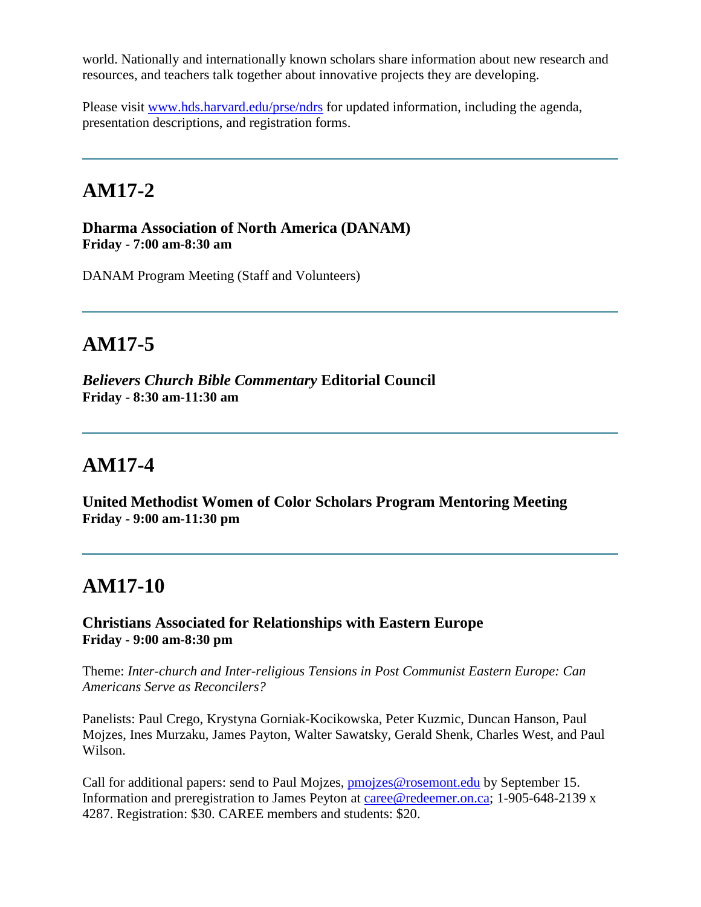world. Nationally and internationally known scholars share information about new research and resources, and teachers talk together about innovative projects they are developing.

Please visit [www.hds.harvard.edu/prse/ndrs](www.hds.harvard.edu/prse/ndrs) for updated information, including the agenda, presentation descriptions, and registration forms.

---

## AM17-2

**Dharma Association of North America (DANAM)**
**Friday - 7:00 am-8:30 am**

DANAM Program Meeting (Staff and Volunteers)

---

## AM17-5

***Believers Church Bible Commentary* Editorial Council**
**Friday - 8:30 am-11:30 am**

---

## AM17-4

**United Methodist Women of Color Scholars Program Mentoring Meeting**
**Friday - 9:00 am-11:30 pm**

---

## AM17-10

**Christians Associated for Relationships with Eastern Europe**
**Friday - 9:00 am-8:30 pm**

Theme: *Inter-church and Inter-religious Tensions in Post Communist Eastern Europe: Can Americans Serve as Reconcilers?*

Panelists: Paul Crego, Krystyna Gorniak-Kocikowska, Peter Kuzmic, Duncan Hanson, Paul Mojzes, Ines Murzaku, James Payton, Walter Sawatsky, Gerald Shenk, Charles West, and Paul Wilson.

Call for additional papers: send to Paul Mojzes, [pmojzes@rosemont.edu](mailto:pmojzes@rosemont.edu) by September 15. Information and preregistration to James Peyton at [caree@redeemer.on.ca](mailto:caree@redeemer.on.ca); 1-905-648-2139 x 4287. Registration: $30. CAREE members and students: $20.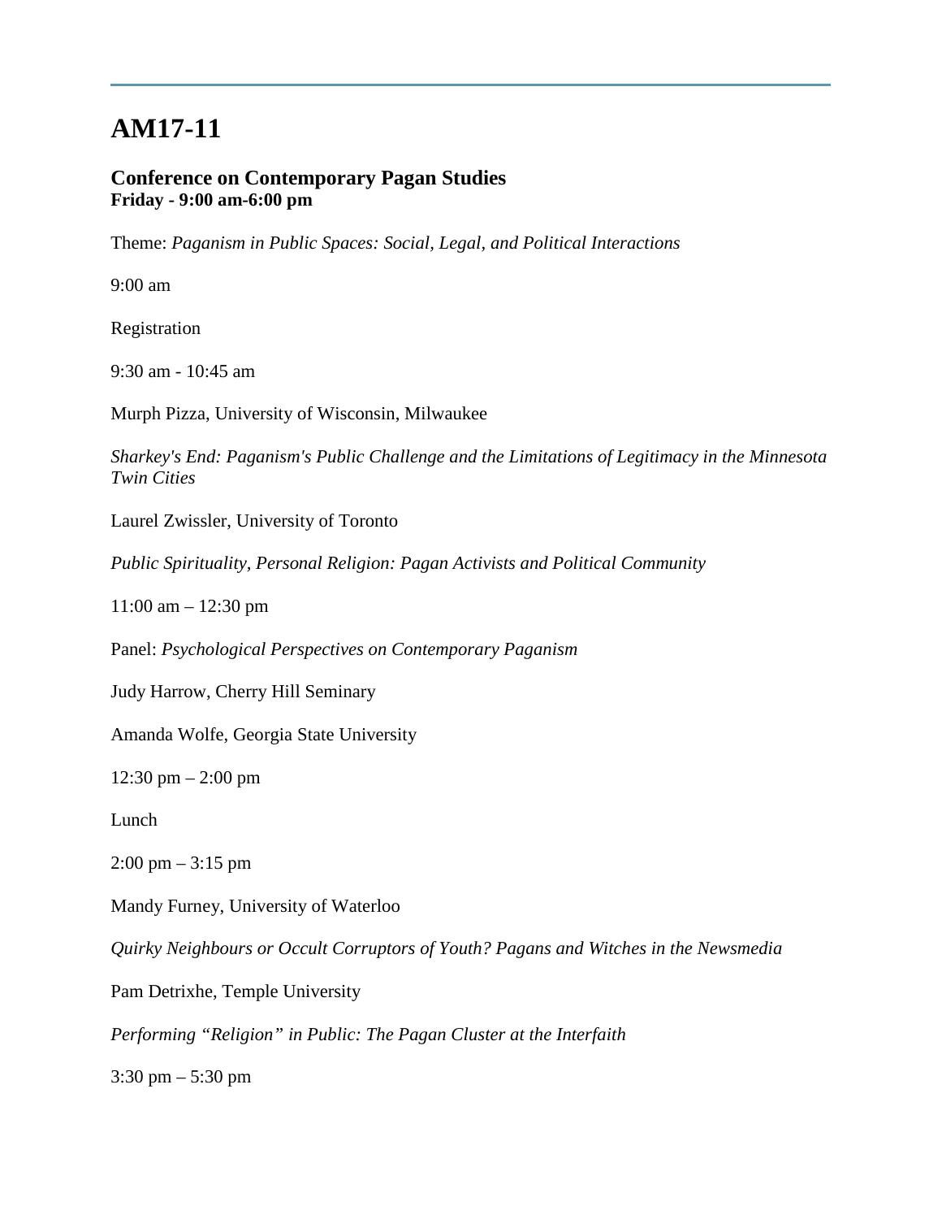# AM17-11

### Conference on Contemporary Pagan Studies
**Friday - 9:00 am-6:00 pm**

Theme: *Paganism in Public Spaces: Social, Legal, and Political Interactions*

9:00 am

Registration

9:30 am - 10:45 am

Murph Pizza, University of Wisconsin, Milwaukee

*Sharkey's End: Paganism's Public Challenge and the Limitations of Legitimacy in the Minnesota Twin Cities*

Laurel Zwissler, University of Toronto

*Public Spirituality, Personal Religion: Pagan Activists and Political Community*

11:00 am – 12:30 pm

Panel: *Psychological Perspectives on Contemporary Paganism*

Judy Harrow, Cherry Hill Seminary

Amanda Wolfe, Georgia State University

12:30 pm – 2:00 pm

Lunch

2:00 pm – 3:15 pm

Mandy Furney, University of Waterloo

*Quirky Neighbours or Occult Corruptors of Youth? Pagans and Witches in the Newsmedia*

Pam Detrixhe, Temple University

*Performing "Religion" in Public: The Pagan Cluster at the Interfaith*

3:30 pm – 5:30 pm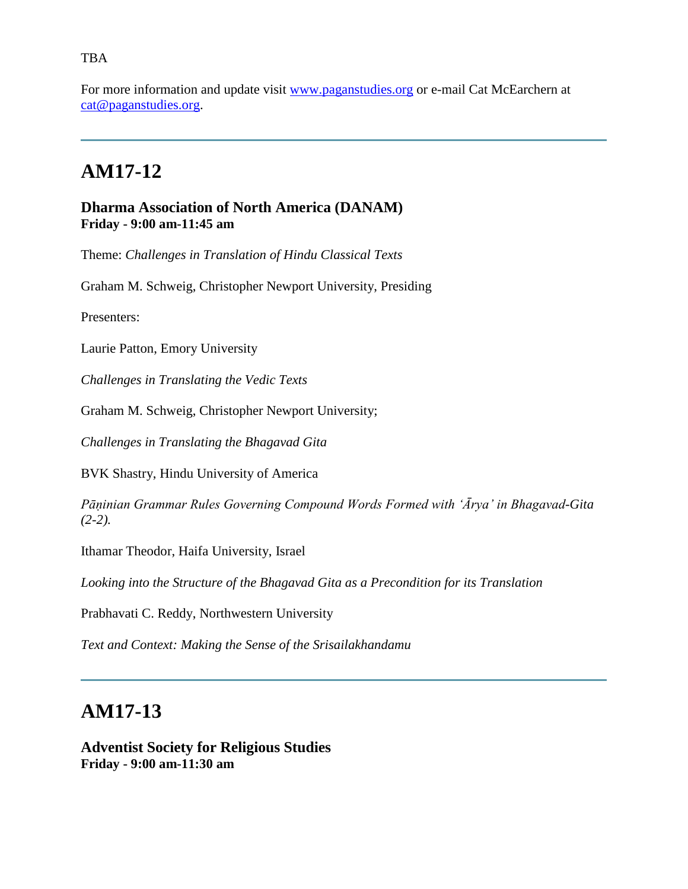TBA

For more information and update visit www.paganstudies.org or e-mail Cat McEarchern at cat@paganstudies.org.

---

## AM17-12

**Dharma Association of North America (DANAM)**
**Friday - 9:00 am-11:45 am**

Theme: *Challenges in Translation of Hindu Classical Texts*

Graham M. Schweig, Christopher Newport University, Presiding

Presenters:

Laurie Patton, Emory University

*Challenges in Translating the Vedic Texts*

Graham M. Schweig, Christopher Newport University;

*Challenges in Translating the Bhagavad Gita*

BVK Shastry, Hindu University of America

*Pāṇinian Grammar Rules Governing Compound Words Formed with 'Ārya' in Bhagavad-Gita (2-2).*

Ithamar Theodor, Haifa University, Israel

*Looking into the Structure of the Bhagavad Gita as a Precondition for its Translation*

Prabhavati C. Reddy, Northwestern University

*Text and Context: Making the Sense of the Srisailakhandamu*

---

## AM17-13

**Adventist Society for Religious Studies**
**Friday - 9:00 am-11:30 am**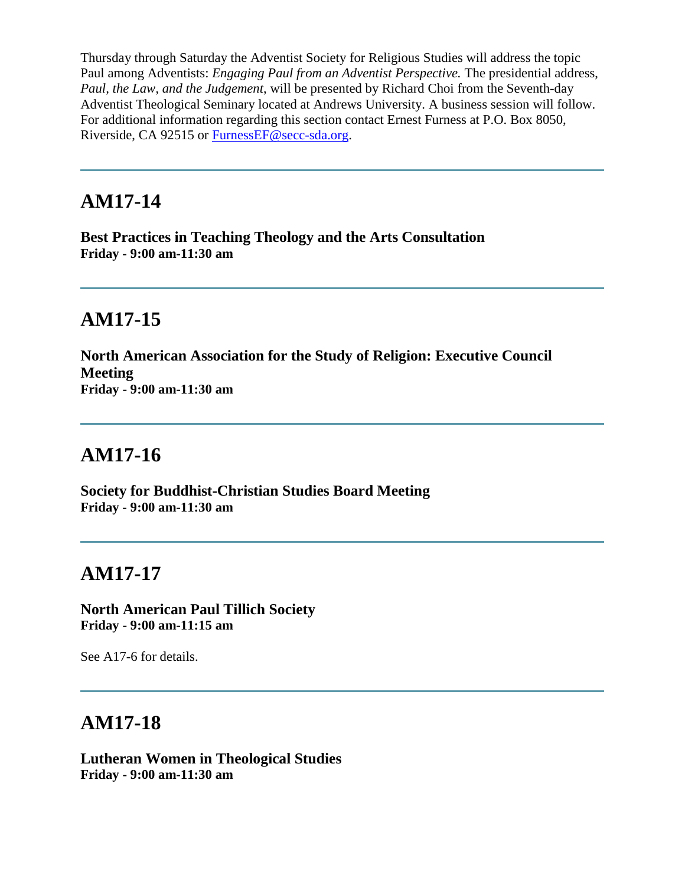Thursday through Saturday the Adventist Society for Religious Studies will address the topic Paul among Adventists: *Engaging Paul from an Adventist Perspective.* The presidential address, *Paul, the Law, and the Judgement,* will be presented by Richard Choi from the Seventh-day Adventist Theological Seminary located at Andrews University. A business session will follow. For additional information regarding this section contact Ernest Furness at P.O. Box 8050, Riverside, CA 92515 or FurnessEF@secc-sda.org.

---

## AM17-14

**Best Practices in Teaching Theology and the Arts Consultation**
**Friday - 9:00 am-11:30 am**

---

## AM17-15

**North American Association for the Study of Religion: Executive Council Meeting**
**Friday - 9:00 am-11:30 am**

---

## AM17-16

**Society for Buddhist-Christian Studies Board Meeting**
**Friday - 9:00 am-11:30 am**

---

## AM17-17

**North American Paul Tillich Society**
**Friday - 9:00 am-11:15 am**

See A17-6 for details.

---

## AM17-18

**Lutheran Women in Theological Studies**
**Friday - 9:00 am-11:30 am**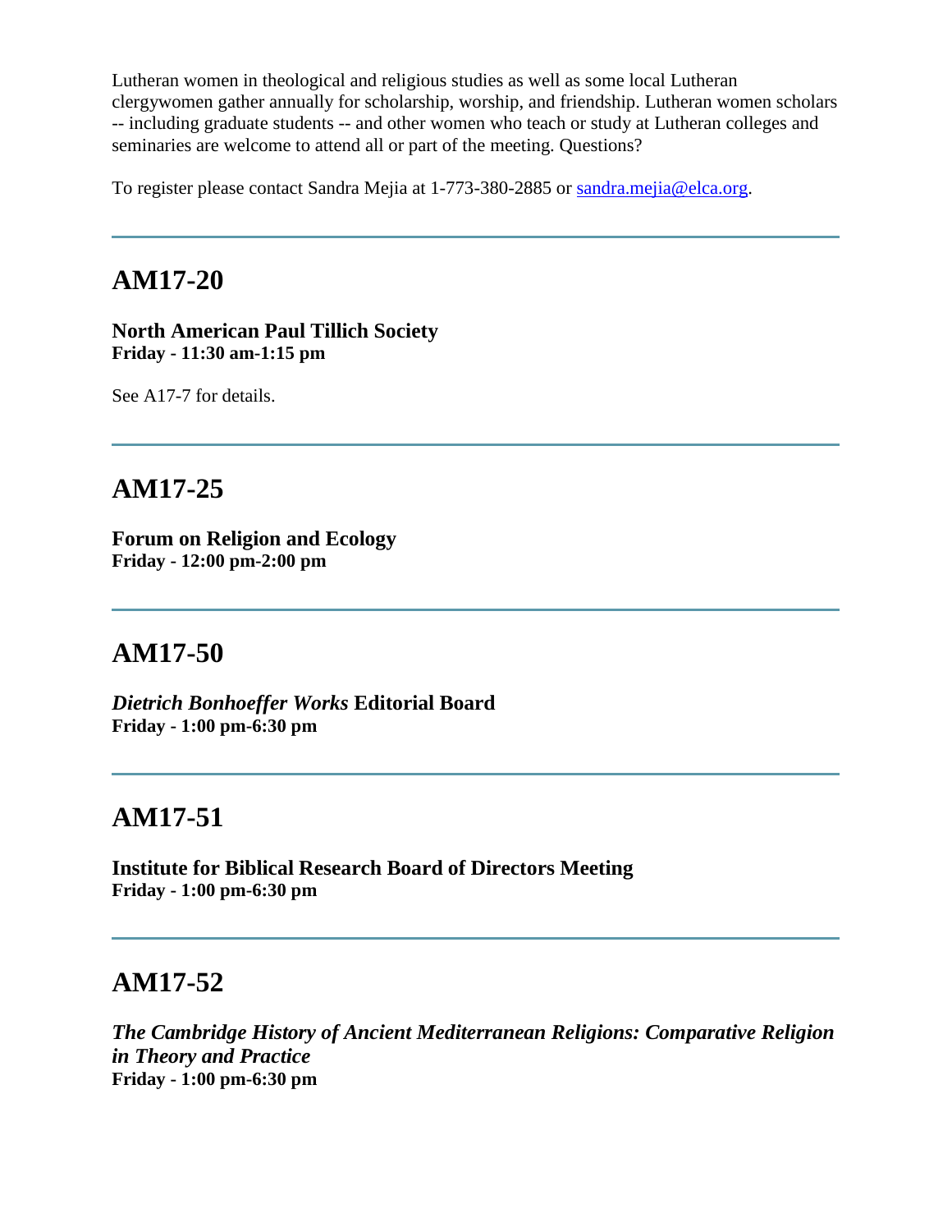Lutheran women in theological and religious studies as well as some local Lutheran clergywomen gather annually for scholarship, worship, and friendship. Lutheran women scholars -- including graduate students -- and other women who teach or study at Lutheran colleges and seminaries are welcome to attend all or part of the meeting. Questions?

To register please contact Sandra Mejia at 1-773-380-2885 or sandra.mejia@elca.org.

---

## AM17-20

**North American Paul Tillich Society**
**Friday - 11:30 am-1:15 pm**

See A17-7 for details.

---

## AM17-25

**Forum on Religion and Ecology**
**Friday - 12:00 pm-2:00 pm**

---

## AM17-50

***Dietrich Bonhoeffer Works* Editorial Board**
**Friday - 1:00 pm-6:30 pm**

---

## AM17-51

**Institute for Biblical Research Board of Directors Meeting**
**Friday - 1:00 pm-6:30 pm**

---

## AM17-52

***The Cambridge History of Ancient Mediterranean Religions: Comparative Religion in Theory and Practice***
**Friday - 1:00 pm-6:30 pm**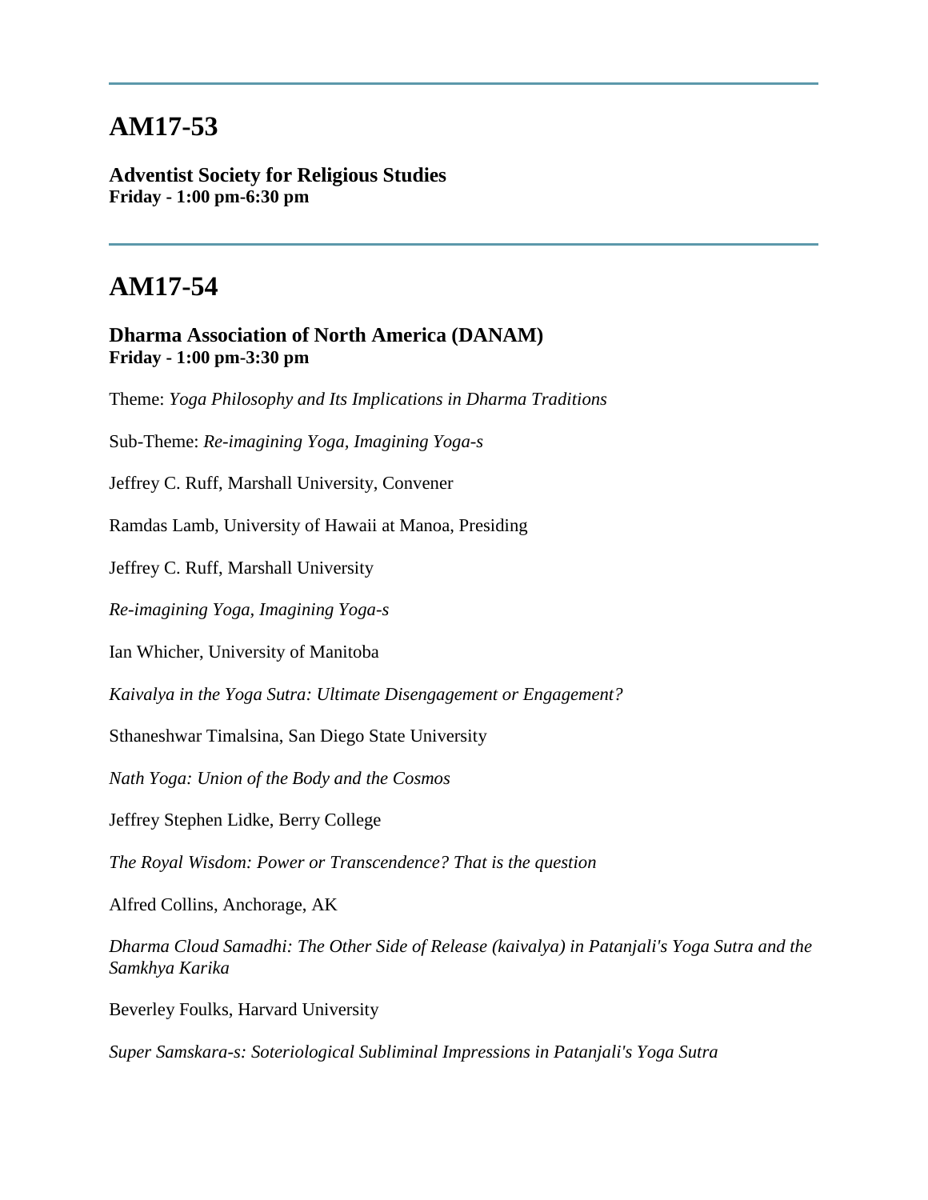---

# AM17-53

**Adventist Society for Religious Studies**
**Friday - 1:00 pm-6:30 pm**

---

# AM17-54

**Dharma Association of North America (DANAM)**
**Friday - 1:00 pm-3:30 pm**

Theme: *Yoga Philosophy and Its Implications in Dharma Traditions*

Sub-Theme: *Re-imagining Yoga, Imagining Yoga-s*

Jeffrey C. Ruff, Marshall University, Convener

Ramdas Lamb, University of Hawaii at Manoa, Presiding

Jeffrey C. Ruff, Marshall University

*Re-imagining Yoga, Imagining Yoga-s*

Ian Whicher, University of Manitoba

*Kaivalya in the Yoga Sutra: Ultimate Disengagement or Engagement?*

Sthaneshwar Timalsina, San Diego State University

*Nath Yoga: Union of the Body and the Cosmos*

Jeffrey Stephen Lidke, Berry College

*The Royal Wisdom: Power or Transcendence? That is the question*

Alfred Collins, Anchorage, AK

*Dharma Cloud Samadhi: The Other Side of Release (kaivalya) in Patanjali's Yoga Sutra and the Samkhya Karika*

Beverley Foulks, Harvard University

*Super Samskara-s: Soteriological Subliminal Impressions in Patanjali's Yoga Sutra*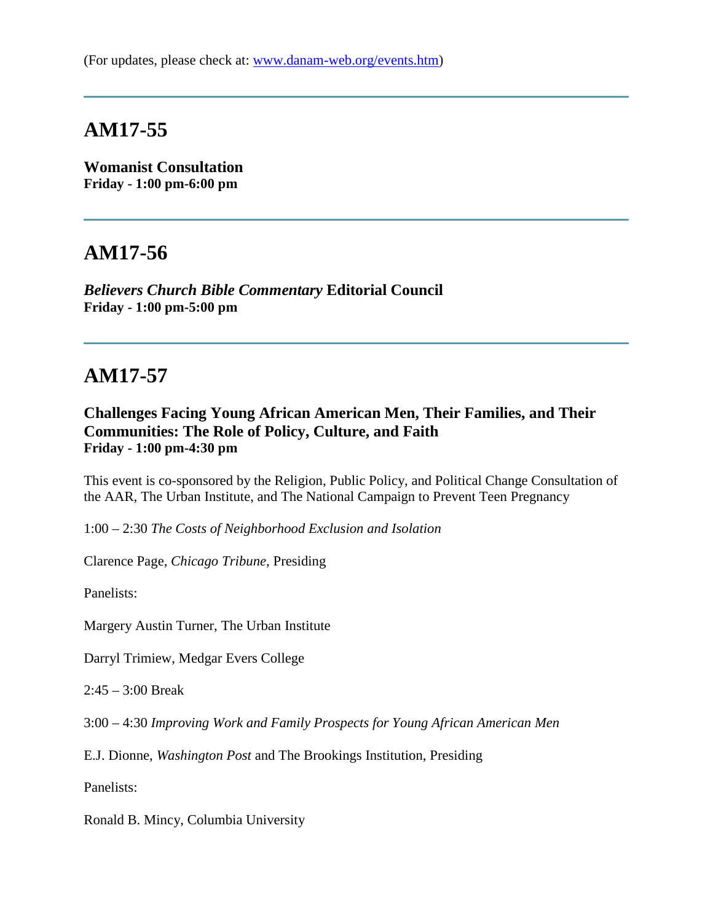(For updates, please check at: [www.danam-web.org/events.htm](www.danam-web.org/events.htm))

---

## AM17-55

**Womanist Consultation**
**Friday - 1:00 pm-6:00 pm**

---

## AM17-56

***Believers Church Bible Commentary* Editorial Council**
**Friday - 1:00 pm-5:00 pm**

---

## AM17-57

**Challenges Facing Young African American Men, Their Families, and Their Communities: The Role of Policy, Culture, and Faith**
**Friday - 1:00 pm-4:30 pm**

This event is co-sponsored by the Religion, Public Policy, and Political Change Consultation of the AAR, The Urban Institute, and The National Campaign to Prevent Teen Pregnancy

1:00 – 2:30 *The Costs of Neighborhood Exclusion and Isolation*

Clarence Page, *Chicago Tribune*, Presiding

Panelists:

Margery Austin Turner, The Urban Institute

Darryl Trimiew, Medgar Evers College

2:45 – 3:00 Break

3:00 – 4:30 *Improving Work and Family Prospects for Young African American Men*

E.J. Dionne, *Washington Post* and The Brookings Institution, Presiding

Panelists:

Ronald B. Mincy, Columbia University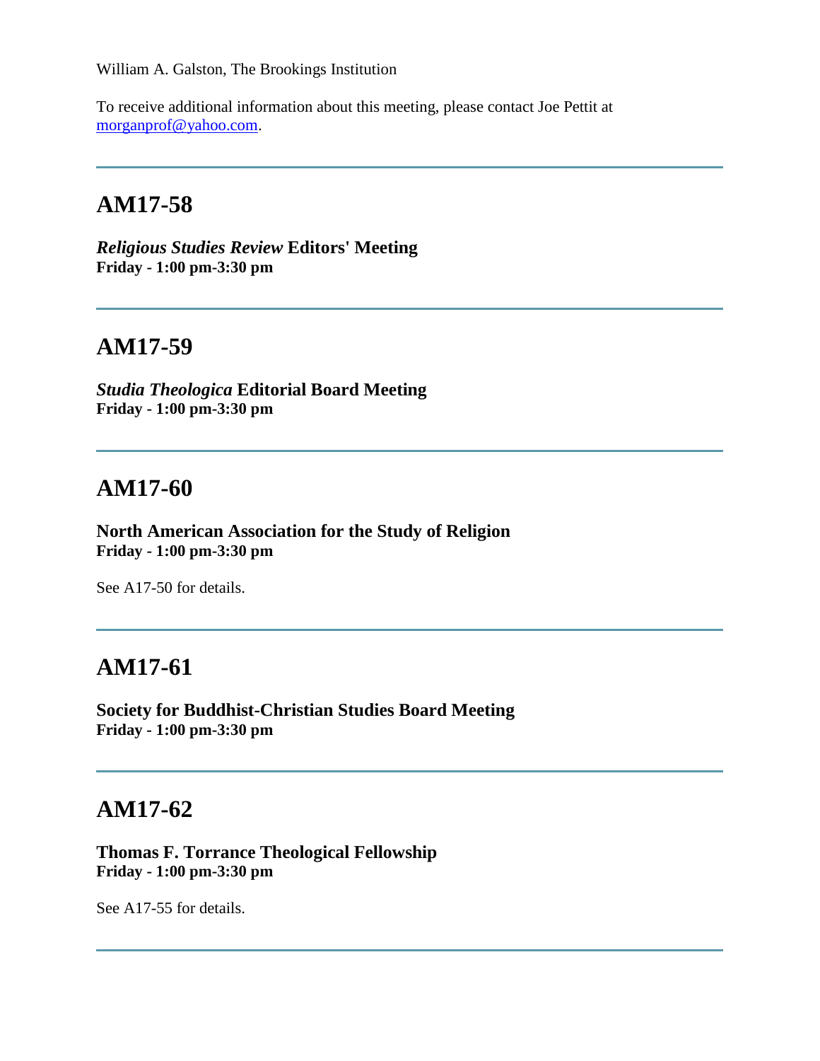William A. Galston, The Brookings Institution

To receive additional information about this meeting, please contact Joe Pettit at morganprof@yahoo.com.

---

## AM17-58

***Religious Studies Review* Editors' Meeting**
**Friday - 1:00 pm-3:30 pm**

---

## AM17-59

***Studia Theologica* Editorial Board Meeting**
**Friday - 1:00 pm-3:30 pm**

---

## AM17-60

**North American Association for the Study of Religion**
**Friday - 1:00 pm-3:30 pm**

See A17-50 for details.

---

## AM17-61

**Society for Buddhist-Christian Studies Board Meeting**
**Friday - 1:00 pm-3:30 pm**

---

## AM17-62

**Thomas F. Torrance Theological Fellowship**
**Friday - 1:00 pm-3:30 pm**

See A17-55 for details.

---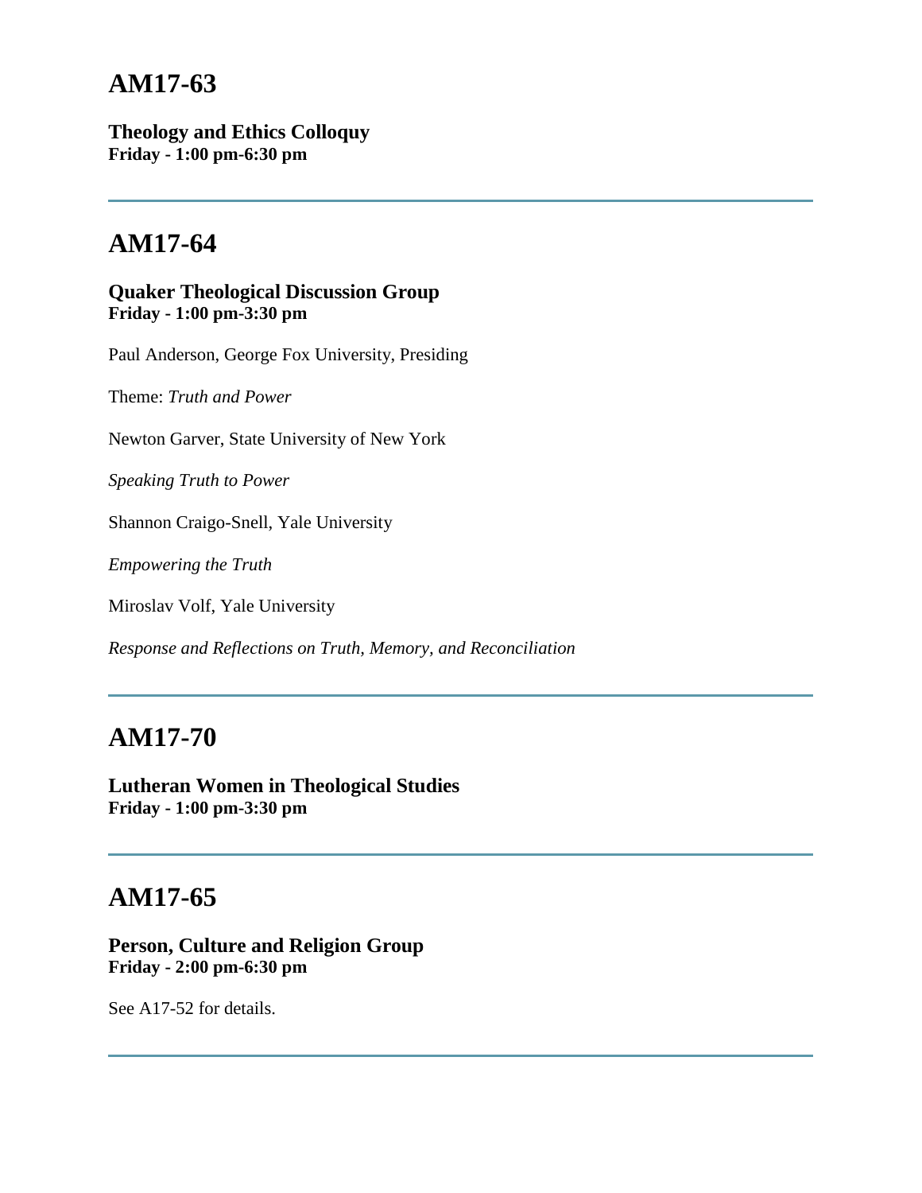## AM17-63

**Theology and Ethics Colloquy**
**Friday - 1:00 pm-6:30 pm**

---

## AM17-64

**Quaker Theological Discussion Group**
**Friday - 1:00 pm-3:30 pm**

Paul Anderson, George Fox University, Presiding

Theme: *Truth and Power*

Newton Garver, State University of New York

*Speaking Truth to Power*

Shannon Craigo-Snell, Yale University

*Empowering the Truth*

Miroslav Volf, Yale University

*Response and Reflections on Truth, Memory, and Reconciliation*

---

## AM17-70

**Lutheran Women in Theological Studies**
**Friday - 1:00 pm-3:30 pm**

---

## AM17-65

**Person, Culture and Religion Group**
**Friday - 2:00 pm-6:30 pm**

See A17-52 for details.

---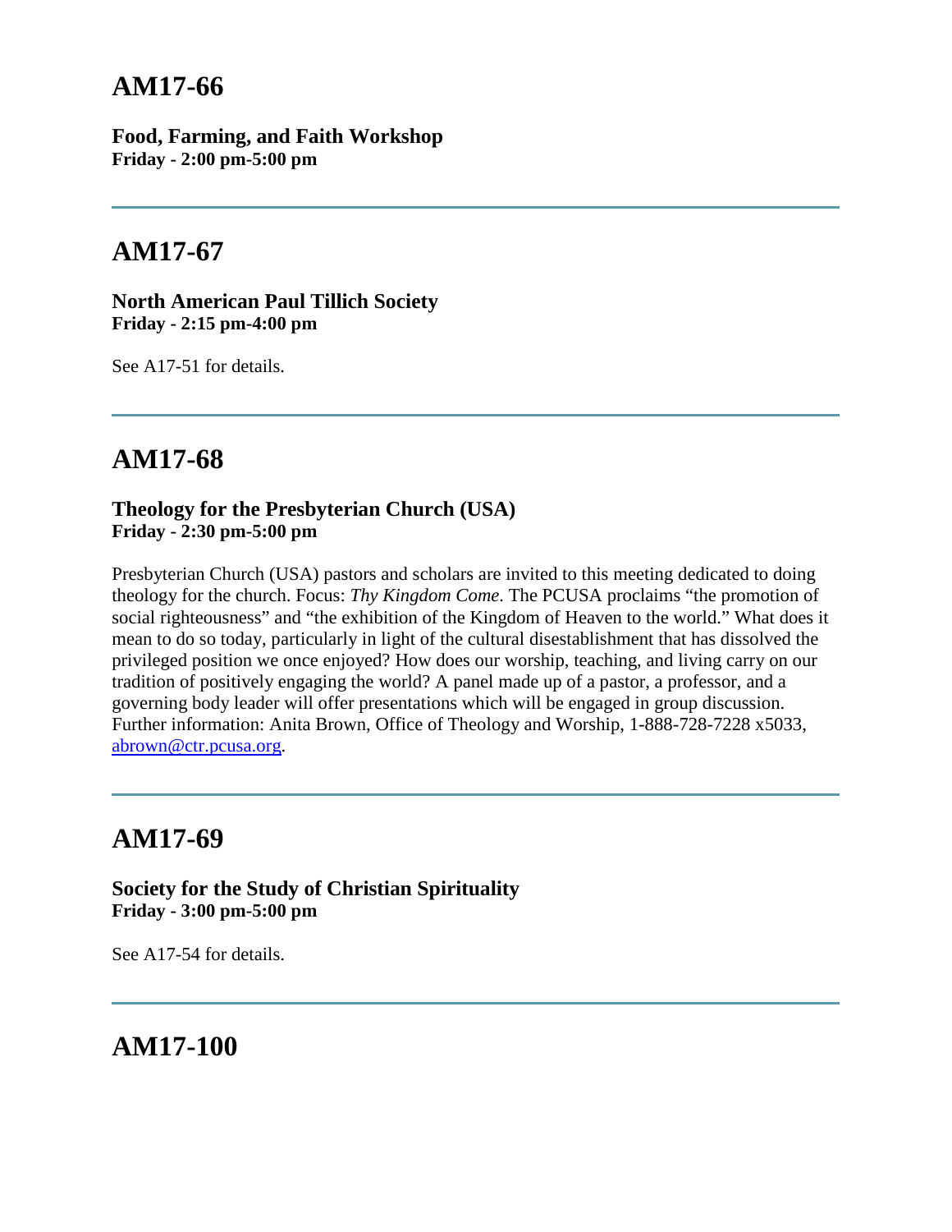## AM17-66

**Food, Farming, and Faith Workshop**
**Friday - 2:00 pm-5:00 pm**

---

## AM17-67

**North American Paul Tillich Society**
**Friday - 2:15 pm-4:00 pm**

See A17-51 for details.

---

## AM17-68

**Theology for the Presbyterian Church (USA)**
**Friday - 2:30 pm-5:00 pm**

Presbyterian Church (USA) pastors and scholars are invited to this meeting dedicated to doing theology for the church. Focus: *Thy Kingdom Come*. The PCUSA proclaims "the promotion of social righteousness" and "the exhibition of the Kingdom of Heaven to the world." What does it mean to do so today, particularly in light of the cultural disestablishment that has dissolved the privileged position we once enjoyed? How does our worship, teaching, and living carry on our tradition of positively engaging the world? A panel made up of a pastor, a professor, and a governing body leader will offer presentations which will be engaged in group discussion. Further information: Anita Brown, Office of Theology and Worship, 1-888-728-7228 x5033, abrown@ctr.pcusa.org.

---

## AM17-69

**Society for the Study of Christian Spirituality**
**Friday - 3:00 pm-5:00 pm**

See A17-54 for details.

---

## AM17-100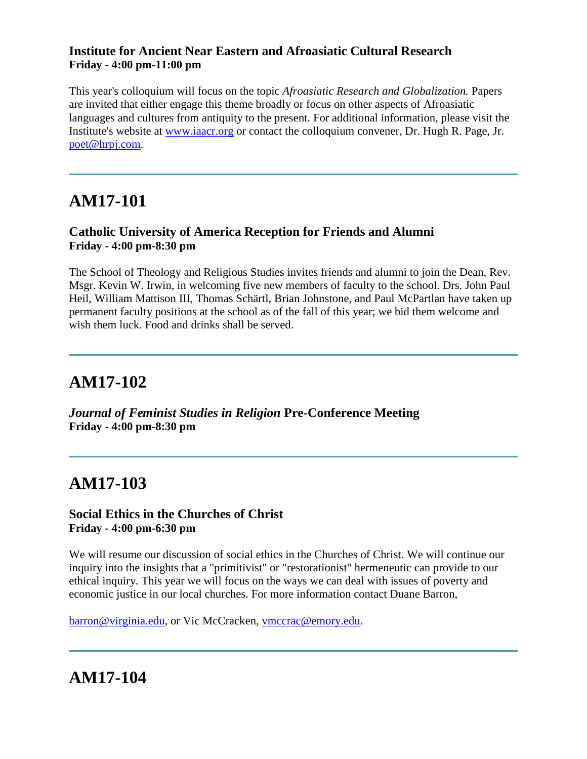### Institute for Ancient Near Eastern and Afroasiatic Cultural Research
**Friday - 4:00 pm-11:00 pm**

This year's colloquium will focus on the topic *Afroasiatic Research and Globalization.* Papers are invited that either engage this theme broadly or focus on other aspects of Afroasiatic languages and cultures from antiquity to the present. For additional information, please visit the Institute's website at www.iaacr.org or contact the colloquium convener, Dr. Hugh R. Page, Jr. poet@hrpj.com.

---

# AM17-101

### Catholic University of America Reception for Friends and Alumni
**Friday - 4:00 pm-8:30 pm**

The School of Theology and Religious Studies invites friends and alumni to join the Dean, Rev. Msgr. Kevin W. Irwin, in welcoming five new members of faculty to the school. Drs. John Paul Heil, William Mattison III, Thomas Schärtl, Brian Johnstone, and Paul McPartlan have taken up permanent faculty positions at the school as of the fall of this year; we bid them welcome and wish them luck. Food and drinks shall be served.

---

# AM17-102

### *Journal of Feminist Studies in Religion* Pre-Conference Meeting
**Friday - 4:00 pm-8:30 pm**

---

# AM17-103

### Social Ethics in the Churches of Christ
**Friday - 4:00 pm-6:30 pm**

We will resume our discussion of social ethics in the Churches of Christ. We will continue our inquiry into the insights that a "primitivist" or "restorationist" hermeneutic can provide to our ethical inquiry. This year we will focus on the ways we can deal with issues of poverty and economic justice in our local churches. For more information contact Duane Barron,

barron@virginia.edu, or Vic McCracken, vmccrac@emory.edu.

---

# AM17-104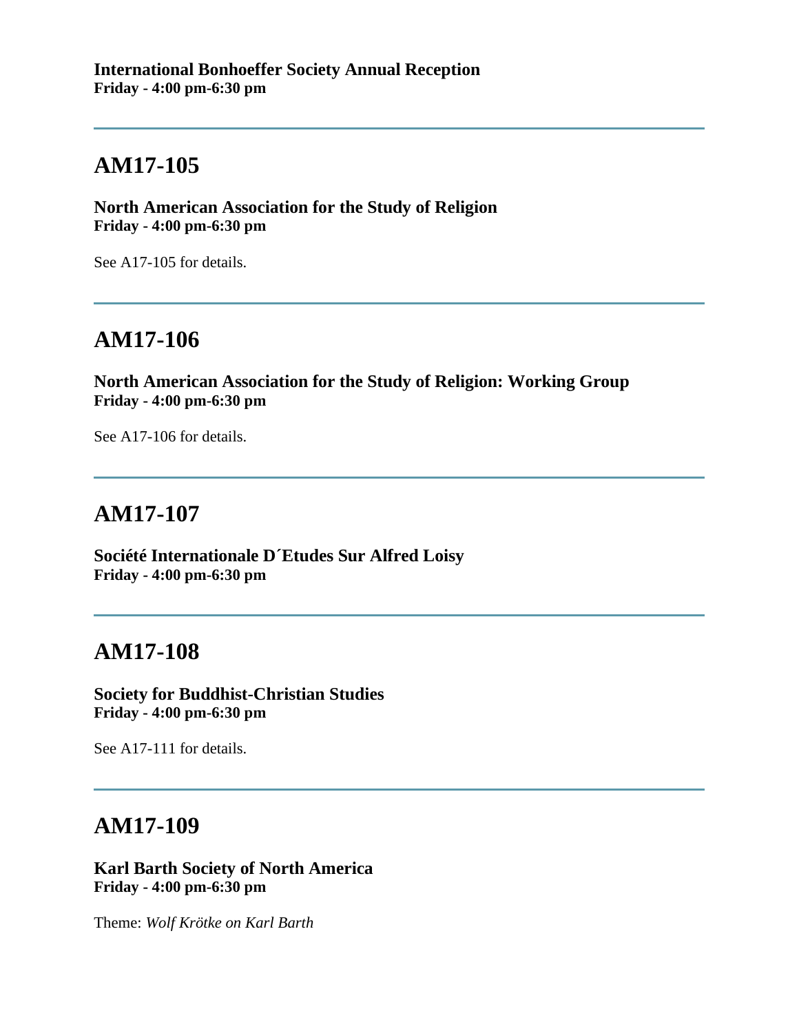**International Bonhoeffer Society Annual Reception**
**Friday - 4:00 pm-6:30 pm**

---

## AM17-105

**North American Association for the Study of Religion**
**Friday - 4:00 pm-6:30 pm**

See A17-105 for details.

---

## AM17-106

**North American Association for the Study of Religion: Working Group**
**Friday - 4:00 pm-6:30 pm**

See A17-106 for details.

---

## AM17-107

**Société Internationale D´Etudes Sur Alfred Loisy**
**Friday - 4:00 pm-6:30 pm**

---

## AM17-108

**Society for Buddhist-Christian Studies**
**Friday - 4:00 pm-6:30 pm**

See A17-111 for details.

---

## AM17-109

**Karl Barth Society of North America**
**Friday - 4:00 pm-6:30 pm**

Theme: *Wolf Krötke on Karl Barth*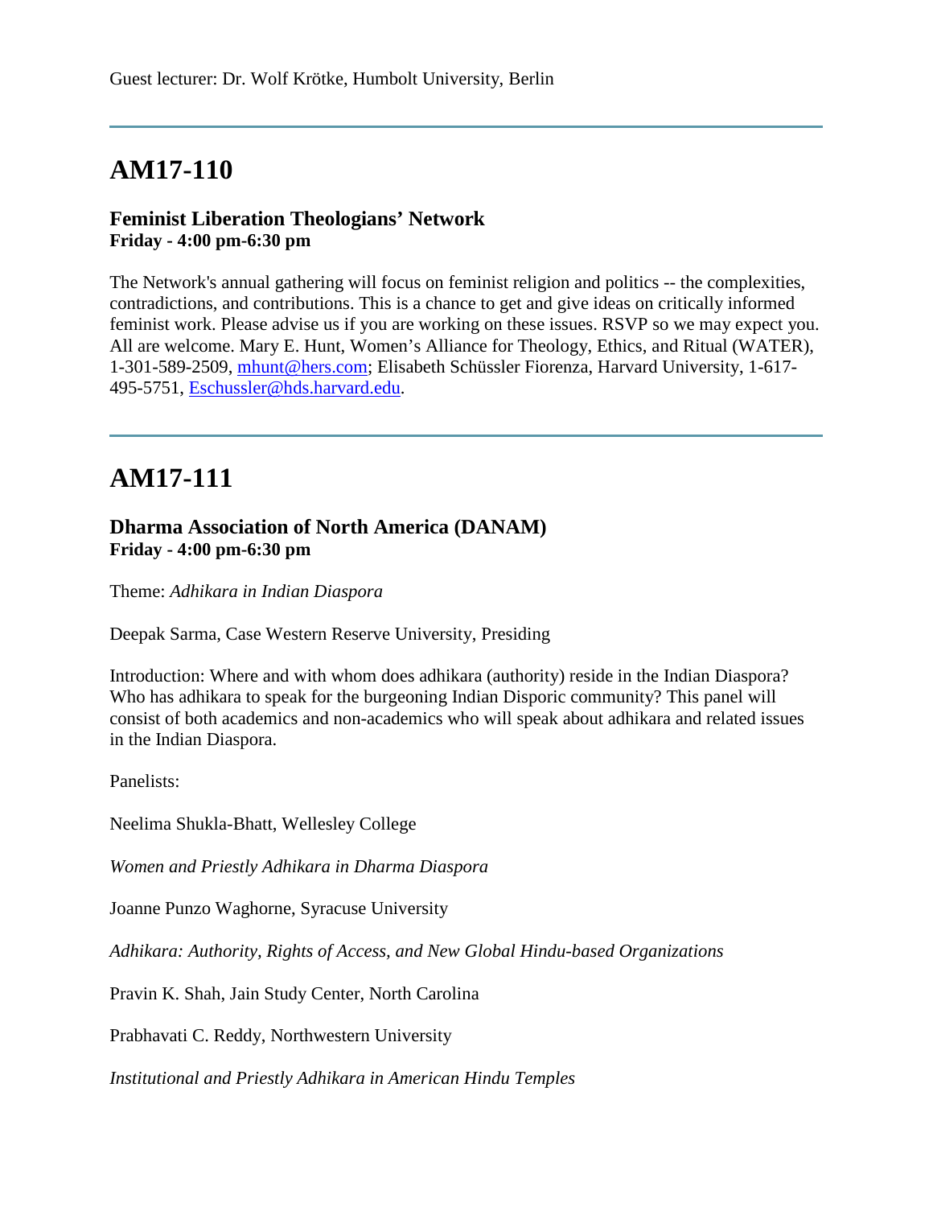Guest lecturer: Dr. Wolf Krötke, Humbolt University, Berlin

---

# AM17-110

### Feminist Liberation Theologians' Network
**Friday - 4:00 pm-6:30 pm**

The Network's annual gathering will focus on feminist religion and politics -- the complexities, contradictions, and contributions. This is a chance to get and give ideas on critically informed feminist work. Please advise us if you are working on these issues. RSVP so we may expect you. All are welcome. Mary E. Hunt, Women's Alliance for Theology, Ethics, and Ritual (WATER), 1-301-589-2509, mhunt@hers.com; Elisabeth Schüssler Fiorenza, Harvard University, 1-617-495-5751, Eschussler@hds.harvard.edu.

---

# AM17-111

### Dharma Association of North America (DANAM)
**Friday - 4:00 pm-6:30 pm**

Theme: *Adhikara in Indian Diaspora*

Deepak Sarma, Case Western Reserve University, Presiding

Introduction: Where and with whom does adhikara (authority) reside in the Indian Diaspora? Who has adhikara to speak for the burgeoning Indian Disporic community? This panel will consist of both academics and non-academics who will speak about adhikara and related issues in the Indian Diaspora.

Panelists:

Neelima Shukla-Bhatt, Wellesley College

*Women and Priestly Adhikara in Dharma Diaspora*

Joanne Punzo Waghorne, Syracuse University

*Adhikara: Authority, Rights of Access, and New Global Hindu-based Organizations*

Pravin K. Shah, Jain Study Center, North Carolina

Prabhavati C. Reddy, Northwestern University

*Institutional and Priestly Adhikara in American Hindu Temples*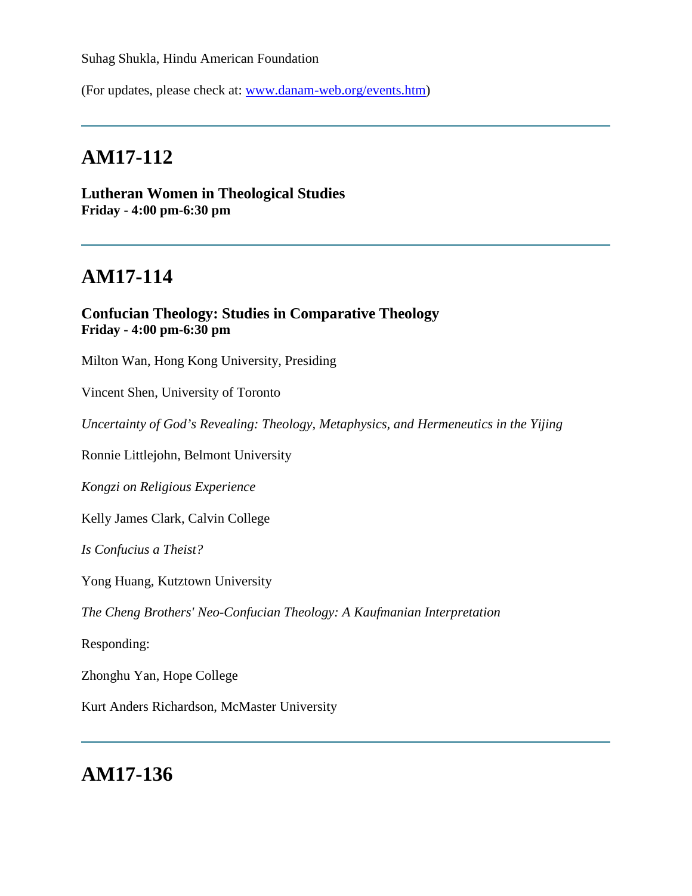Suhag Shukla, Hindu American Foundation

(For updates, please check at: www.danam-web.org/events.htm)

---

## AM17-112

**Lutheran Women in Theological Studies**
**Friday - 4:00 pm-6:30 pm**

---

## AM17-114

**Confucian Theology: Studies in Comparative Theology**
**Friday - 4:00 pm-6:30 pm**

Milton Wan, Hong Kong University, Presiding

Vincent Shen, University of Toronto

*Uncertainty of God's Revealing: Theology, Metaphysics, and Hermeneutics in the Yijing*

Ronnie Littlejohn, Belmont University

*Kongzi on Religious Experience*

Kelly James Clark, Calvin College

*Is Confucius a Theist?*

Yong Huang, Kutztown University

*The Cheng Brothers' Neo-Confucian Theology: A Kaufmanian Interpretation*

Responding:

Zhonghu Yan, Hope College

Kurt Anders Richardson, McMaster University

---

## AM17-136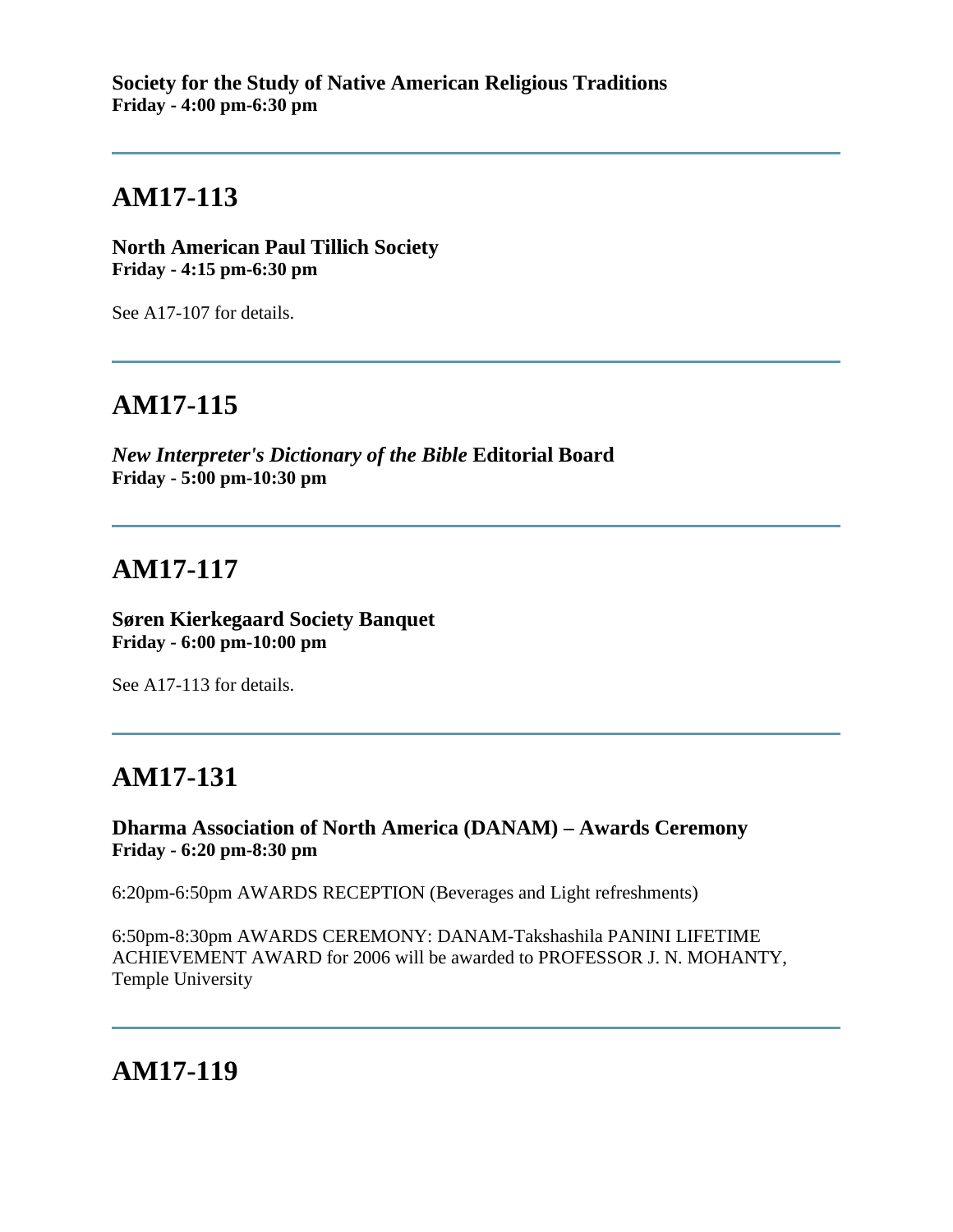**Society for the Study of Native American Religious Traditions**
**Friday - 4:00 pm-6:30 pm**

---

## AM17-113

**North American Paul Tillich Society**
**Friday - 4:15 pm-6:30 pm**

See A17-107 for details.

---

## AM17-115

***New Interpreter's Dictionary of the Bible* Editorial Board**
**Friday - 5:00 pm-10:30 pm**

---

## AM17-117

**Søren Kierkegaard Society Banquet**
**Friday - 6:00 pm-10:00 pm**

See A17-113 for details.

---

## AM17-131

**Dharma Association of North America (DANAM) – Awards Ceremony**
**Friday - 6:20 pm-8:30 pm**

6:20pm-6:50pm AWARDS RECEPTION (Beverages and Light refreshments)

6:50pm-8:30pm AWARDS CEREMONY: DANAM-Takshashila PANINI LIFETIME ACHIEVEMENT AWARD for 2006 will be awarded to PROFESSOR J. N. MOHANTY, Temple University

---

## AM17-119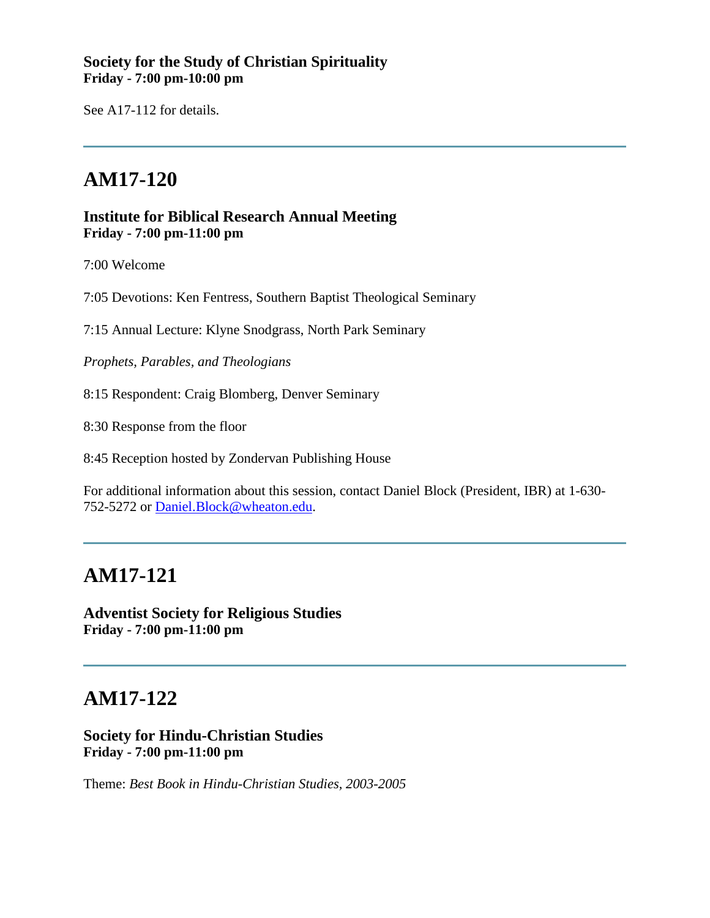**Society for the Study of Christian Spirituality**
**Friday - 7:00 pm-10:00 pm**

See A17-112 for details.

---

## AM17-120

**Institute for Biblical Research Annual Meeting**
**Friday - 7:00 pm-11:00 pm**

7:00 Welcome

7:05 Devotions: Ken Fentress, Southern Baptist Theological Seminary

7:15 Annual Lecture: Klyne Snodgrass, North Park Seminary

*Prophets, Parables, and Theologians*

8:15 Respondent: Craig Blomberg, Denver Seminary

8:30 Response from the floor

8:45 Reception hosted by Zondervan Publishing House

For additional information about this session, contact Daniel Block (President, IBR) at 1-630-752-5272 or Daniel.Block@wheaton.edu.

---

## AM17-121

**Adventist Society for Religious Studies**
**Friday - 7:00 pm-11:00 pm**

---

## AM17-122

**Society for Hindu-Christian Studies**
**Friday - 7:00 pm-11:00 pm**

Theme: *Best Book in Hindu-Christian Studies, 2003-2005*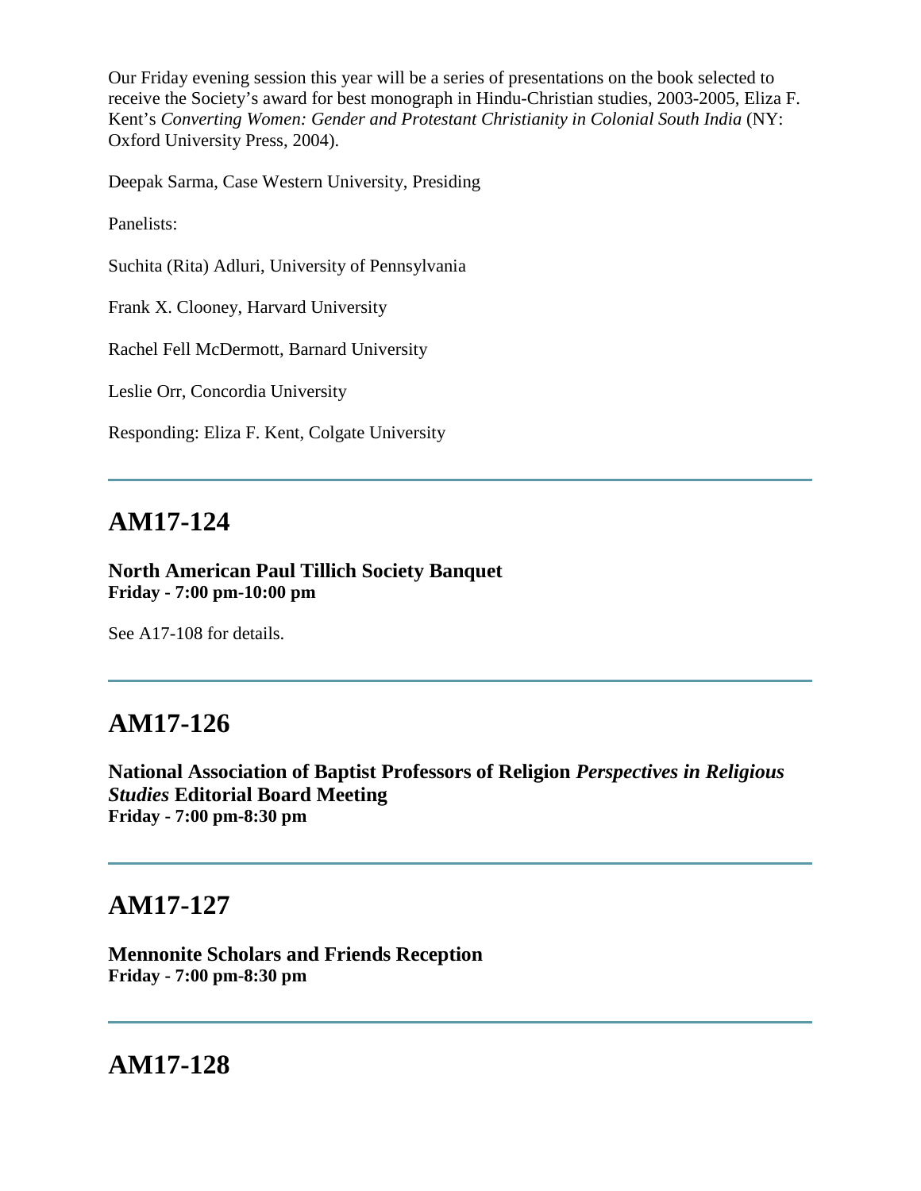Our Friday evening session this year will be a series of presentations on the book selected to receive the Society's award for best monograph in Hindu-Christian studies, 2003-2005, Eliza F. Kent's *Converting Women: Gender and Protestant Christianity in Colonial South India* (NY: Oxford University Press, 2004).

Deepak Sarma, Case Western University, Presiding

Panelists:

Suchita (Rita) Adluri, University of Pennsylvania

Frank X. Clooney, Harvard University

Rachel Fell McDermott, Barnard University

Leslie Orr, Concordia University

Responding: Eliza F. Kent, Colgate University

---

## AM17-124

**North American Paul Tillich Society Banquet**
**Friday - 7:00 pm-10:00 pm**

See A17-108 for details.

---

## AM17-126

**National Association of Baptist Professors of Religion *Perspectives in Religious Studies* Editorial Board Meeting**
**Friday - 7:00 pm-8:30 pm**

---

## AM17-127

**Mennonite Scholars and Friends Reception**
**Friday - 7:00 pm-8:30 pm**

---

## AM17-128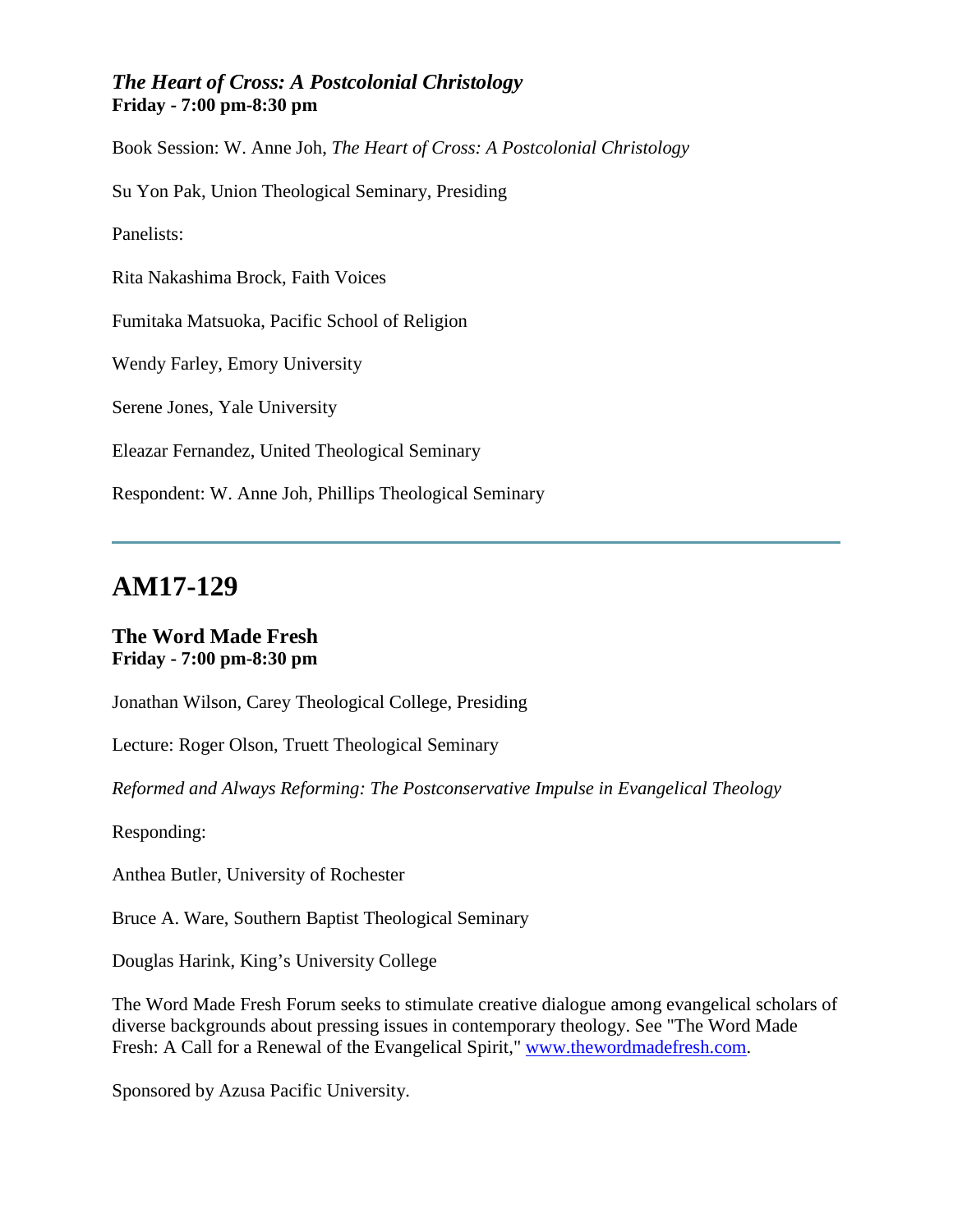### *The Heart of Cross: A Postcolonial Christology*
**Friday - 7:00 pm-8:30 pm**

Book Session: W. Anne Joh, *The Heart of Cross: A Postcolonial Christology*

Su Yon Pak, Union Theological Seminary, Presiding

Panelists:

Rita Nakashima Brock, Faith Voices

Fumitaka Matsuoka, Pacific School of Religion

Wendy Farley, Emory University

Serene Jones, Yale University

Eleazar Fernandez, United Theological Seminary

Respondent: W. Anne Joh, Phillips Theological Seminary

---

## AM17-129

### The Word Made Fresh
**Friday - 7:00 pm-8:30 pm**

Jonathan Wilson, Carey Theological College, Presiding

Lecture: Roger Olson, Truett Theological Seminary

*Reformed and Always Reforming: The Postconservative Impulse in Evangelical Theology*

Responding:

Anthea Butler, University of Rochester

Bruce A. Ware, Southern Baptist Theological Seminary

Douglas Harink, King's University College

The Word Made Fresh Forum seeks to stimulate creative dialogue among evangelical scholars of diverse backgrounds about pressing issues in contemporary theology. See "The Word Made Fresh: A Call for a Renewal of the Evangelical Spirit," [www.thewordmadefresh.com](http://www.thewordmadefresh.com).

Sponsored by Azusa Pacific University.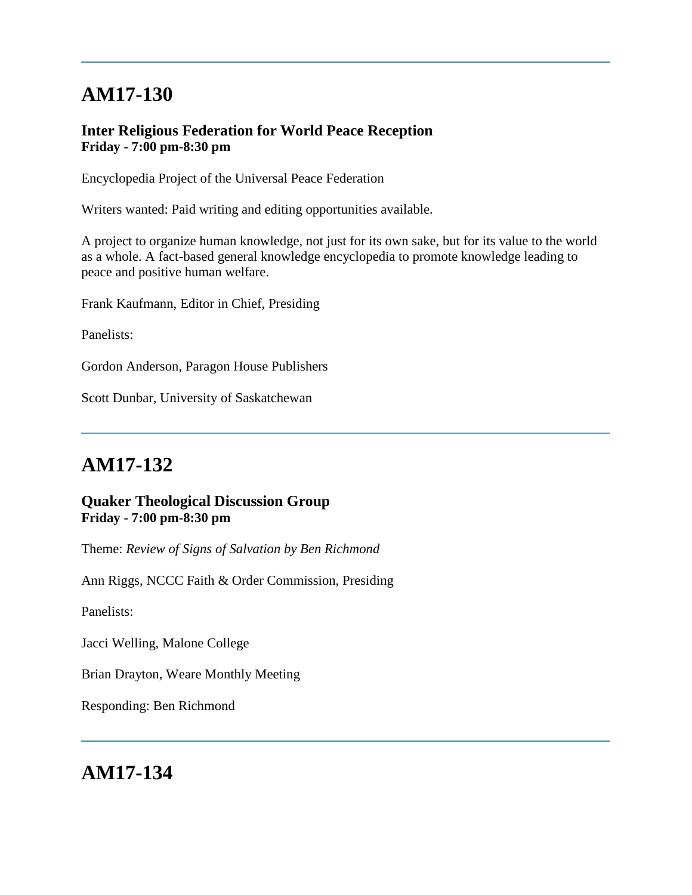---

## AM17-130

### Inter Religious Federation for World Peace Reception
**Friday - 7:00 pm-8:30 pm**

Encyclopedia Project of the Universal Peace Federation

Writers wanted: Paid writing and editing opportunities available.

A project to organize human knowledge, not just for its own sake, but for its value to the world as a whole. A fact-based general knowledge encyclopedia to promote knowledge leading to peace and positive human welfare.

Frank Kaufmann, Editor in Chief, Presiding

Panelists:

Gordon Anderson, Paragon House Publishers

Scott Dunbar, University of Saskatchewan

---

## AM17-132

### Quaker Theological Discussion Group
**Friday - 7:00 pm-8:30 pm**

Theme: *Review of Signs of Salvation by Ben Richmond*

Ann Riggs, NCCC Faith & Order Commission, Presiding

Panelists:

Jacci Welling, Malone College

Brian Drayton, Weare Monthly Meeting

Responding: Ben Richmond

---

## AM17-134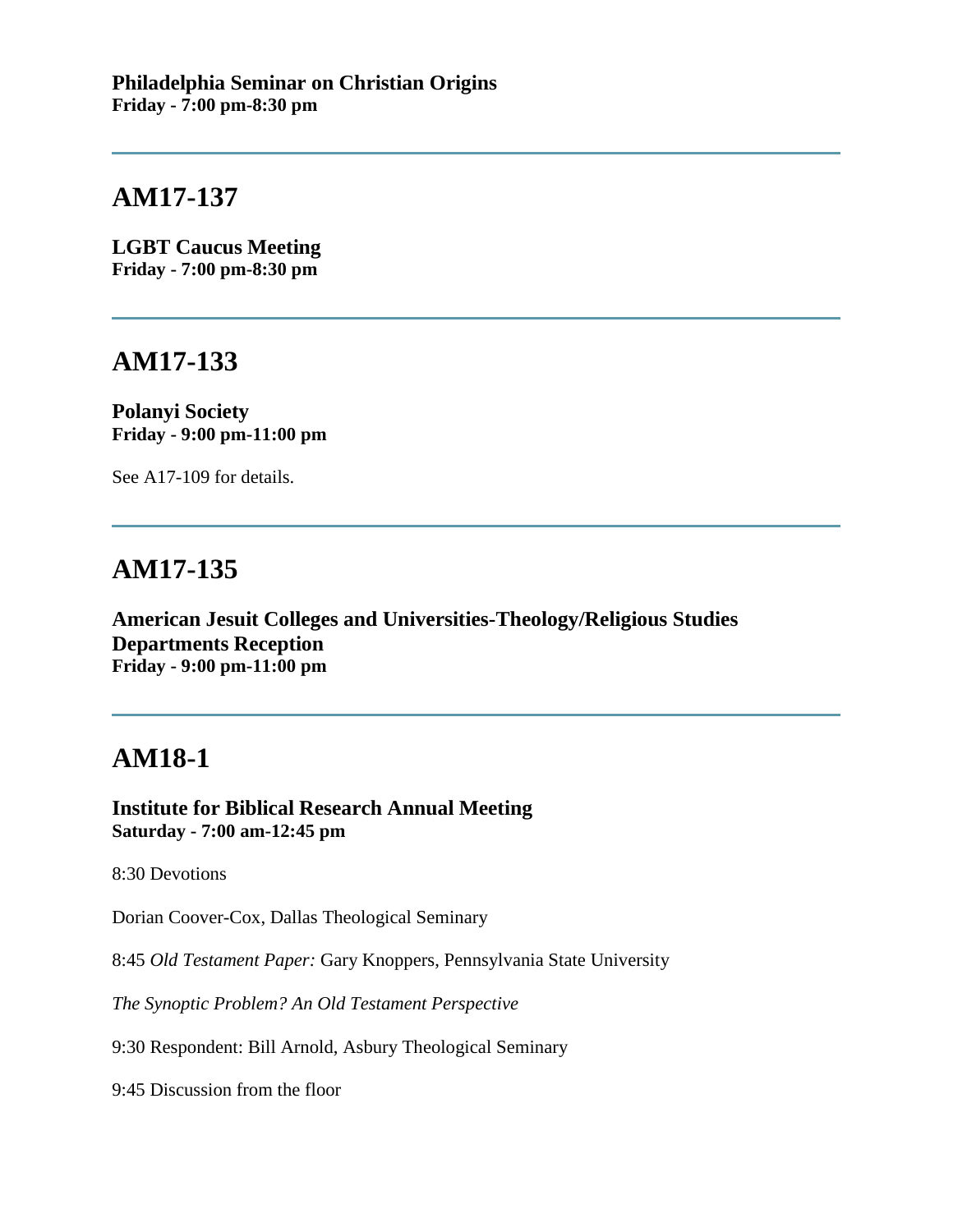**Philadelphia Seminar on Christian Origins**
**Friday - 7:00 pm-8:30 pm**

---

## AM17-137

**LGBT Caucus Meeting**
**Friday - 7:00 pm-8:30 pm**

---

## AM17-133

**Polanyi Society**
**Friday - 9:00 pm-11:00 pm**

See A17-109 for details.

---

## AM17-135

**American Jesuit Colleges and Universities-Theology/Religious Studies Departments Reception**
**Friday - 9:00 pm-11:00 pm**

---

## AM18-1

**Institute for Biblical Research Annual Meeting**
**Saturday - 7:00 am-12:45 pm**

8:30 Devotions

Dorian Coover-Cox, Dallas Theological Seminary

8:45 *Old Testament Paper:* Gary Knoppers, Pennsylvania State University

*The Synoptic Problem? An Old Testament Perspective*

9:30 Respondent: Bill Arnold, Asbury Theological Seminary

9:45 Discussion from the floor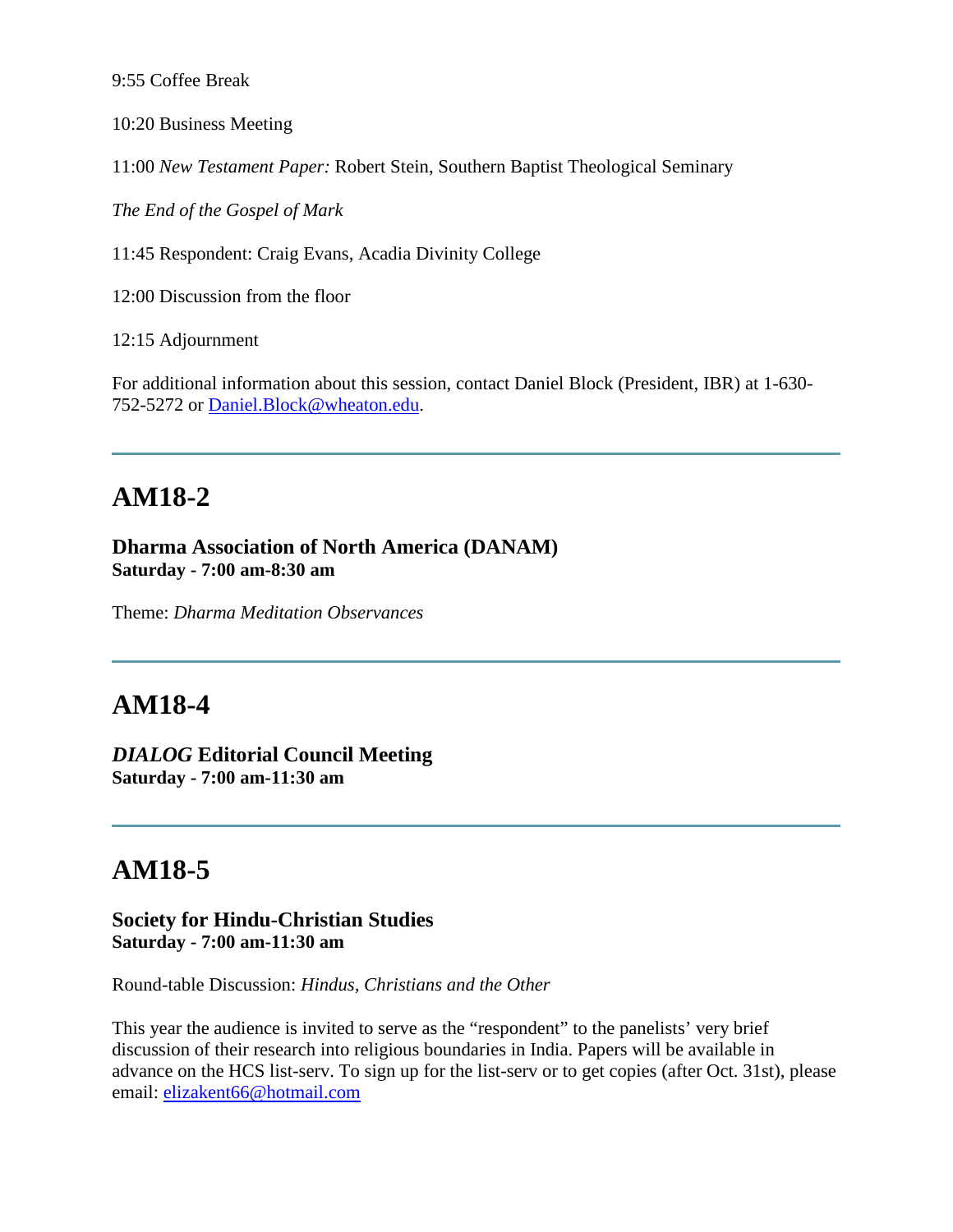9:55 Coffee Break

10:20 Business Meeting

11:00 *New Testament Paper:* Robert Stein, Southern Baptist Theological Seminary

*The End of the Gospel of Mark*

11:45 Respondent: Craig Evans, Acadia Divinity College

12:00 Discussion from the floor

12:15 Adjournment

For additional information about this session, contact Daniel Block (President, IBR) at 1-630-752-5272 or Daniel.Block@wheaton.edu.

---

## AM18-2

**Dharma Association of North America (DANAM)**
**Saturday - 7:00 am-8:30 am**

Theme: *Dharma Meditation Observances*

---

## AM18-4

***DIALOG* Editorial Council Meeting**
**Saturday - 7:00 am-11:30 am**

---

## AM18-5

**Society for Hindu-Christian Studies**
**Saturday - 7:00 am-11:30 am**

Round-table Discussion: *Hindus, Christians and the Other*

This year the audience is invited to serve as the “respondent” to the panelists’ very brief discussion of their research into religious boundaries in India. Papers will be available in advance on the HCS list-serv. To sign up for the list-serv or to get copies (after Oct. 31st), please email: elizakent66@hotmail.com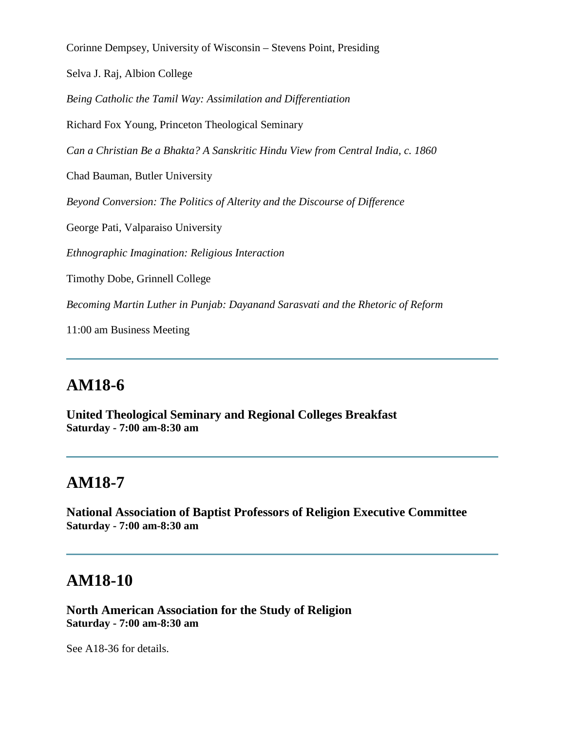Corinne Dempsey, University of Wisconsin – Stevens Point, Presiding

Selva J. Raj, Albion College

*Being Catholic the Tamil Way: Assimilation and Differentiation*

Richard Fox Young, Princeton Theological Seminary

*Can a Christian Be a Bhakta? A Sanskritic Hindu View from Central India, c. 1860*

Chad Bauman, Butler University

*Beyond Conversion: The Politics of Alterity and the Discourse of Difference*

George Pati, Valparaiso University

*Ethnographic Imagination: Religious Interaction*

Timothy Dobe, Grinnell College

*Becoming Martin Luther in Punjab: Dayanand Sarasvati and the Rhetoric of Reform*

11:00 am Business Meeting

---

## AM18-6

**United Theological Seminary and Regional Colleges Breakfast**
**Saturday - 7:00 am-8:30 am**

---

## AM18-7

**National Association of Baptist Professors of Religion Executive Committee**
**Saturday - 7:00 am-8:30 am**

---

## AM18-10

**North American Association for the Study of Religion**
**Saturday - 7:00 am-8:30 am**

See A18-36 for details.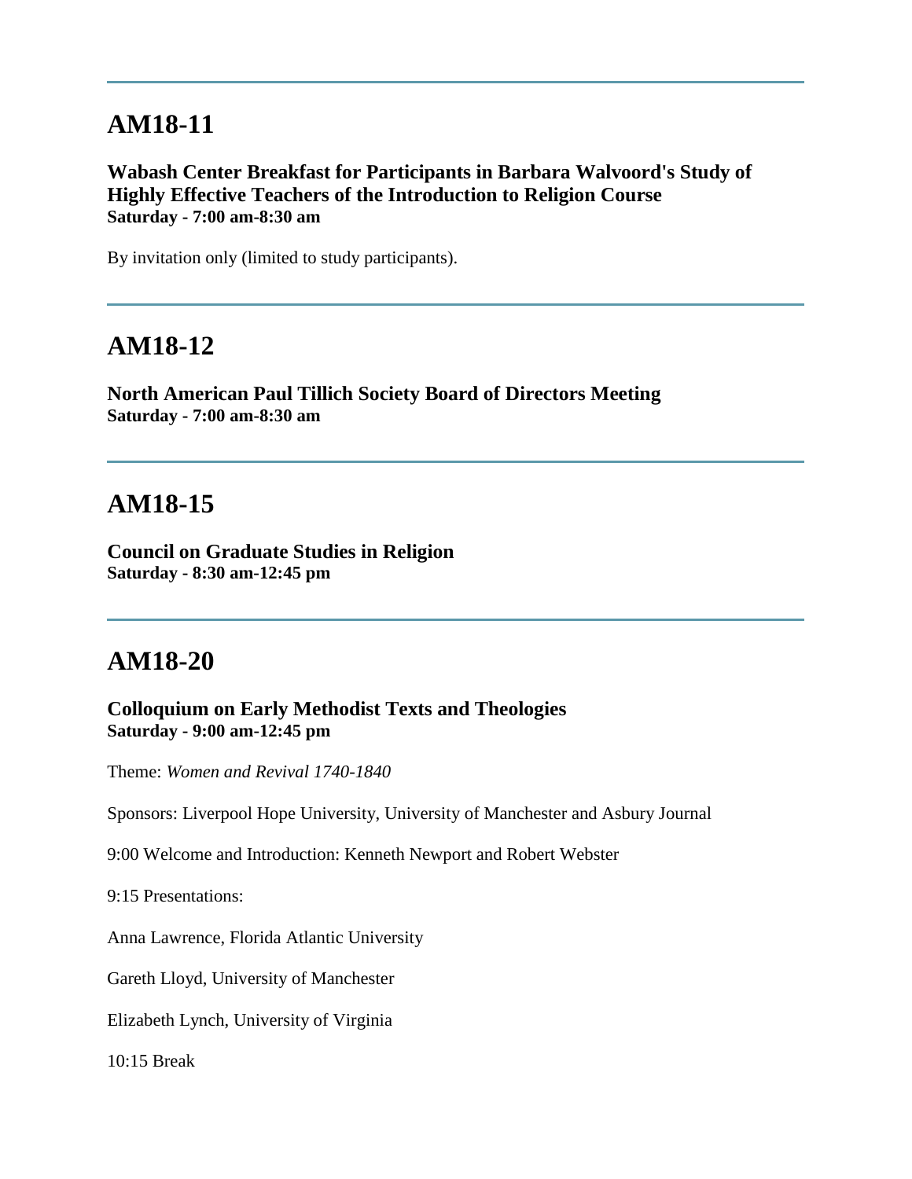---

## AM18-11

**Wabash Center Breakfast for Participants in Barbara Walvoord's Study of Highly Effective Teachers of the Introduction to Religion Course**
**Saturday - 7:00 am-8:30 am**

By invitation only (limited to study participants).

---

## AM18-12

**North American Paul Tillich Society Board of Directors Meeting**
**Saturday - 7:00 am-8:30 am**

---

## AM18-15

**Council on Graduate Studies in Religion**
**Saturday - 8:30 am-12:45 pm**

---

## AM18-20

**Colloquium on Early Methodist Texts and Theologies**
**Saturday - 9:00 am-12:45 pm**

Theme: *Women and Revival 1740-1840*

Sponsors: Liverpool Hope University, University of Manchester and Asbury Journal

9:00 Welcome and Introduction: Kenneth Newport and Robert Webster

9:15 Presentations:

Anna Lawrence, Florida Atlantic University

Gareth Lloyd, University of Manchester

Elizabeth Lynch, University of Virginia

10:15 Break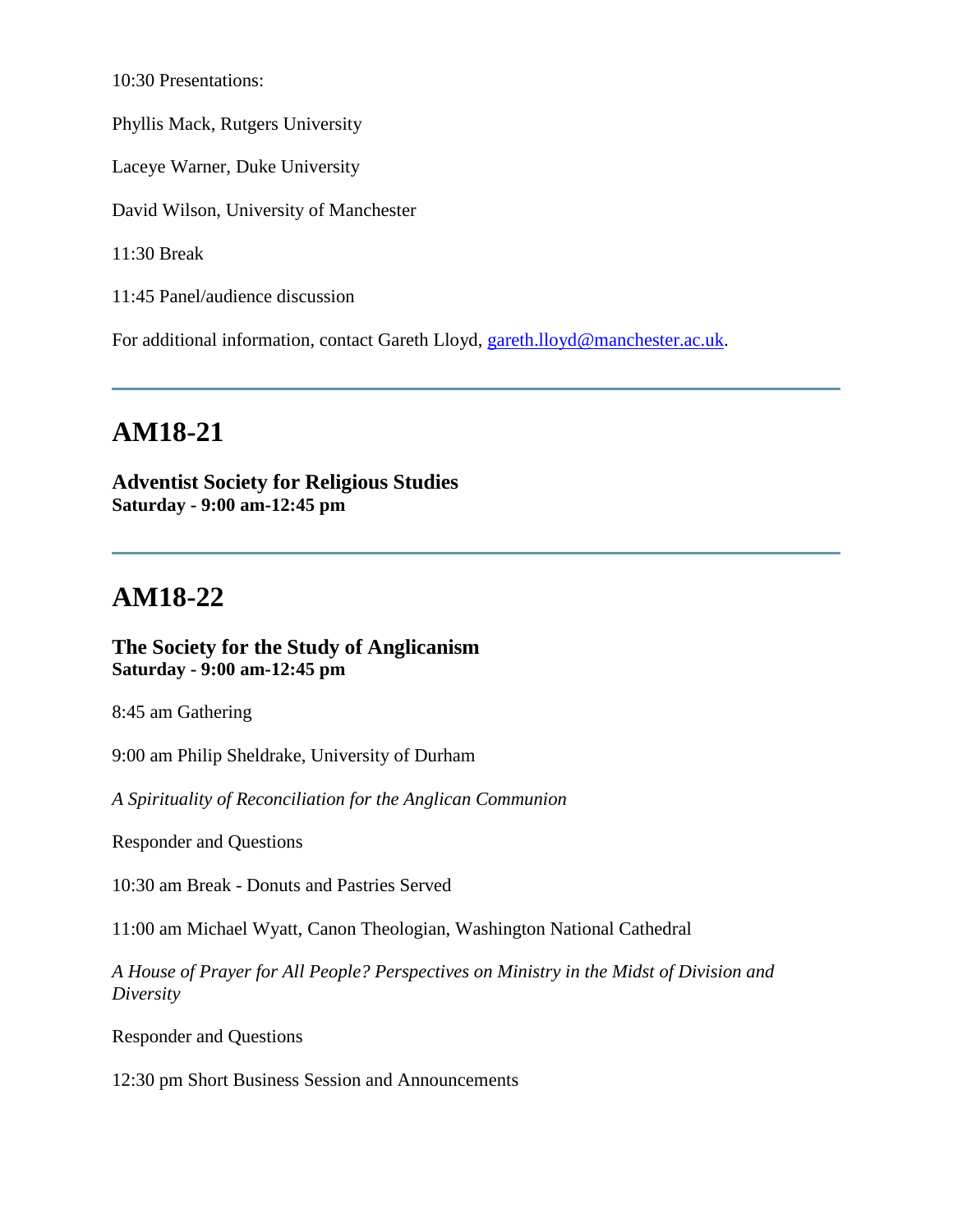10:30 Presentations:

Phyllis Mack, Rutgers University

Laceye Warner, Duke University

David Wilson, University of Manchester

11:30 Break

11:45 Panel/audience discussion

For additional information, contact Gareth Lloyd, [gareth.lloyd@manchester.ac.uk](mailto:gareth.lloyd@manchester.ac.uk).

---

## AM18-21

**Adventist Society for Religious Studies**
**Saturday - 9:00 am-12:45 pm**

---

## AM18-22

**The Society for the Study of Anglicanism**
**Saturday - 9:00 am-12:45 pm**

8:45 am Gathering

9:00 am Philip Sheldrake, University of Durham

*A Spirituality of Reconciliation for the Anglican Communion*

Responder and Questions

10:30 am Break - Donuts and Pastries Served

11:00 am Michael Wyatt, Canon Theologian, Washington National Cathedral

*A House of Prayer for All People? Perspectives on Ministry in the Midst of Division and Diversity*

Responder and Questions

12:30 pm Short Business Session and Announcements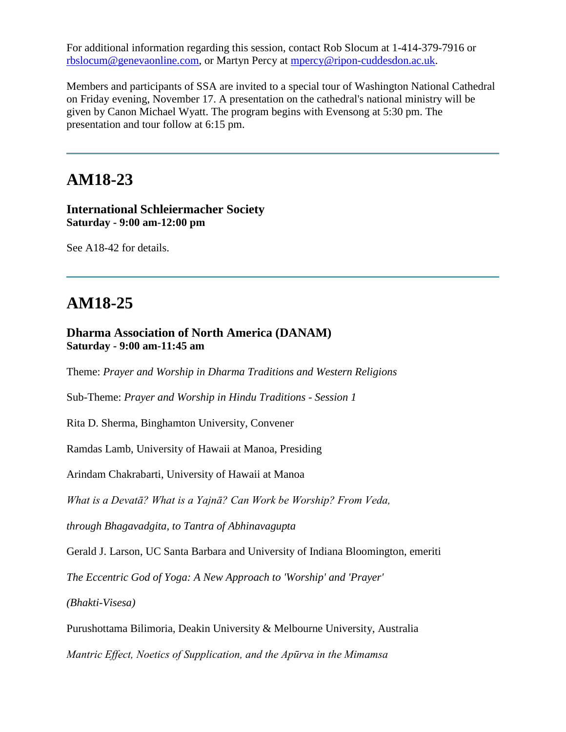For additional information regarding this session, contact Rob Slocum at 1-414-379-7916 or rbslocum@genevaonline.com, or Martyn Percy at mpercy@ripon-cuddesdon.ac.uk.

Members and participants of SSA are invited to a special tour of Washington National Cathedral on Friday evening, November 17. A presentation on the cathedral's national ministry will be given by Canon Michael Wyatt. The program begins with Evensong at 5:30 pm. The presentation and tour follow at 6:15 pm.

---

## AM18-23

**International Schleiermacher Society**
**Saturday - 9:00 am-12:00 pm**

See A18-42 for details.

---

## AM18-25

**Dharma Association of North America (DANAM)**
**Saturday - 9:00 am-11:45 am**

Theme: *Prayer and Worship in Dharma Traditions and Western Religions*

Sub-Theme: *Prayer and Worship in Hindu Traditions - Session 1*

Rita D. Sherma, Binghamton University, Convener

Ramdas Lamb, University of Hawaii at Manoa, Presiding

Arindam Chakrabarti, University of Hawaii at Manoa

*What is a Devatā? What is a Yajnā? Can Work be Worship? From Veda,*

*through Bhagavadgita, to Tantra of Abhinavagupta*

Gerald J. Larson, UC Santa Barbara and University of Indiana Bloomington, emeriti

*The Eccentric God of Yoga: A New Approach to 'Worship' and 'Prayer'*

*(Bhakti-Visesa)*

Purushottama Bilimoria, Deakin University & Melbourne University, Australia

*Mantric Effect, Noetics of Supplication, and the Apūrva in the Mimamsa*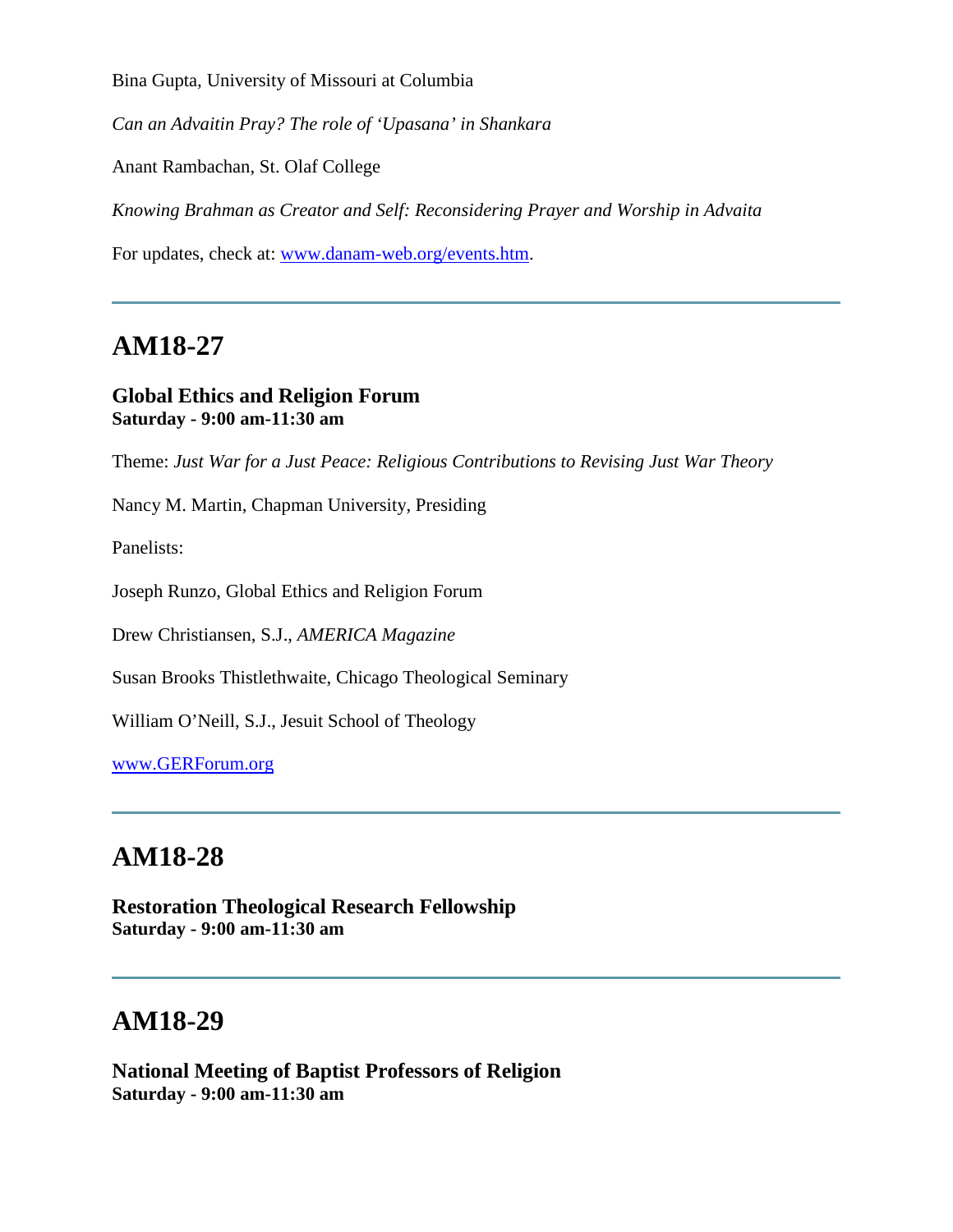Bina Gupta, University of Missouri at Columbia

*Can an Advaitin Pray? The role of 'Upasana' in Shankara*

Anant Rambachan, St. Olaf College

*Knowing Brahman as Creator and Self: Reconsidering Prayer and Worship in Advaita*

For updates, check at: [www.danam-web.org/events.htm](www.danam-web.org/events.htm).

---

## AM18-27

**Global Ethics and Religion Forum**
**Saturday - 9:00 am-11:30 am**

Theme: *Just War for a Just Peace: Religious Contributions to Revising Just War Theory*

Nancy M. Martin, Chapman University, Presiding

Panelists:

Joseph Runzo, Global Ethics and Religion Forum

Drew Christiansen, S.J., *AMERICA Magazine*

Susan Brooks Thistlethwaite, Chicago Theological Seminary

William O'Neill, S.J., Jesuit School of Theology

[www.GERForum.org](www.GERForum.org)

---

## AM18-28

**Restoration Theological Research Fellowship**
**Saturday - 9:00 am-11:30 am**

---

## AM18-29

**National Meeting of Baptist Professors of Religion**
**Saturday - 9:00 am-11:30 am**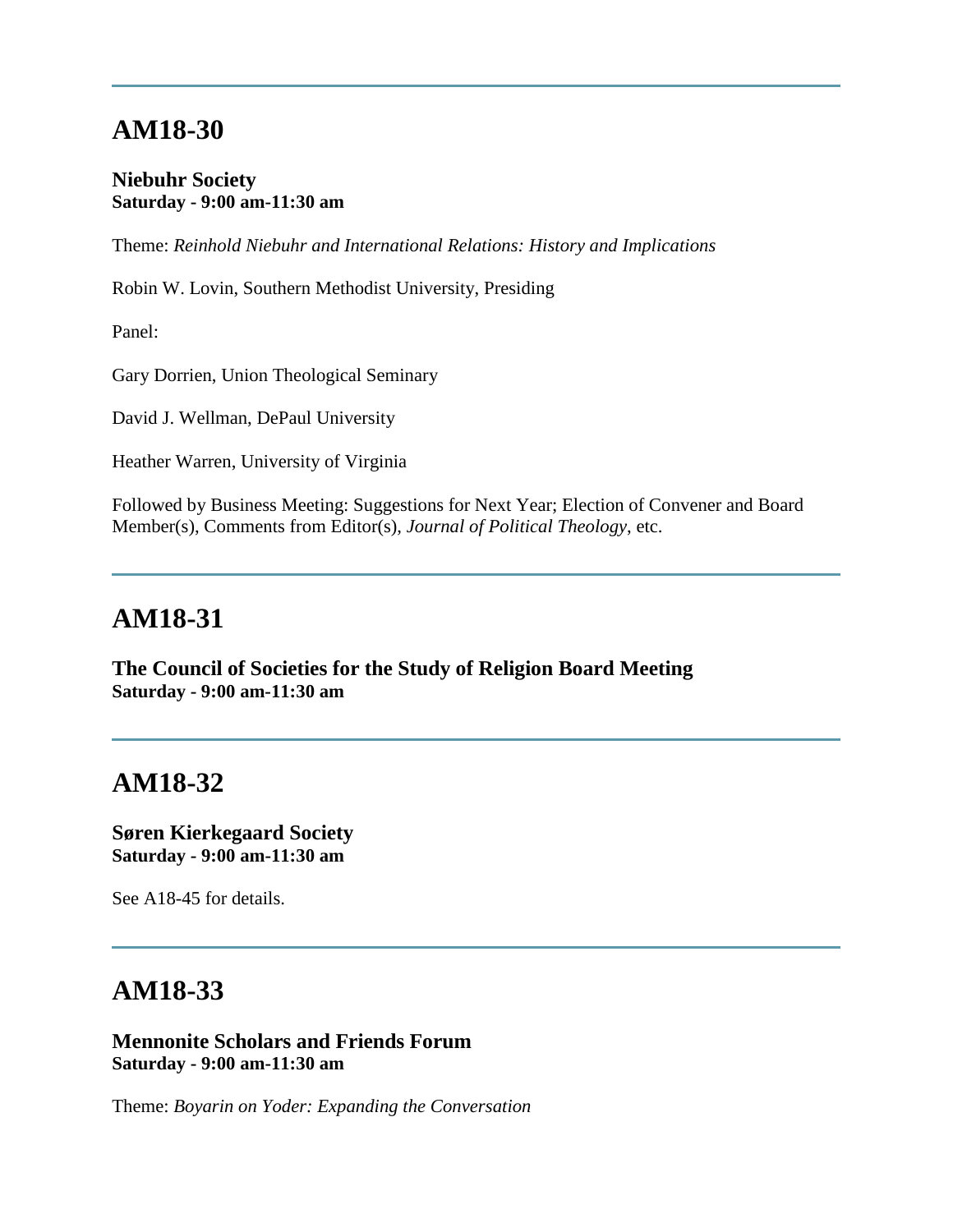---

## AM18-30

**Niebuhr Society**
**Saturday - 9:00 am-11:30 am**

Theme: *Reinhold Niebuhr and International Relations: History and Implications*

Robin W. Lovin, Southern Methodist University, Presiding

Panel:

Gary Dorrien, Union Theological Seminary

David J. Wellman, DePaul University

Heather Warren, University of Virginia

Followed by Business Meeting: Suggestions for Next Year; Election of Convener and Board Member(s), Comments from Editor(s), *Journal of Political Theology*, etc.

---

## AM18-31

**The Council of Societies for the Study of Religion Board Meeting**
**Saturday - 9:00 am-11:30 am**

---

## AM18-32

**Søren Kierkegaard Society**
**Saturday - 9:00 am-11:30 am**

See A18-45 for details.

---

## AM18-33

**Mennonite Scholars and Friends Forum**
**Saturday - 9:00 am-11:30 am**

Theme: *Boyarin on Yoder: Expanding the Conversation*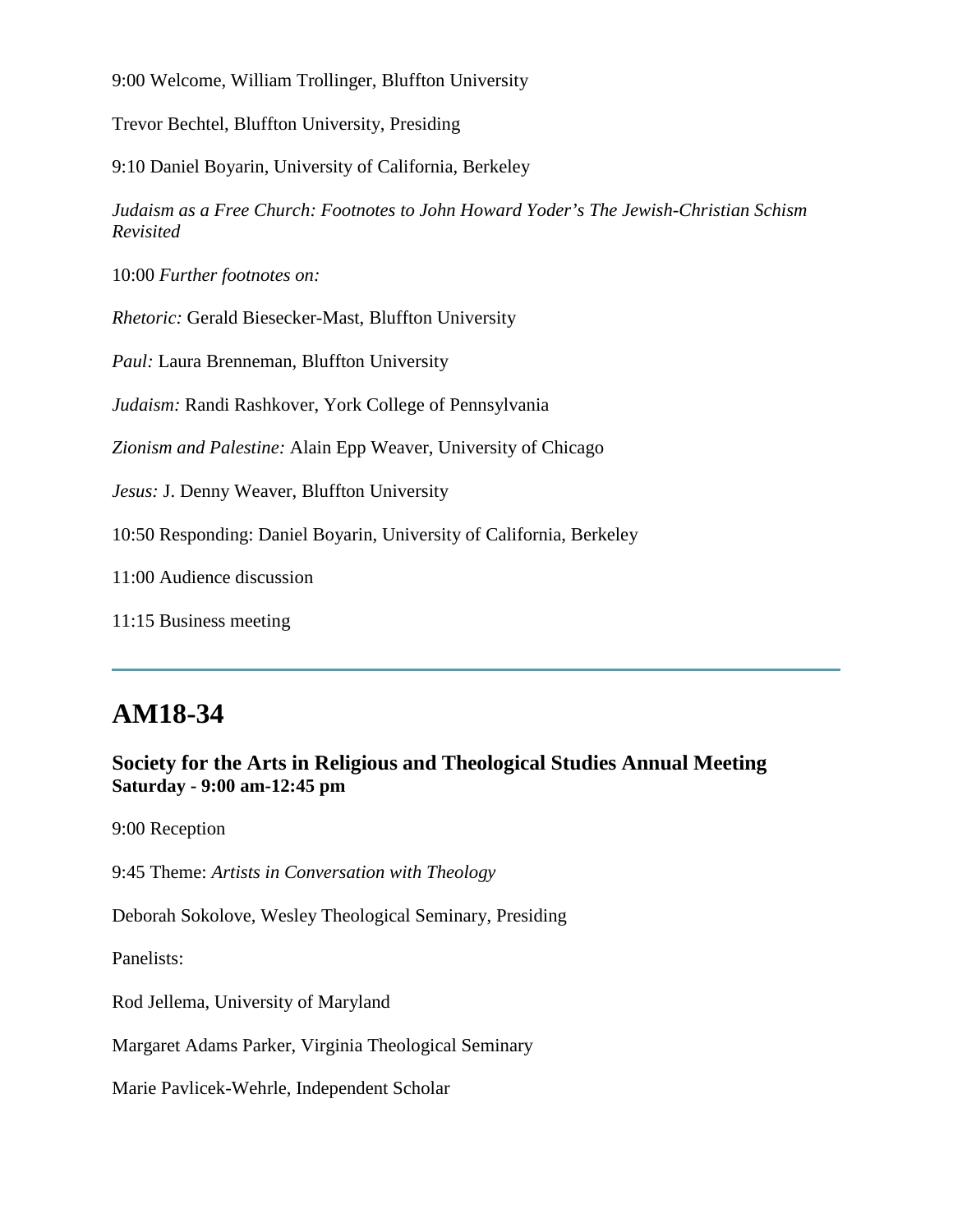9:00 Welcome, William Trollinger, Bluffton University

Trevor Bechtel, Bluffton University, Presiding

9:10 Daniel Boyarin, University of California, Berkeley

*Judaism as a Free Church: Footnotes to John Howard Yoder's The Jewish-Christian Schism Revisited*

10:00 *Further footnotes on:*

*Rhetoric:* Gerald Biesecker-Mast, Bluffton University

*Paul:* Laura Brenneman, Bluffton University

*Judaism:* Randi Rashkover, York College of Pennsylvania

*Zionism and Palestine:* Alain Epp Weaver, University of Chicago

*Jesus:* J. Denny Weaver, Bluffton University

10:50 Responding: Daniel Boyarin, University of California, Berkeley

11:00 Audience discussion

11:15 Business meeting

---

## AM18-34

**Society for the Arts in Religious and Theological Studies Annual Meeting**
**Saturday - 9:00 am-12:45 pm**

9:00 Reception

9:45 Theme: *Artists in Conversation with Theology*

Deborah Sokolove, Wesley Theological Seminary, Presiding

Panelists:

Rod Jellema, University of Maryland

Margaret Adams Parker, Virginia Theological Seminary

Marie Pavlicek-Wehrle, Independent Scholar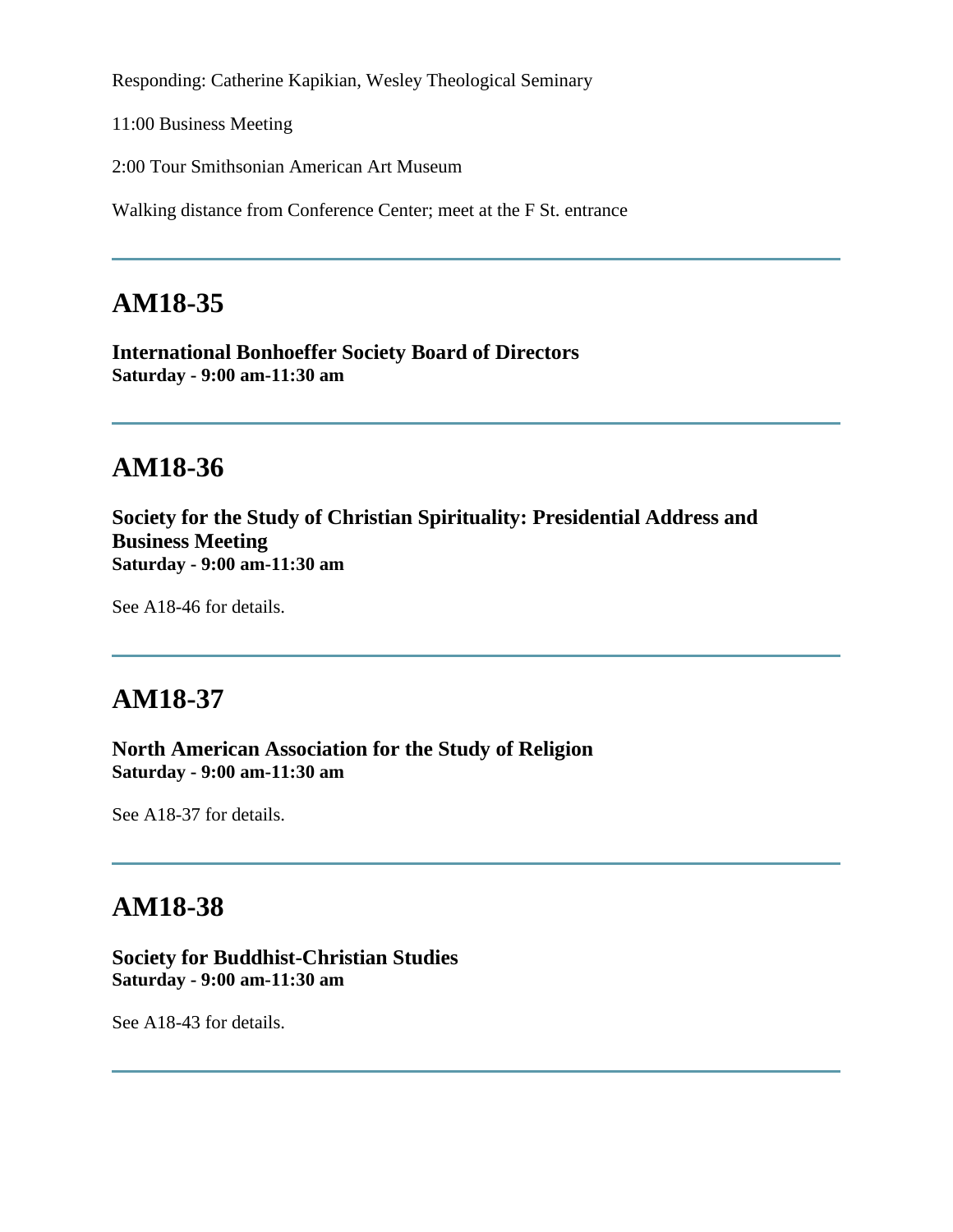Responding: Catherine Kapikian, Wesley Theological Seminary

11:00 Business Meeting

2:00 Tour Smithsonian American Art Museum

Walking distance from Conference Center; meet at the F St. entrance

---

## AM18-35

**International Bonhoeffer Society Board of Directors**
**Saturday - 9:00 am-11:30 am**

---

## AM18-36

**Society for the Study of Christian Spirituality: Presidential Address and Business Meeting**
**Saturday - 9:00 am-11:30 am**

See A18-46 for details.

---

## AM18-37

**North American Association for the Study of Religion**
**Saturday - 9:00 am-11:30 am**

See A18-37 for details.

---

## AM18-38

**Society for Buddhist-Christian Studies**
**Saturday - 9:00 am-11:30 am**

See A18-43 for details.

---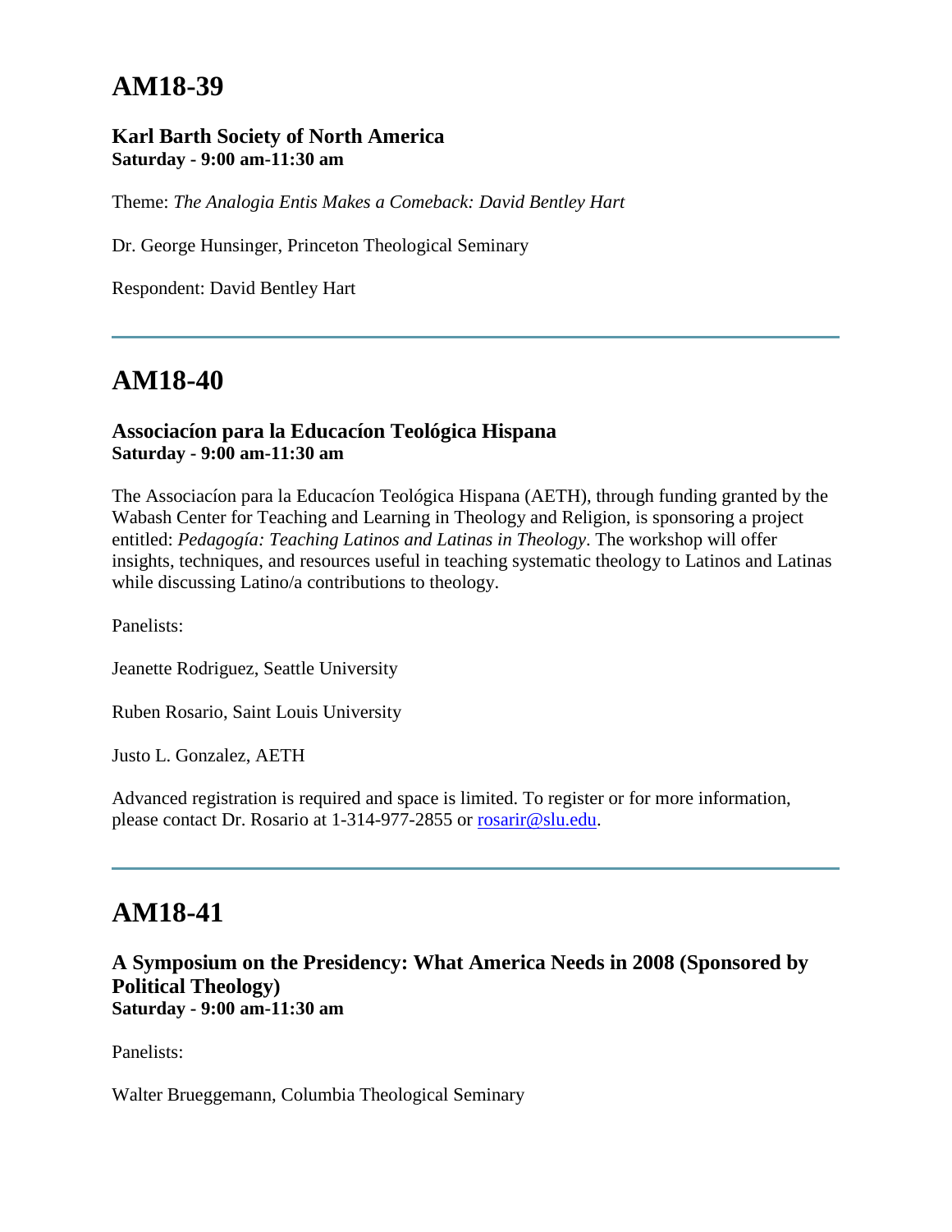# AM18-39

**Karl Barth Society of North America**
**Saturday - 9:00 am-11:30 am**

Theme: *The Analogia Entis Makes a Comeback: David Bentley Hart*

Dr. George Hunsinger, Princeton Theological Seminary

Respondent: David Bentley Hart

---

# AM18-40

**Associacíon para la Educacíon Teológica Hispana**
**Saturday - 9:00 am-11:30 am**

The Associacíon para la Educacíon Teológica Hispana (AETH), through funding granted by the Wabash Center for Teaching and Learning in Theology and Religion, is sponsoring a project entitled: *Pedagogía: Teaching Latinos and Latinas in Theology*. The workshop will offer insights, techniques, and resources useful in teaching systematic theology to Latinos and Latinas while discussing Latino/a contributions to theology.

Panelists:

Jeanette Rodriguez, Seattle University

Ruben Rosario, Saint Louis University

Justo L. Gonzalez, AETH

Advanced registration is required and space is limited. To register or for more information, please contact Dr. Rosario at 1-314-977-2855 or [rosarir@slu.edu](mailto:rosarir@slu.edu).

---

# AM18-41

**A Symposium on the Presidency: What America Needs in 2008 (Sponsored by Political Theology)**
**Saturday - 9:00 am-11:30 am**

Panelists:

Walter Brueggemann, Columbia Theological Seminary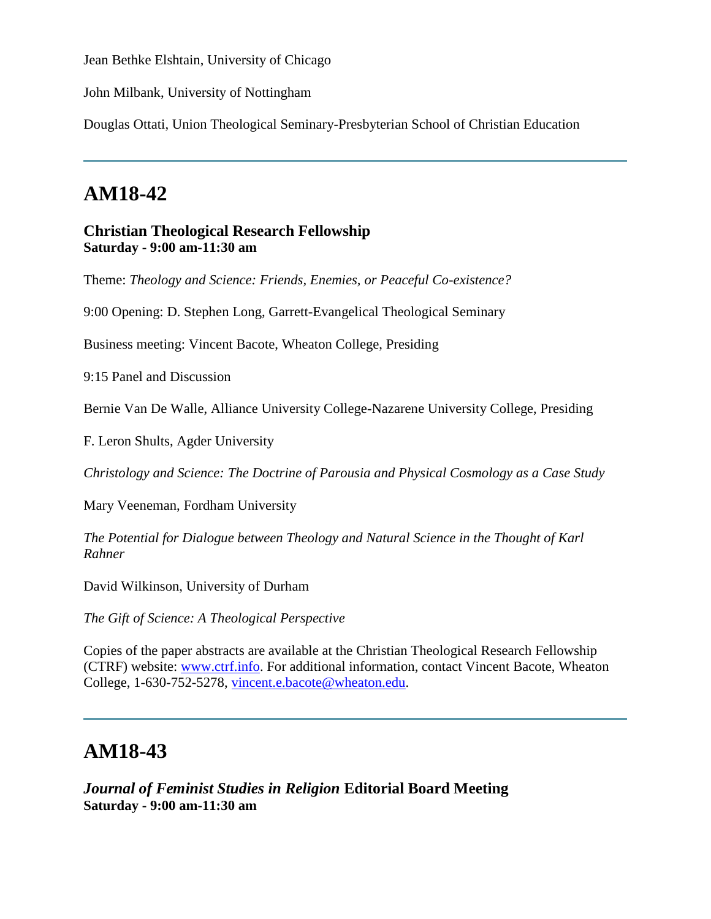Jean Bethke Elshtain, University of Chicago

John Milbank, University of Nottingham

Douglas Ottati, Union Theological Seminary-Presbyterian School of Christian Education

---

# AM18-42

### Christian Theological Research Fellowship
**Saturday - 9:00 am-11:30 am**

Theme: *Theology and Science: Friends, Enemies, or Peaceful Co-existence?*

9:00 Opening: D. Stephen Long, Garrett-Evangelical Theological Seminary

Business meeting: Vincent Bacote, Wheaton College, Presiding

9:15 Panel and Discussion

Bernie Van De Walle, Alliance University College-Nazarene University College, Presiding

F. Leron Shults, Agder University

*Christology and Science: The Doctrine of Parousia and Physical Cosmology as a Case Study*

Mary Veeneman, Fordham University

*The Potential for Dialogue between Theology and Natural Science in the Thought of Karl Rahner*

David Wilkinson, University of Durham

*The Gift of Science: A Theological Perspective*

Copies of the paper abstracts are available at the Christian Theological Research Fellowship (CTRF) website: [www.ctrf.info](http://www.ctrf.info). For additional information, contact Vincent Bacote, Wheaton College, 1-630-752-5278, [vincent.e.bacote@wheaton.edu](mailto:vincent.e.bacote@wheaton.edu).

---

# AM18-43

### *Journal of Feminist Studies in Religion* Editorial Board Meeting
**Saturday - 9:00 am-11:30 am**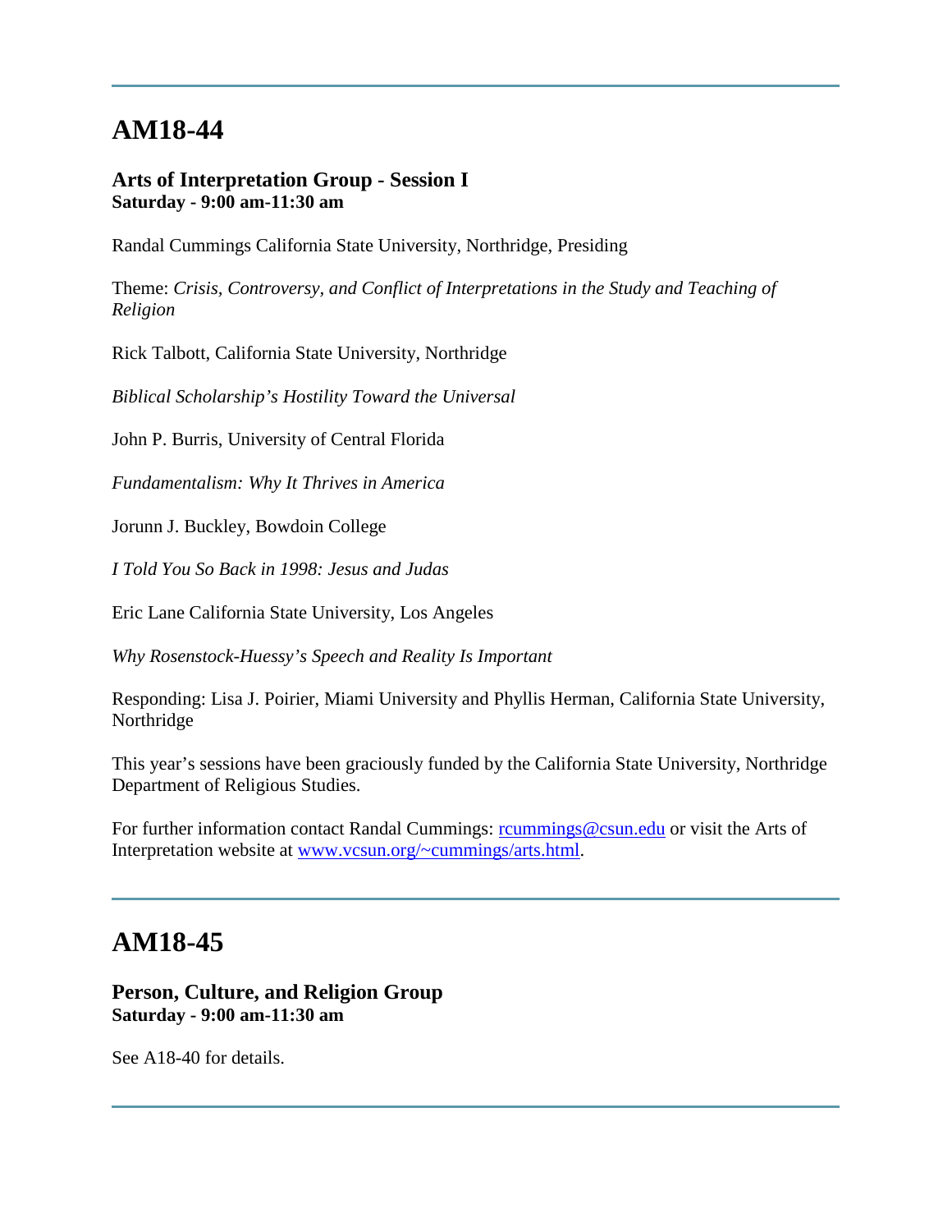---

## AM18-44

**Arts of Interpretation Group - Session I**
**Saturday - 9:00 am-11:30 am**

Randal Cummings California State University, Northridge, Presiding

Theme: *Crisis, Controversy, and Conflict of Interpretations in the Study and Teaching of Religion*

Rick Talbott, California State University, Northridge

*Biblical Scholarship's Hostility Toward the Universal*

John P. Burris, University of Central Florida

*Fundamentalism: Why It Thrives in America*

Jorunn J. Buckley, Bowdoin College

*I Told You So Back in 1998: Jesus and Judas*

Eric Lane California State University, Los Angeles

*Why Rosenstock-Huessy's Speech and Reality Is Important*

Responding: Lisa J. Poirier, Miami University and Phyllis Herman, California State University, Northridge

This year's sessions have been graciously funded by the California State University, Northridge Department of Religious Studies.

For further information contact Randal Cummings: rcummings@csun.edu or visit the Arts of Interpretation website at www.vcsun.org/~cummings/arts.html.

---

## AM18-45

**Person, Culture, and Religion Group**
**Saturday - 9:00 am-11:30 am**

See A18-40 for details.

---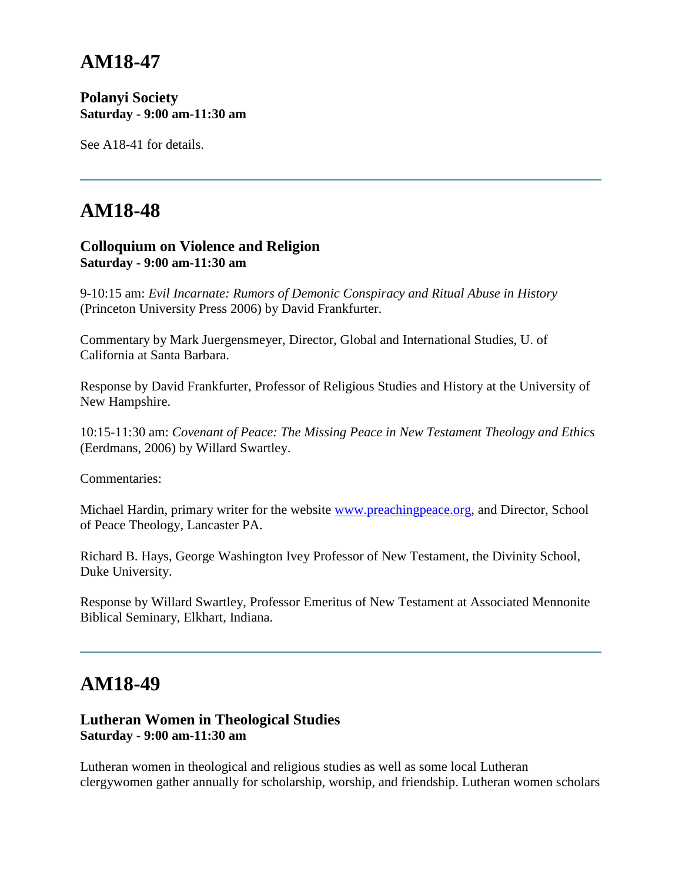# AM18-47

**Polanyi Society**
**Saturday - 9:00 am-11:30 am**

See A18-41 for details.

---

# AM18-48

**Colloquium on Violence and Religion**
**Saturday - 9:00 am-11:30 am**

9-10:15 am: *Evil Incarnate: Rumors of Demonic Conspiracy and Ritual Abuse in History* (Princeton University Press 2006) by David Frankfurter.

Commentary by Mark Juergensmeyer, Director, Global and International Studies, U. of California at Santa Barbara.

Response by David Frankfurter, Professor of Religious Studies and History at the University of New Hampshire.

10:15-11:30 am: *Covenant of Peace: The Missing Peace in New Testament Theology and Ethics* (Eerdmans, 2006) by Willard Swartley.

Commentaries:

Michael Hardin, primary writer for the website [www.preachingpeace.org](http://www.preachingpeace.org), and Director, School of Peace Theology, Lancaster PA.

Richard B. Hays, George Washington Ivey Professor of New Testament, the Divinity School, Duke University.

Response by Willard Swartley, Professor Emeritus of New Testament at Associated Mennonite Biblical Seminary, Elkhart, Indiana.

---

# AM18-49

**Lutheran Women in Theological Studies**
**Saturday - 9:00 am-11:30 am**

Lutheran women in theological and religious studies as well as some local Lutheran clergywomen gather annually for scholarship, worship, and friendship. Lutheran women scholars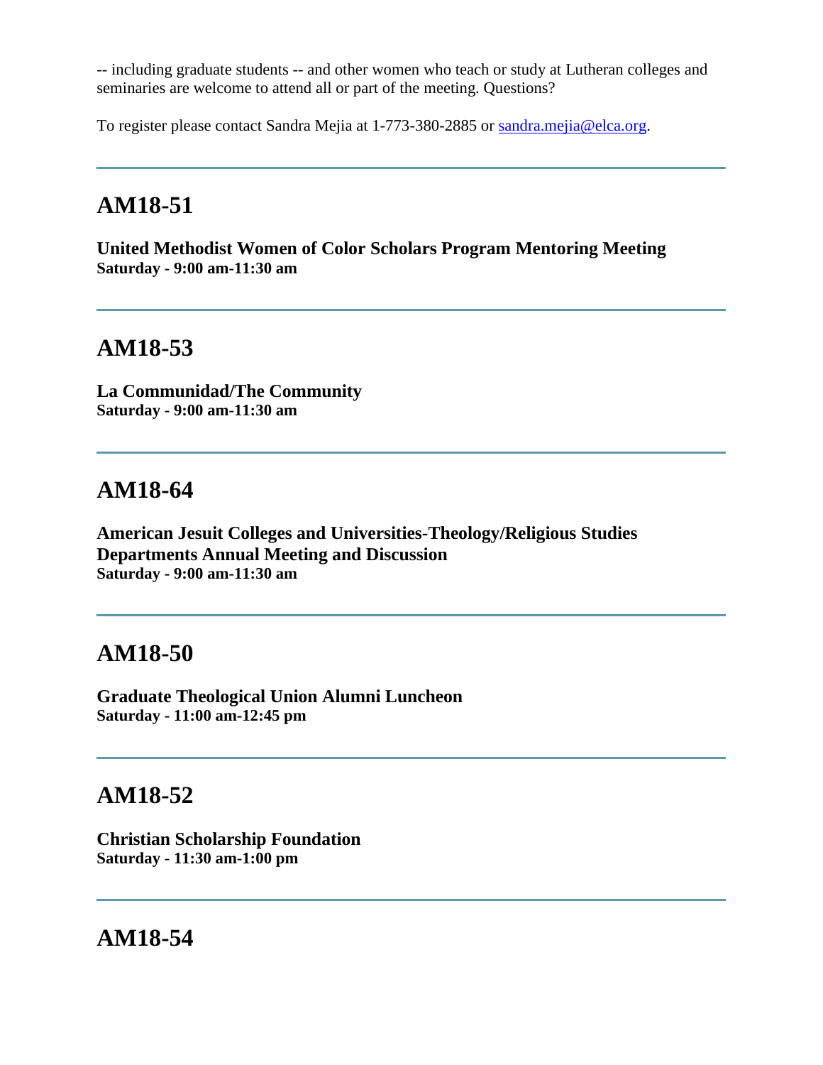-- including graduate students -- and other women who teach or study at Lutheran colleges and seminaries are welcome to attend all or part of the meeting. Questions?

To register please contact Sandra Mejia at 1-773-380-2885 or sandra.mejia@elca.org.

---

## AM18-51

**United Methodist Women of Color Scholars Program Mentoring Meeting**
**Saturday - 9:00 am-11:30 am**

---

## AM18-53

**La Communidad/The Community**
**Saturday - 9:00 am-11:30 am**

---

## AM18-64

**American Jesuit Colleges and Universities-Theology/Religious Studies Departments Annual Meeting and Discussion**
**Saturday - 9:00 am-11:30 am**

---

## AM18-50

**Graduate Theological Union Alumni Luncheon**
**Saturday - 11:00 am-12:45 pm**

---

## AM18-52

**Christian Scholarship Foundation**
**Saturday - 11:30 am-1:00 pm**

---

## AM18-54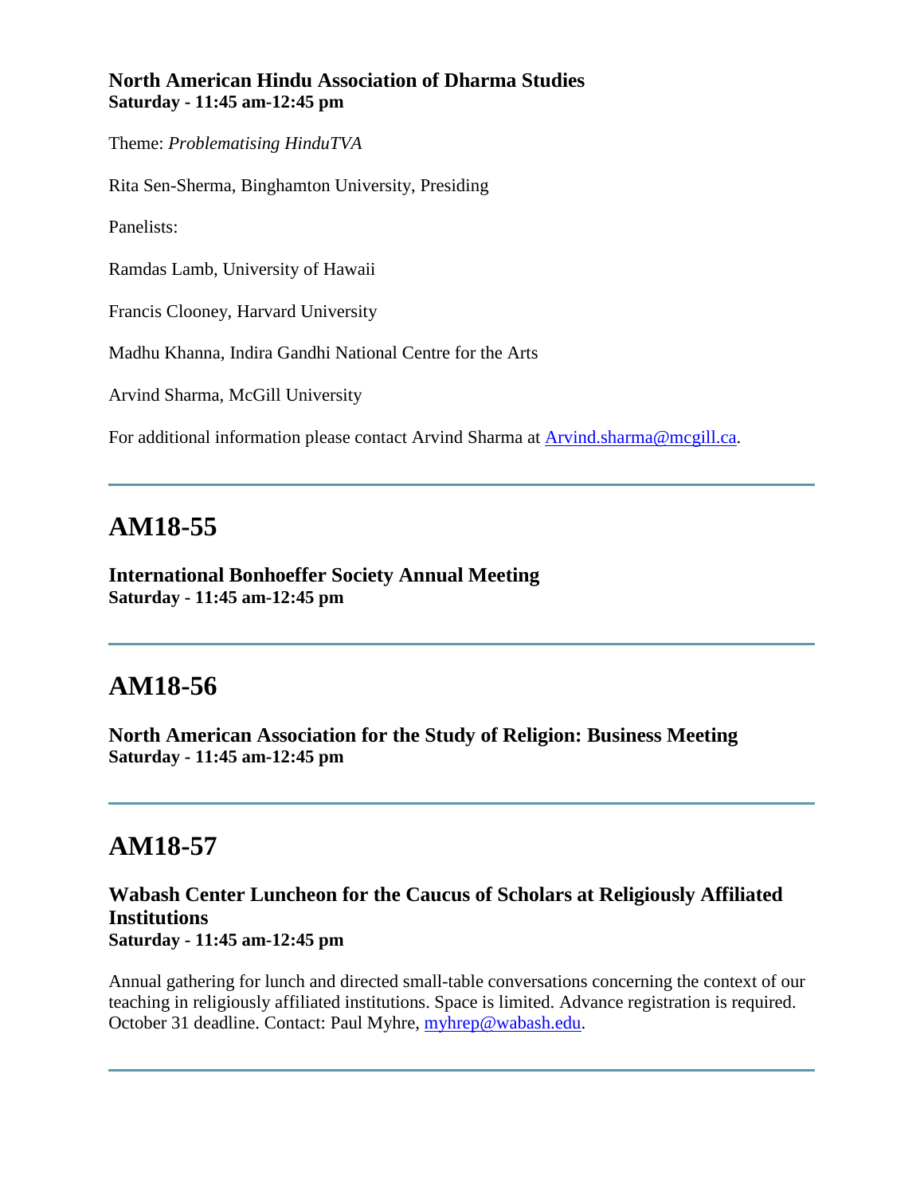**North American Hindu Association of Dharma Studies**
**Saturday - 11:45 am-12:45 pm**

Theme: *Problematising HinduTVA*

Rita Sen-Sherma, Binghamton University, Presiding

Panelists:

Ramdas Lamb, University of Hawaii

Francis Clooney, Harvard University

Madhu Khanna, Indira Gandhi National Centre for the Arts

Arvind Sharma, McGill University

For additional information please contact Arvind Sharma at [Arvind.sharma@mcgill.ca](mailto:Arvind.sharma@mcgill.ca).

---

## AM18-55

**International Bonhoeffer Society Annual Meeting**
**Saturday - 11:45 am-12:45 pm**

---

## AM18-56

**North American Association for the Study of Religion: Business Meeting**
**Saturday - 11:45 am-12:45 pm**

---

## AM18-57

**Wabash Center Luncheon for the Caucus of Scholars at Religiously Affiliated Institutions**
**Saturday - 11:45 am-12:45 pm**

Annual gathering for lunch and directed small-table conversations concerning the context of our teaching in religiously affiliated institutions. Space is limited. Advance registration is required. October 31 deadline. Contact: Paul Myhre, [myhrep@wabash.edu](mailto:myhrep@wabash.edu).

---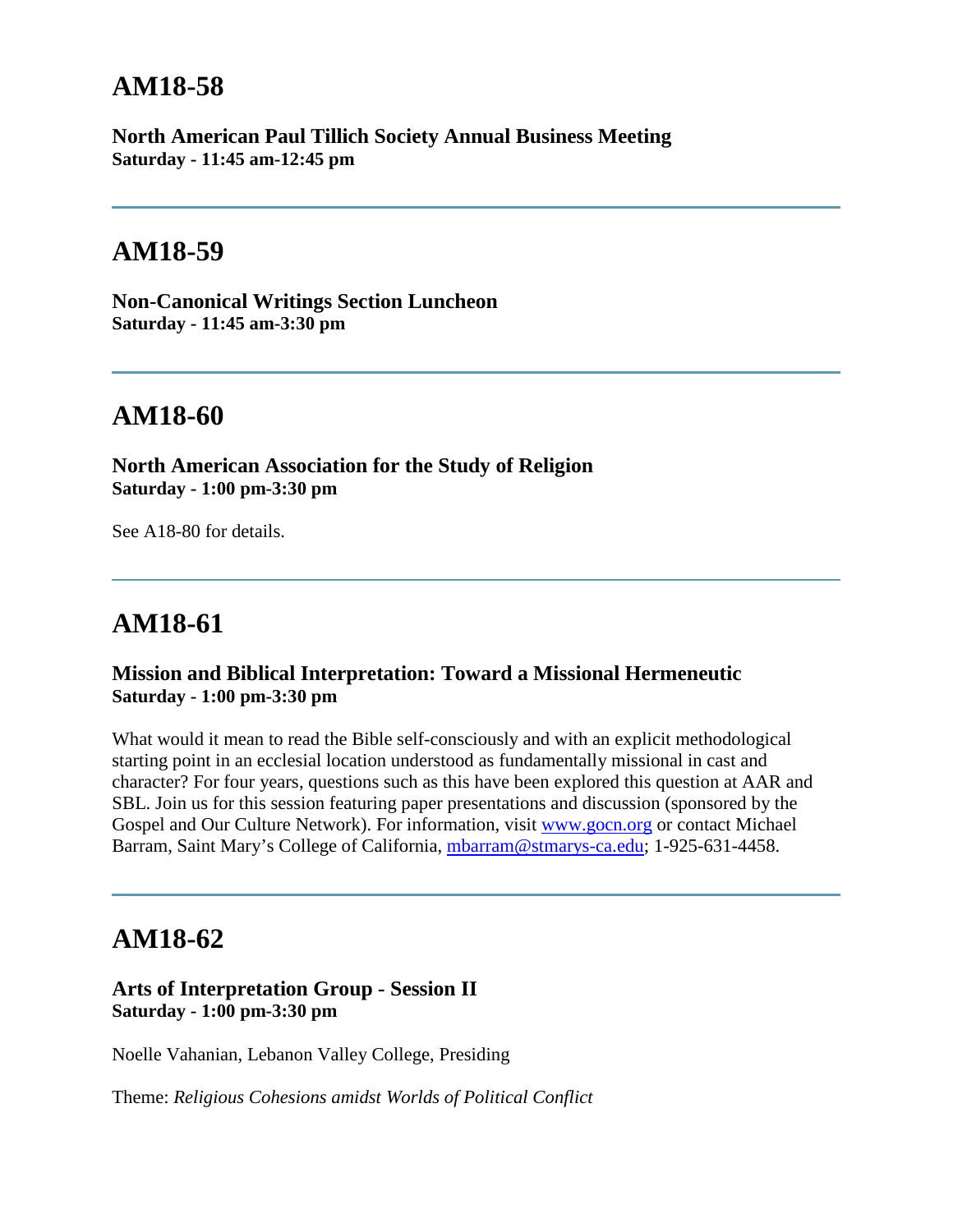## AM18-58

**North American Paul Tillich Society Annual Business Meeting**
**Saturday - 11:45 am-12:45 pm**

---

## AM18-59

**Non-Canonical Writings Section Luncheon**
**Saturday - 11:45 am-3:30 pm**

---

## AM18-60

**North American Association for the Study of Religion**
**Saturday - 1:00 pm-3:30 pm**

See A18-80 for details.

---

## AM18-61

### Mission and Biblical Interpretation: Toward a Missional Hermeneutic
**Saturday - 1:00 pm-3:30 pm**

What would it mean to read the Bible self-consciously and with an explicit methodological starting point in an ecclesial location understood as fundamentally missional in cast and character? For four years, questions such as this have been explored this question at AAR and SBL. Join us for this session featuring paper presentations and discussion (sponsored by the Gospel and Our Culture Network). For information, visit www.gocn.org or contact Michael Barram, Saint Mary's College of California, mbarram@stmarys-ca.edu; 1-925-631-4458.

---

## AM18-62

### Arts of Interpretation Group - Session II
**Saturday - 1:00 pm-3:30 pm**

Noelle Vahanian, Lebanon Valley College, Presiding

Theme: *Religious Cohesions amidst Worlds of Political Conflict*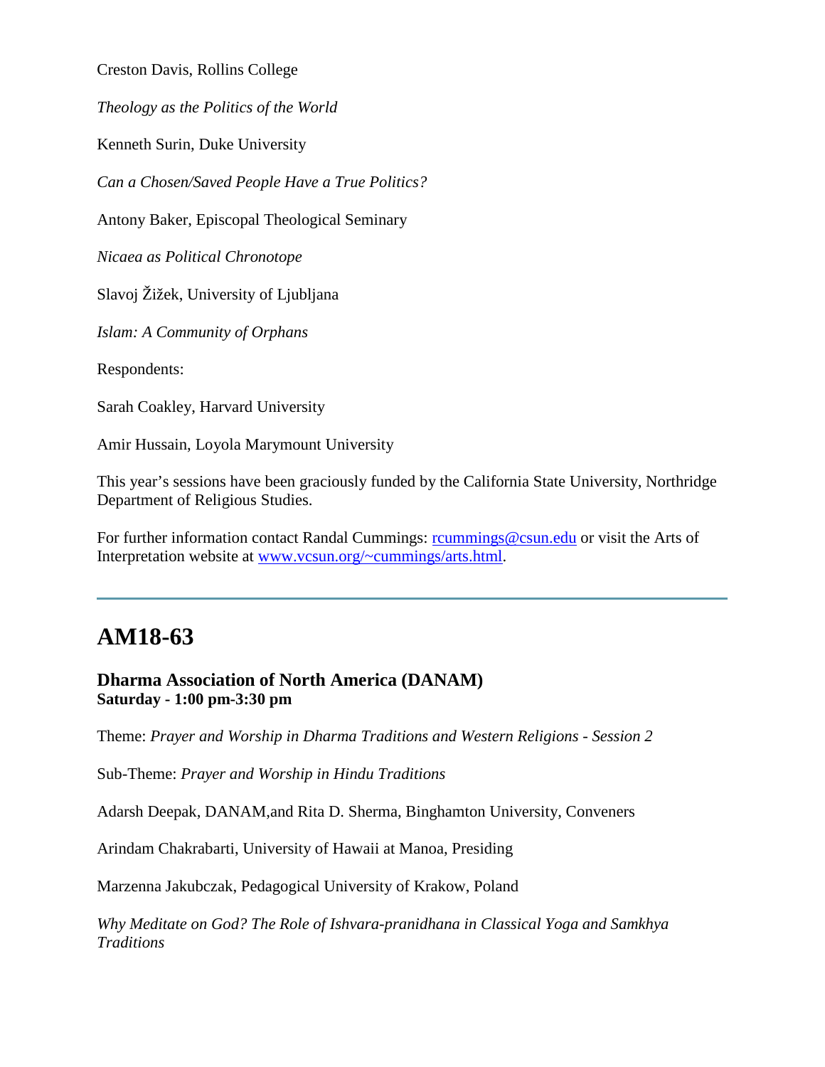Creston Davis, Rollins College

*Theology as the Politics of the World*

Kenneth Surin, Duke University

*Can a Chosen/Saved People Have a True Politics?*

Antony Baker, Episcopal Theological Seminary

*Nicaea as Political Chronotope*

Slavoj Žižek, University of Ljubljana

*Islam: A Community of Orphans*

Respondents:

Sarah Coakley, Harvard University

Amir Hussain, Loyola Marymount University

This year's sessions have been graciously funded by the California State University, Northridge Department of Religious Studies.

For further information contact Randal Cummings: rcummings@csun.edu or visit the Arts of Interpretation website at www.vcsun.org/~cummings/arts.html.

---

## AM18-63

**Dharma Association of North America (DANAM)**
**Saturday - 1:00 pm-3:30 pm**

Theme: *Prayer and Worship in Dharma Traditions and Western Religions - Session 2*

Sub-Theme: *Prayer and Worship in Hindu Traditions*

Adarsh Deepak, DANAM,and Rita D. Sherma, Binghamton University, Conveners

Arindam Chakrabarti, University of Hawaii at Manoa, Presiding

Marzenna Jakubczak, Pedagogical University of Krakow, Poland

*Why Meditate on God? The Role of Ishvara-pranidhana in Classical Yoga and Samkhya Traditions*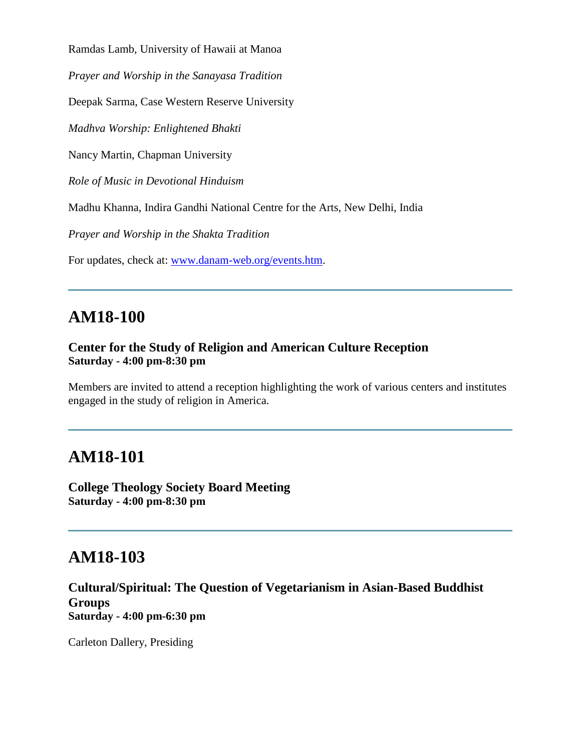Ramdas Lamb, University of Hawaii at Manoa

*Prayer and Worship in the Sanayasa Tradition*

Deepak Sarma, Case Western Reserve University

*Madhva Worship: Enlightened Bhakti*

Nancy Martin, Chapman University

*Role of Music in Devotional Hinduism*

Madhu Khanna, Indira Gandhi National Centre for the Arts, New Delhi, India

*Prayer and Worship in the Shakta Tradition*

For updates, check at: [www.danam-web.org/events.htm](www.danam-web.org/events.htm).

---

## AM18-100

**Center for the Study of Religion and American Culture Reception**
**Saturday - 4:00 pm-8:30 pm**

Members are invited to attend a reception highlighting the work of various centers and institutes engaged in the study of religion in America.

---

## AM18-101

**College Theology Society Board Meeting**
**Saturday - 4:00 pm-8:30 pm**

---

## AM18-103

**Cultural/Spiritual: The Question of Vegetarianism in Asian-Based Buddhist Groups**
**Saturday - 4:00 pm-6:30 pm**

Carleton Dallery, Presiding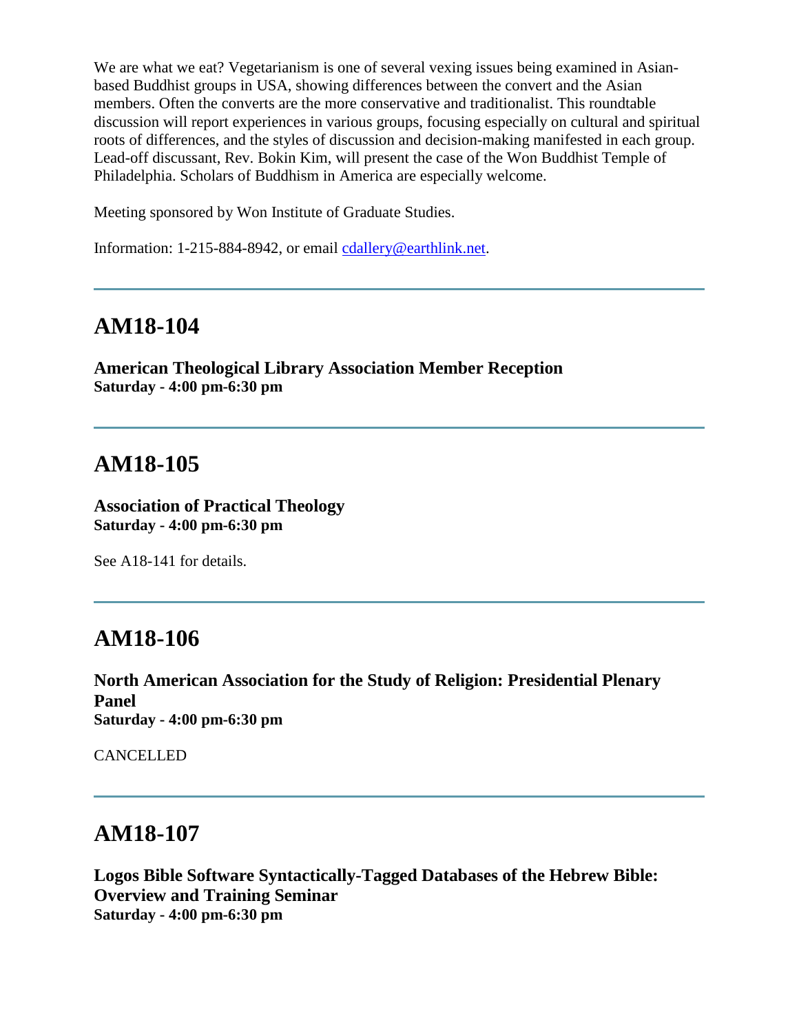We are what we eat? Vegetarianism is one of several vexing issues being examined in Asian-based Buddhist groups in USA, showing differences between the convert and the Asian members. Often the converts are the more conservative and traditionalist. This roundtable discussion will report experiences in various groups, focusing especially on cultural and spiritual roots of differences, and the styles of discussion and decision-making manifested in each group. Lead-off discussant, Rev. Bokin Kim, will present the case of the Won Buddhist Temple of Philadelphia. Scholars of Buddhism in America are especially welcome.

Meeting sponsored by Won Institute of Graduate Studies.

Information: 1-215-884-8942, or email cdallery@earthlink.net.

---

## AM18-104

**American Theological Library Association Member Reception**
**Saturday - 4:00 pm-6:30 pm**

---

## AM18-105

**Association of Practical Theology**
**Saturday - 4:00 pm-6:30 pm**

See A18-141 for details.

---

## AM18-106

**North American Association for the Study of Religion: Presidential Plenary Panel**
**Saturday - 4:00 pm-6:30 pm**

CANCELLED

---

## AM18-107

**Logos Bible Software Syntactically-Tagged Databases of the Hebrew Bible: Overview and Training Seminar**
**Saturday - 4:00 pm-6:30 pm**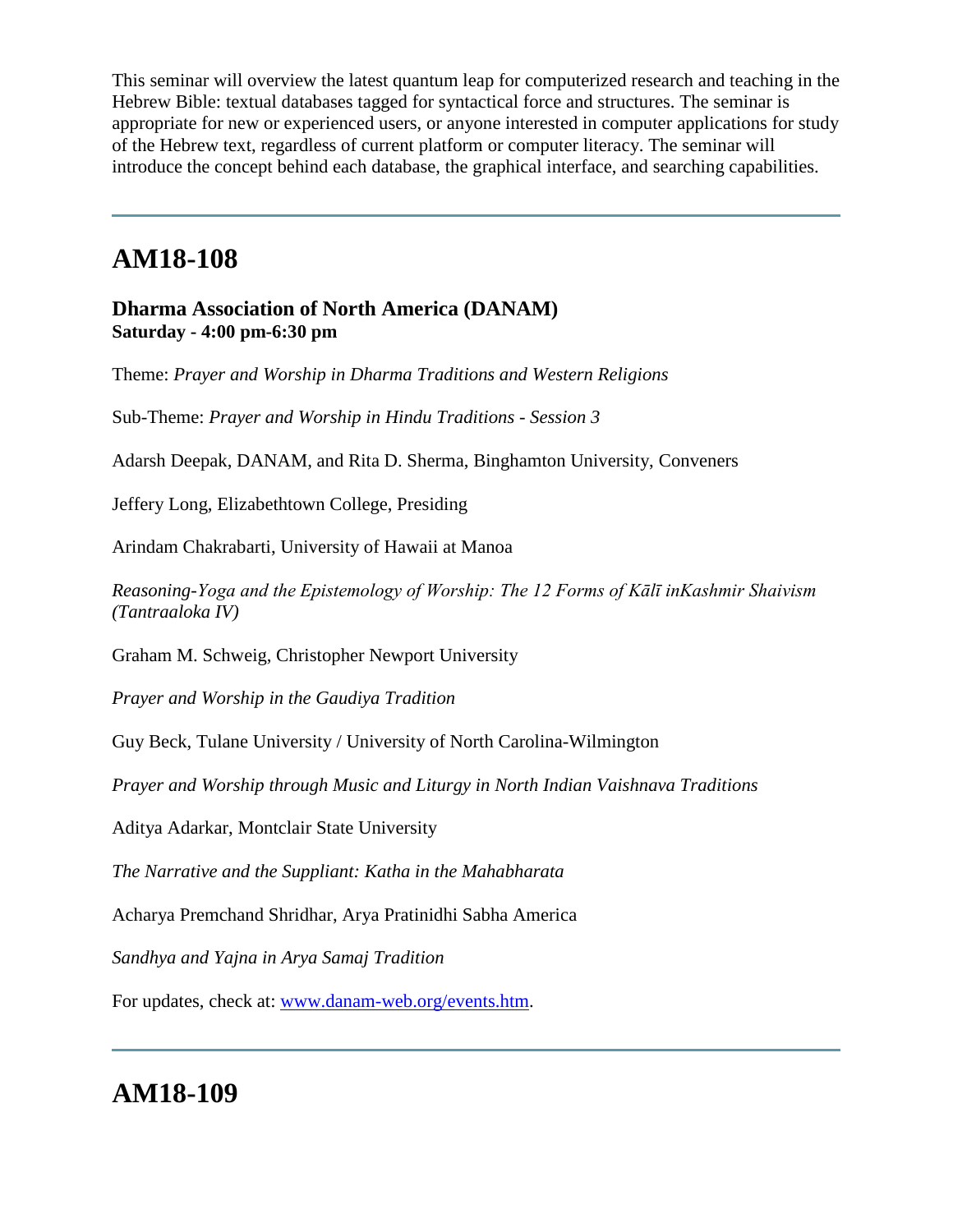This seminar will overview the latest quantum leap for computerized research and teaching in the Hebrew Bible: textual databases tagged for syntactical force and structures. The seminar is appropriate for new or experienced users, or anyone interested in computer applications for study of the Hebrew text, regardless of current platform or computer literacy. The seminar will introduce the concept behind each database, the graphical interface, and searching capabilities.

---

## AM18-108

### Dharma Association of North America (DANAM)
**Saturday - 4:00 pm-6:30 pm**

Theme: *Prayer and Worship in Dharma Traditions and Western Religions*

Sub-Theme: *Prayer and Worship in Hindu Traditions - Session 3*

Adarsh Deepak, DANAM, and Rita D. Sherma, Binghamton University, Conveners

Jeffery Long, Elizabethtown College, Presiding

Arindam Chakrabarti, University of Hawaii at Manoa

*Reasoning-Yoga and the Epistemology of Worship: The 12 Forms of Kālī inKashmir Shaivism (Tantraaloka IV)*

Graham M. Schweig, Christopher Newport University

*Prayer and Worship in the Gaudiya Tradition*

Guy Beck, Tulane University / University of North Carolina-Wilmington

*Prayer and Worship through Music and Liturgy in North Indian Vaishnava Traditions*

Aditya Adarkar, Montclair State University

*The Narrative and the Suppliant: Katha in the Mahabharata*

Acharya Premchand Shridhar, Arya Pratinidhi Sabha America

*Sandhya and Yajna in Arya Samaj Tradition*

For updates, check at: www.danam-web.org/events.htm.

---

## AM18-109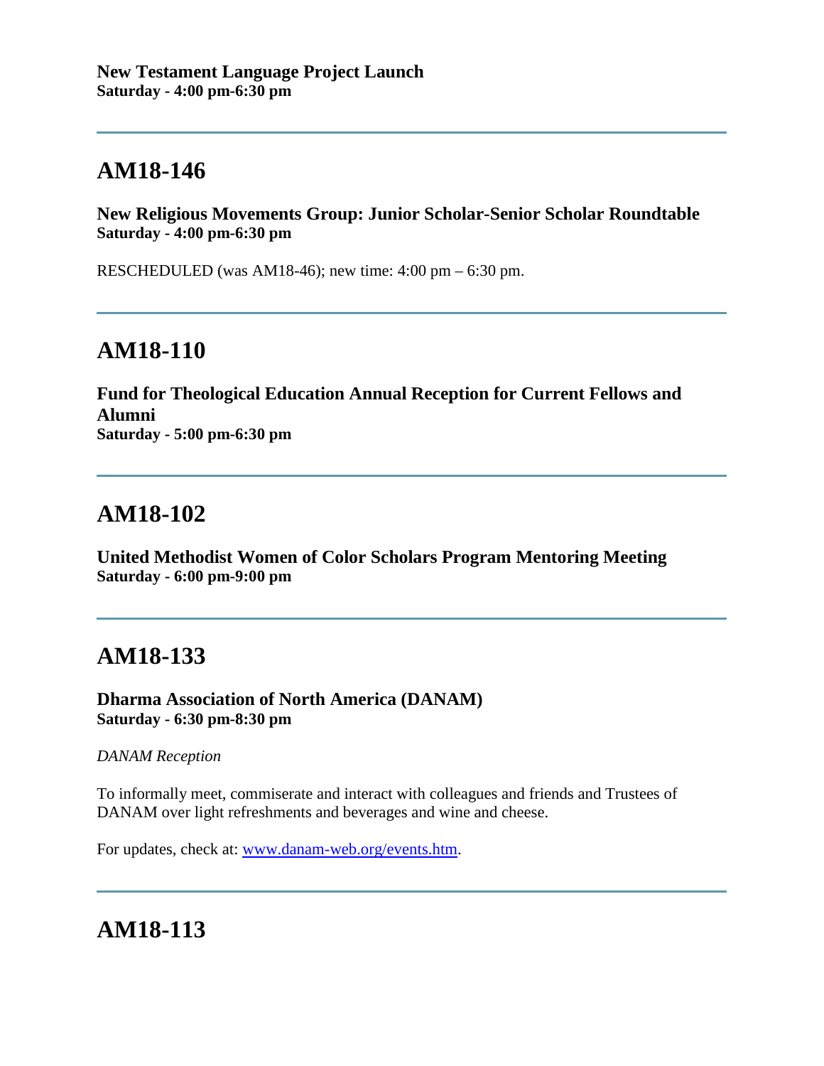**New Testament Language Project Launch**
**Saturday - 4:00 pm-6:30 pm**

---

## AM18-146

**New Religious Movements Group: Junior Scholar-Senior Scholar Roundtable**
**Saturday - 4:00 pm-6:30 pm**

RESCHEDULED (was AM18-46); new time: 4:00 pm – 6:30 pm.

---

## AM18-110

**Fund for Theological Education Annual Reception for Current Fellows and Alumni**
**Saturday - 5:00 pm-6:30 pm**

---

## AM18-102

**United Methodist Women of Color Scholars Program Mentoring Meeting**
**Saturday - 6:00 pm-9:00 pm**

---

## AM18-133

**Dharma Association of North America (DANAM)**
**Saturday - 6:30 pm-8:30 pm**

*DANAM Reception*

To informally meet, commiserate and interact with colleagues and friends and Trustees of DANAM over light refreshments and beverages and wine and cheese.

For updates, check at: [www.danam-web.org/events.htm](http://www.danam-web.org/events.htm).

---

## AM18-113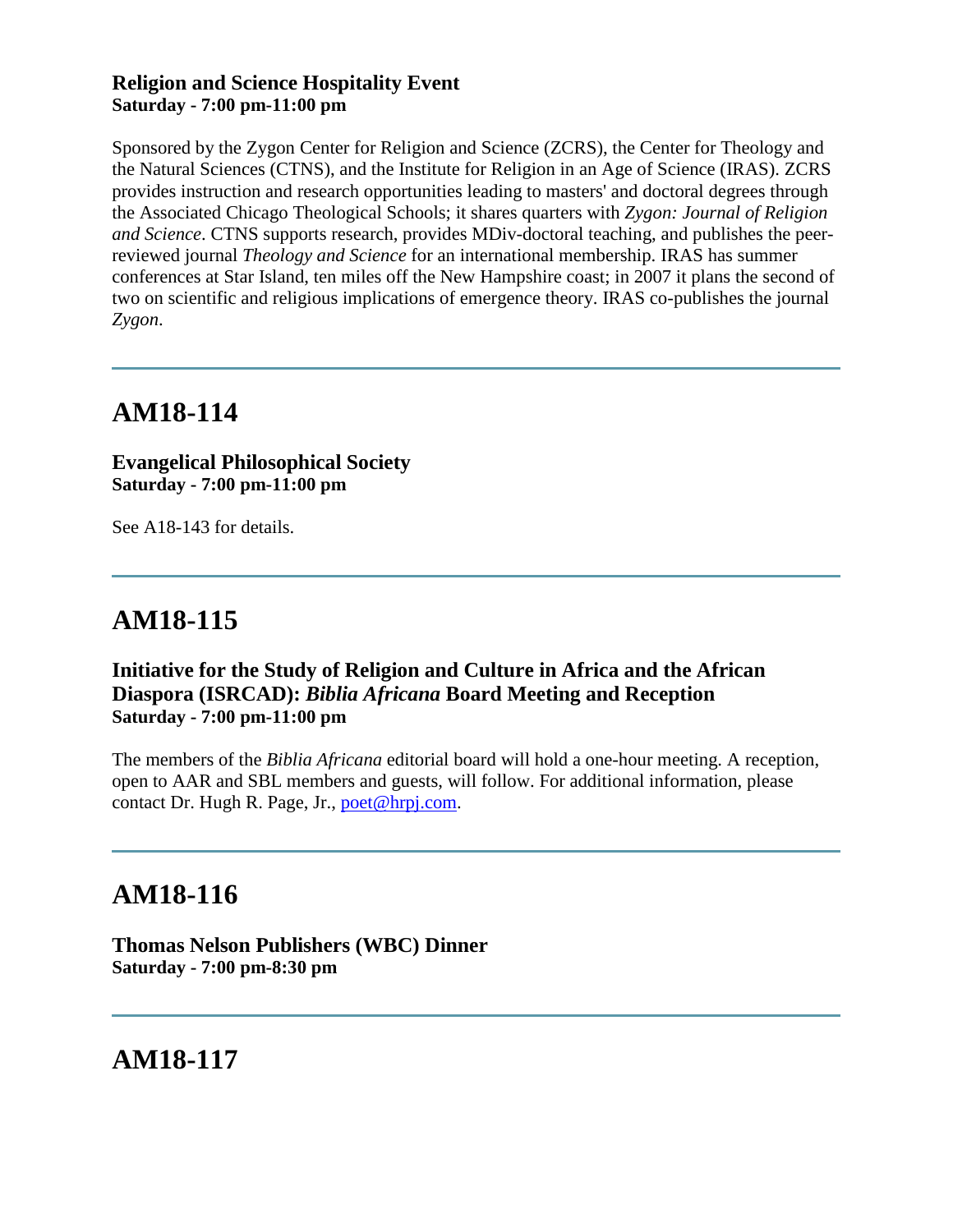**Religion and Science Hospitality Event**
**Saturday - 7:00 pm-11:00 pm**

Sponsored by the Zygon Center for Religion and Science (ZCRS), the Center for Theology and the Natural Sciences (CTNS), and the Institute for Religion in an Age of Science (IRAS). ZCRS provides instruction and research opportunities leading to masters' and doctoral degrees through the Associated Chicago Theological Schools; it shares quarters with *Zygon: Journal of Religion and Science*. CTNS supports research, provides MDiv-doctoral teaching, and publishes the peer-reviewed journal *Theology and Science* for an international membership. IRAS has summer conferences at Star Island, ten miles off the New Hampshire coast; in 2007 it plans the second of two on scientific and religious implications of emergence theory. IRAS co-publishes the journal *Zygon*.

---

# AM18-114

**Evangelical Philosophical Society**
**Saturday - 7:00 pm-11:00 pm**

See A18-143 for details.

---

# AM18-115

**Initiative for the Study of Religion and Culture in Africa and the African Diaspora (ISRCAD): *Biblia Africana* Board Meeting and Reception**
**Saturday - 7:00 pm-11:00 pm**

The members of the *Biblia Africana* editorial board will hold a one-hour meeting. A reception, open to AAR and SBL members and guests, will follow. For additional information, please contact Dr. Hugh R. Page, Jr., poet@hrpj.com.

---

# AM18-116

**Thomas Nelson Publishers (WBC) Dinner**
**Saturday - 7:00 pm-8:30 pm**

---

# AM18-117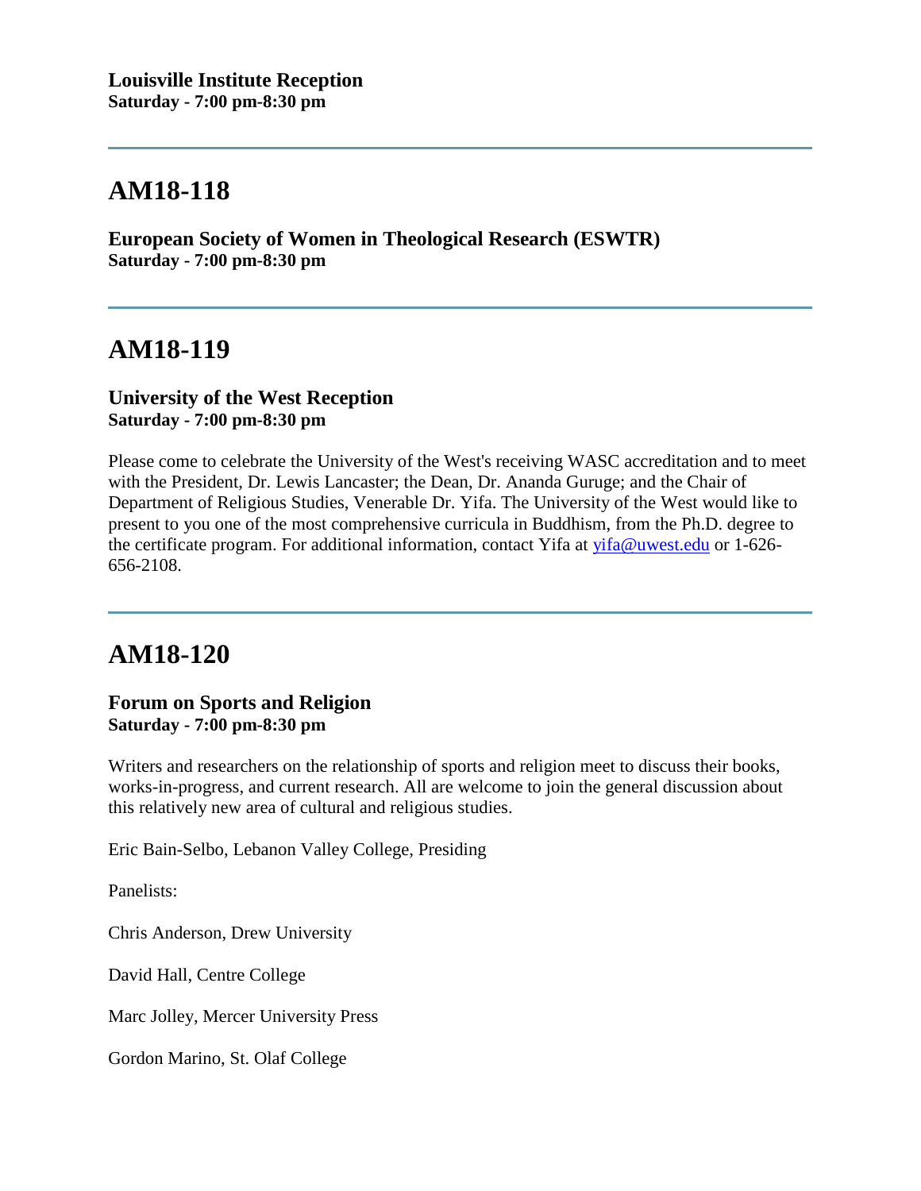**Louisville Institute Reception**
**Saturday - 7:00 pm-8:30 pm**

---

## AM18-118

**European Society of Women in Theological Research (ESWTR)**
**Saturday - 7:00 pm-8:30 pm**

---

## AM18-119

**University of the West Reception**
**Saturday - 7:00 pm-8:30 pm**

Please come to celebrate the University of the West's receiving WASC accreditation and to meet with the President, Dr. Lewis Lancaster; the Dean, Dr. Ananda Guruge; and the Chair of Department of Religious Studies, Venerable Dr. Yifa. The University of the West would like to present to you one of the most comprehensive curricula in Buddhism, from the Ph.D. degree to the certificate program. For additional information, contact Yifa at yifa@uwest.edu or 1-626-656-2108.

---

## AM18-120

**Forum on Sports and Religion**
**Saturday - 7:00 pm-8:30 pm**

Writers and researchers on the relationship of sports and religion meet to discuss their books, works-in-progress, and current research. All are welcome to join the general discussion about this relatively new area of cultural and religious studies.

Eric Bain-Selbo, Lebanon Valley College, Presiding

Panelists:

Chris Anderson, Drew University

David Hall, Centre College

Marc Jolley, Mercer University Press

Gordon Marino, St. Olaf College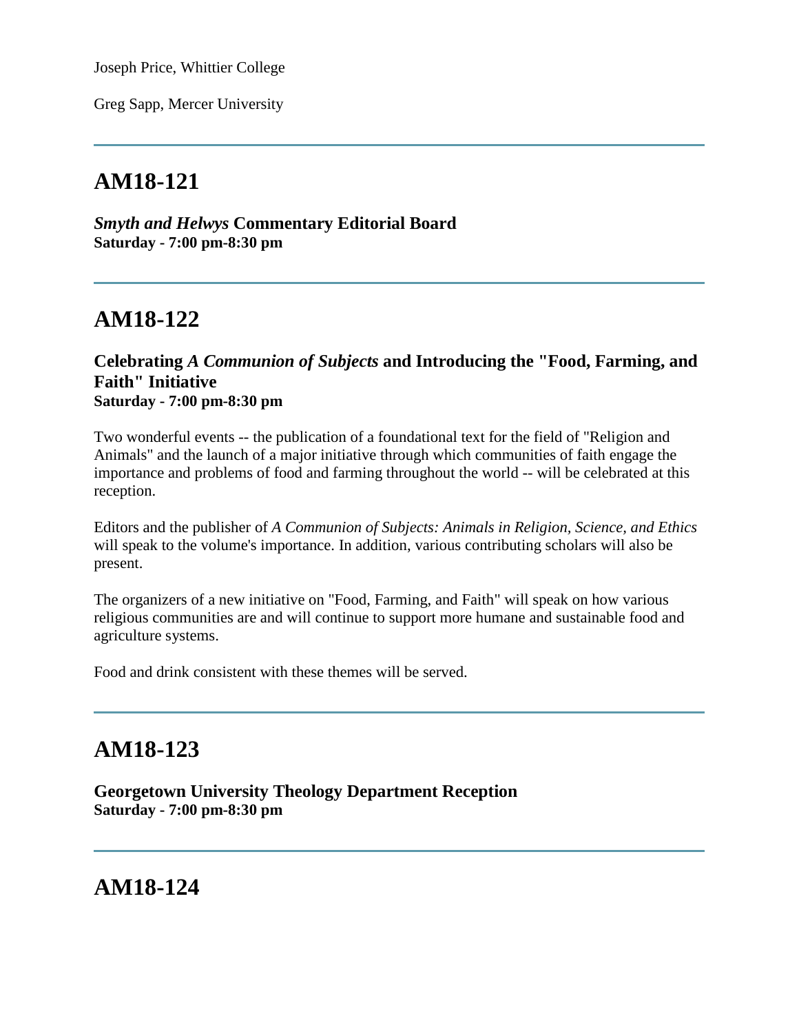Joseph Price, Whittier College

Greg Sapp, Mercer University

---

## AM18-121

***Smyth and Helwys* Commentary Editorial Board**
**Saturday - 7:00 pm-8:30 pm**

---

## AM18-122

### Celebrating *A Communion of Subjects* and Introducing the "Food, Farming, and Faith" Initiative
**Saturday - 7:00 pm-8:30 pm**

Two wonderful events -- the publication of a foundational text for the field of "Religion and Animals" and the launch of a major initiative through which communities of faith engage the importance and problems of food and farming throughout the world -- will be celebrated at this reception.

Editors and the publisher of *A Communion of Subjects: Animals in Religion, Science, and Ethics* will speak to the volume's importance. In addition, various contributing scholars will also be present.

The organizers of a new initiative on "Food, Farming, and Faith" will speak on how various religious communities are and will continue to support more humane and sustainable food and agriculture systems.

Food and drink consistent with these themes will be served.

---

## AM18-123

**Georgetown University Theology Department Reception**
**Saturday - 7:00 pm-8:30 pm**

---

## AM18-124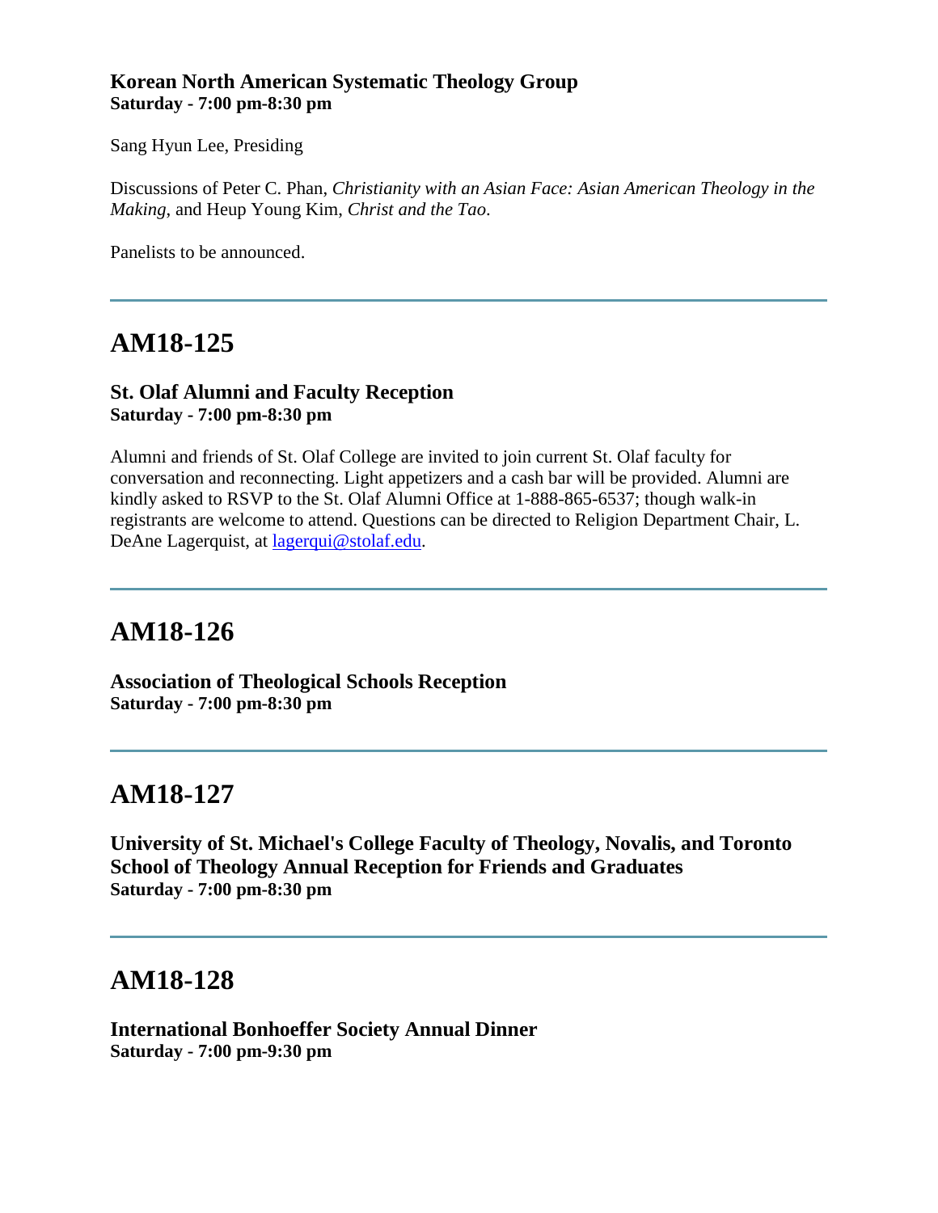**Korean North American Systematic Theology Group**
**Saturday - 7:00 pm-8:30 pm**

Sang Hyun Lee, Presiding

Discussions of Peter C. Phan, *Christianity with an Asian Face: Asian American Theology in the Making*, and Heup Young Kim, *Christ and the Tao*.

Panelists to be announced.

---

## AM18-125

**St. Olaf Alumni and Faculty Reception**
**Saturday - 7:00 pm-8:30 pm**

Alumni and friends of St. Olaf College are invited to join current St. Olaf faculty for conversation and reconnecting. Light appetizers and a cash bar will be provided. Alumni are kindly asked to RSVP to the St. Olaf Alumni Office at 1-888-865-6537; though walk-in registrants are welcome to attend. Questions can be directed to Religion Department Chair, L. DeAne Lagerquist, at lagerqui@stolaf.edu.

---

## AM18-126

**Association of Theological Schools Reception**
**Saturday - 7:00 pm-8:30 pm**

---

## AM18-127

**University of St. Michael's College Faculty of Theology, Novalis, and Toronto School of Theology Annual Reception for Friends and Graduates**
**Saturday - 7:00 pm-8:30 pm**

---

## AM18-128

**International Bonhoeffer Society Annual Dinner**
**Saturday - 7:00 pm-9:30 pm**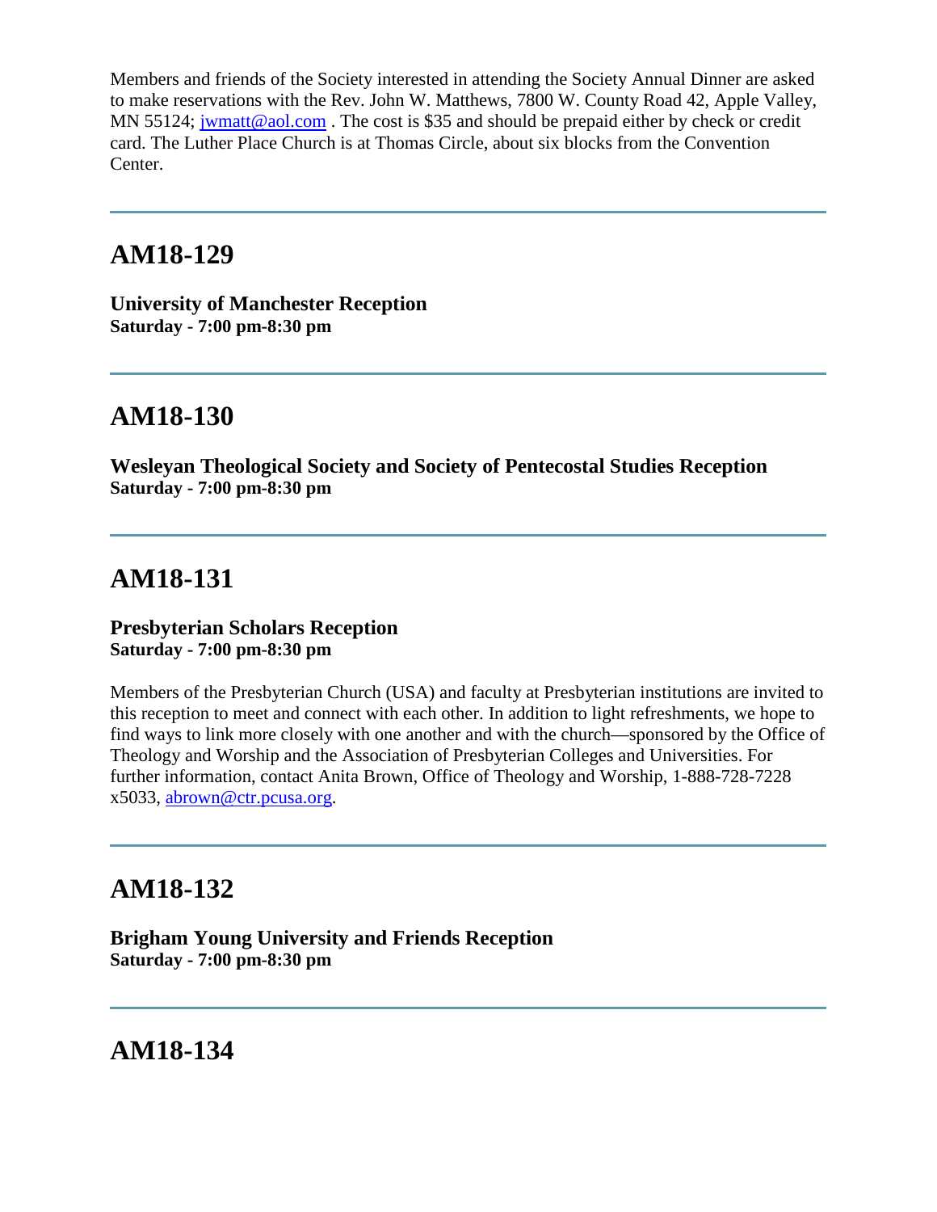Members and friends of the Society interested in attending the Society Annual Dinner are asked to make reservations with the Rev. John W. Matthews, 7800 W. County Road 42, Apple Valley, MN 55124; jwmatt@aol.com . The cost is $35 and should be prepaid either by check or credit card. The Luther Place Church is at Thomas Circle, about six blocks from the Convention Center.

---

## AM18-129

**University of Manchester Reception**
**Saturday - 7:00 pm-8:30 pm**

---

## AM18-130

**Wesleyan Theological Society and Society of Pentecostal Studies Reception**
**Saturday - 7:00 pm-8:30 pm**

---

## AM18-131

**Presbyterian Scholars Reception**
**Saturday - 7:00 pm-8:30 pm**

Members of the Presbyterian Church (USA) and faculty at Presbyterian institutions are invited to this reception to meet and connect with each other. In addition to light refreshments, we hope to find ways to link more closely with one another and with the church—sponsored by the Office of Theology and Worship and the Association of Presbyterian Colleges and Universities. For further information, contact Anita Brown, Office of Theology and Worship, 1-888-728-7228 x5033, abrown@ctr.pcusa.org.

---

## AM18-132

**Brigham Young University and Friends Reception**
**Saturday - 7:00 pm-8:30 pm**

---

## AM18-134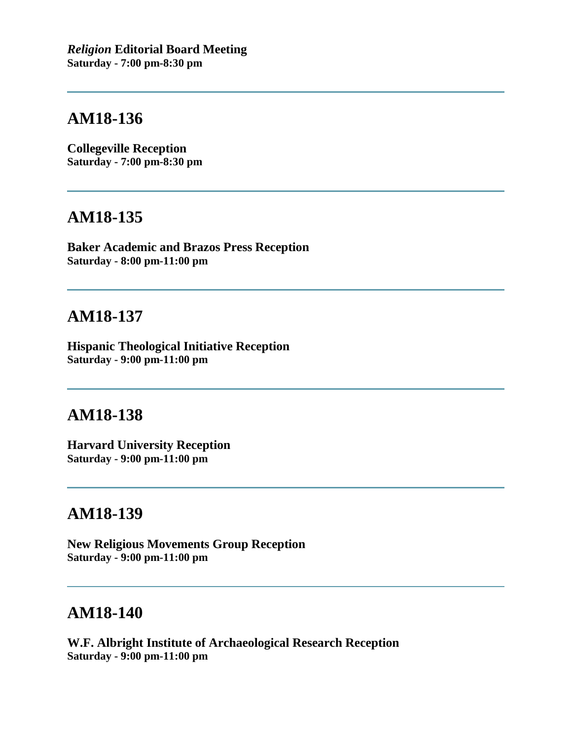***Religion* Editorial Board Meeting**
**Saturday - 7:00 pm-8:30 pm**

---

## AM18-136

**Collegeville Reception**
**Saturday - 7:00 pm-8:30 pm**

---

## AM18-135

**Baker Academic and Brazos Press Reception**
**Saturday - 8:00 pm-11:00 pm**

---

## AM18-137

**Hispanic Theological Initiative Reception**
**Saturday - 9:00 pm-11:00 pm**

---

## AM18-138

**Harvard University Reception**
**Saturday - 9:00 pm-11:00 pm**

---

## AM18-139

**New Religious Movements Group Reception**
**Saturday - 9:00 pm-11:00 pm**

---

## AM18-140

**W.F. Albright Institute of Archaeological Research Reception**
**Saturday - 9:00 pm-11:00 pm**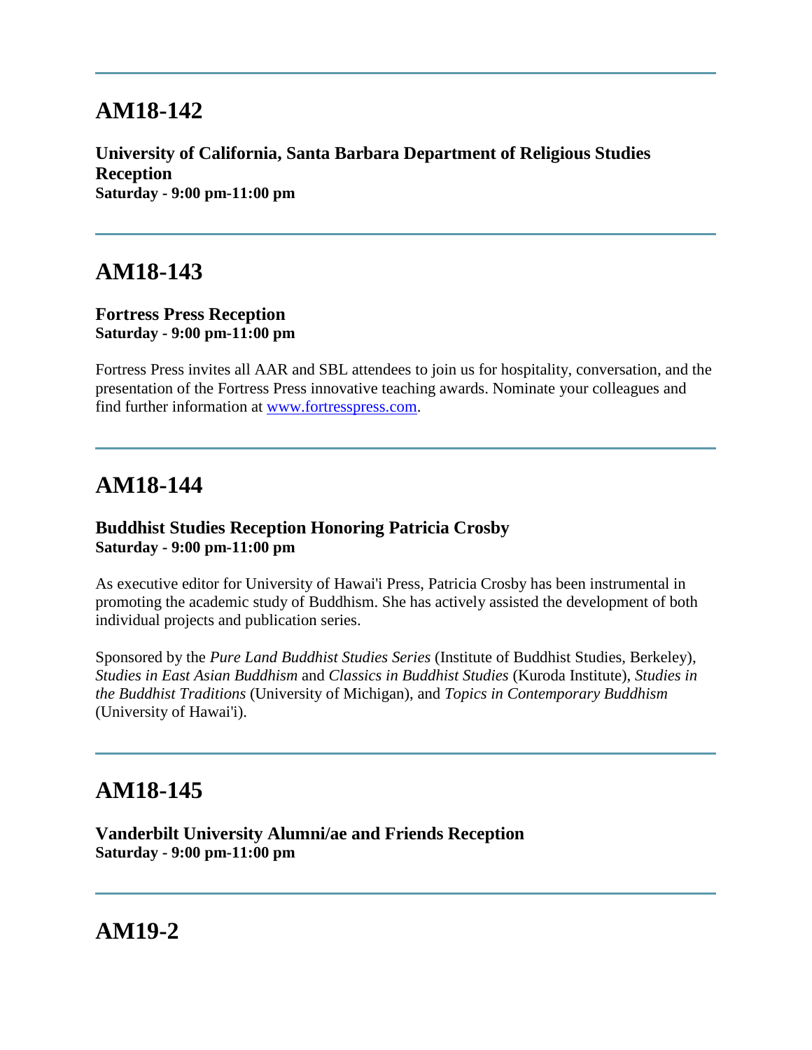---

## AM18-142

**University of California, Santa Barbara Department of Religious Studies Reception**
**Saturday - 9:00 pm-11:00 pm**

---

## AM18-143

**Fortress Press Reception**
**Saturday - 9:00 pm-11:00 pm**

Fortress Press invites all AAR and SBL attendees to join us for hospitality, conversation, and the presentation of the Fortress Press innovative teaching awards. Nominate your colleagues and find further information at [www.fortresspress.com](http://www.fortresspress.com).

---

## AM18-144

**Buddhist Studies Reception Honoring Patricia Crosby**
**Saturday - 9:00 pm-11:00 pm**

As executive editor for University of Hawai'i Press, Patricia Crosby has been instrumental in promoting the academic study of Buddhism. She has actively assisted the development of both individual projects and publication series.

Sponsored by the *Pure Land Buddhist Studies Series* (Institute of Buddhist Studies, Berkeley), *Studies in East Asian Buddhism* and *Classics in Buddhist Studies* (Kuroda Institute), *Studies in the Buddhist Traditions* (University of Michigan), and *Topics in Contemporary Buddhism* (University of Hawai'i).

---

## AM18-145

**Vanderbilt University Alumni/ae and Friends Reception**
**Saturday - 9:00 pm-11:00 pm**

---

## AM19-2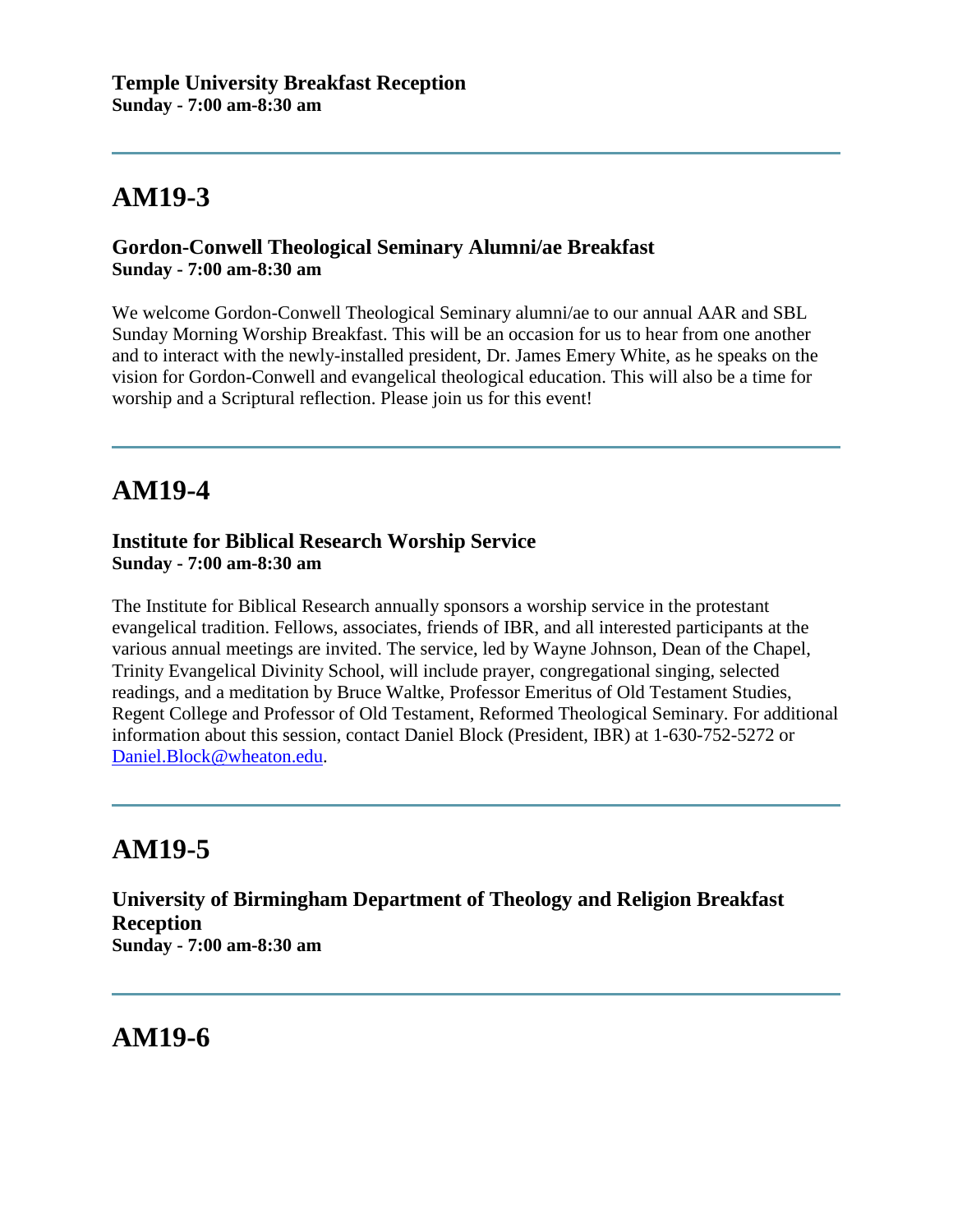### Temple University Breakfast Reception
**Sunday - 7:00 am-8:30 am**

---

## AM19-3

### Gordon-Conwell Theological Seminary Alumni/ae Breakfast
**Sunday - 7:00 am-8:30 am**

We welcome Gordon-Conwell Theological Seminary alumni/ae to our annual AAR and SBL Sunday Morning Worship Breakfast. This will be an occasion for us to hear from one another and to interact with the newly-installed president, Dr. James Emery White, as he speaks on the vision for Gordon-Conwell and evangelical theological education. This will also be a time for worship and a Scriptural reflection. Please join us for this event!

---

## AM19-4

### Institute for Biblical Research Worship Service
**Sunday - 7:00 am-8:30 am**

The Institute for Biblical Research annually sponsors a worship service in the protestant evangelical tradition. Fellows, associates, friends of IBR, and all interested participants at the various annual meetings are invited. The service, led by Wayne Johnson, Dean of the Chapel, Trinity Evangelical Divinity School, will include prayer, congregational singing, selected readings, and a meditation by Bruce Waltke, Professor Emeritus of Old Testament Studies, Regent College and Professor of Old Testament, Reformed Theological Seminary. For additional information about this session, contact Daniel Block (President, IBR) at 1-630-752-5272 or Daniel.Block@wheaton.edu.

---

## AM19-5

### University of Birmingham Department of Theology and Religion Breakfast Reception
**Sunday - 7:00 am-8:30 am**

---

## AM19-6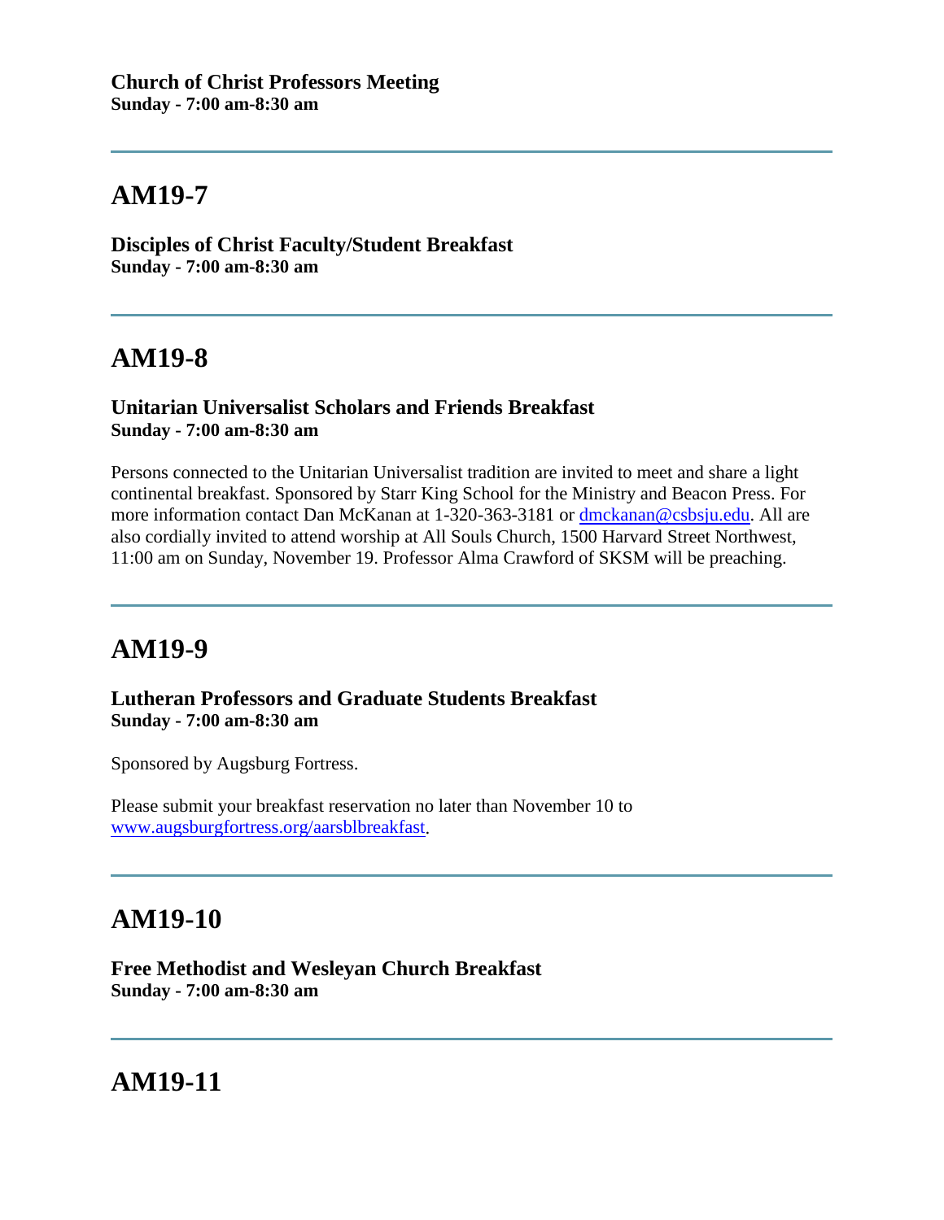**Church of Christ Professors Meeting**
**Sunday - 7:00 am-8:30 am**

---

## AM19-7

**Disciples of Christ Faculty/Student Breakfast**
**Sunday - 7:00 am-8:30 am**

---

## AM19-8

**Unitarian Universalist Scholars and Friends Breakfast**
**Sunday - 7:00 am-8:30 am**

Persons connected to the Unitarian Universalist tradition are invited to meet and share a light continental breakfast. Sponsored by Starr King School for the Ministry and Beacon Press. For more information contact Dan McKanan at 1-320-363-3181 or dmckanan@csbsju.edu. All are also cordially invited to attend worship at All Souls Church, 1500 Harvard Street Northwest, 11:00 am on Sunday, November 19. Professor Alma Crawford of SKSM will be preaching.

---

## AM19-9

**Lutheran Professors and Graduate Students Breakfast**
**Sunday - 7:00 am-8:30 am**

Sponsored by Augsburg Fortress.

Please submit your breakfast reservation no later than November 10 to www.augsburgfortress.org/aarsblbreakfast.

---

## AM19-10

**Free Methodist and Wesleyan Church Breakfast**
**Sunday - 7:00 am-8:30 am**

---

## AM19-11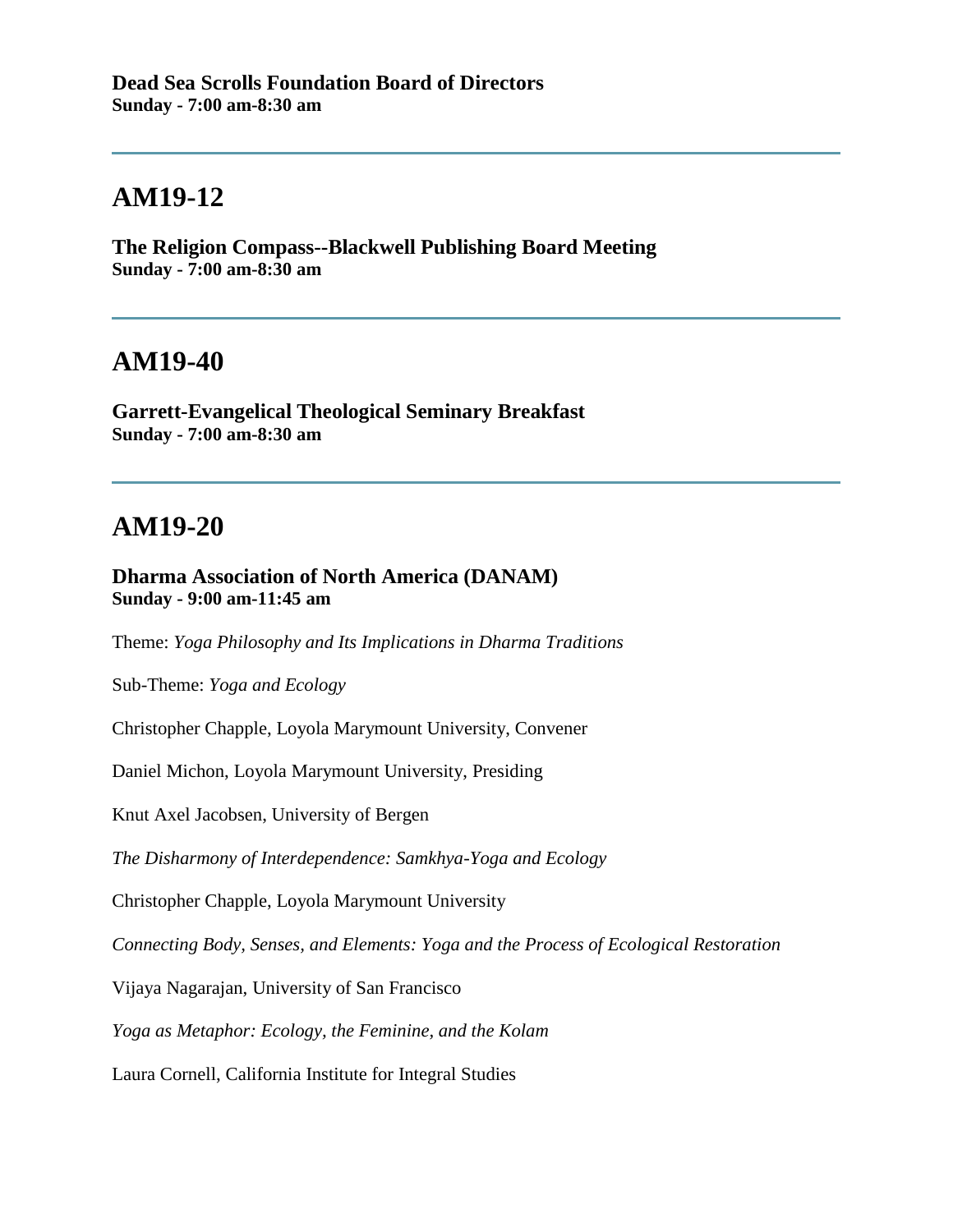**Dead Sea Scrolls Foundation Board of Directors**
**Sunday - 7:00 am-8:30 am**

---

## AM19-12

**The Religion Compass--Blackwell Publishing Board Meeting**
**Sunday - 7:00 am-8:30 am**

---

## AM19-40

**Garrett-Evangelical Theological Seminary Breakfast**
**Sunday - 7:00 am-8:30 am**

---

## AM19-20

**Dharma Association of North America (DANAM)**
**Sunday - 9:00 am-11:45 am**

Theme: *Yoga Philosophy and Its Implications in Dharma Traditions*

Sub-Theme: *Yoga and Ecology*

Christopher Chapple, Loyola Marymount University, Convener

Daniel Michon, Loyola Marymount University, Presiding

Knut Axel Jacobsen, University of Bergen

*The Disharmony of Interdependence: Samkhya-Yoga and Ecology*

Christopher Chapple, Loyola Marymount University

*Connecting Body, Senses, and Elements: Yoga and the Process of Ecological Restoration*

Vijaya Nagarajan, University of San Francisco

*Yoga as Metaphor: Ecology, the Feminine, and the Kolam*

Laura Cornell, California Institute for Integral Studies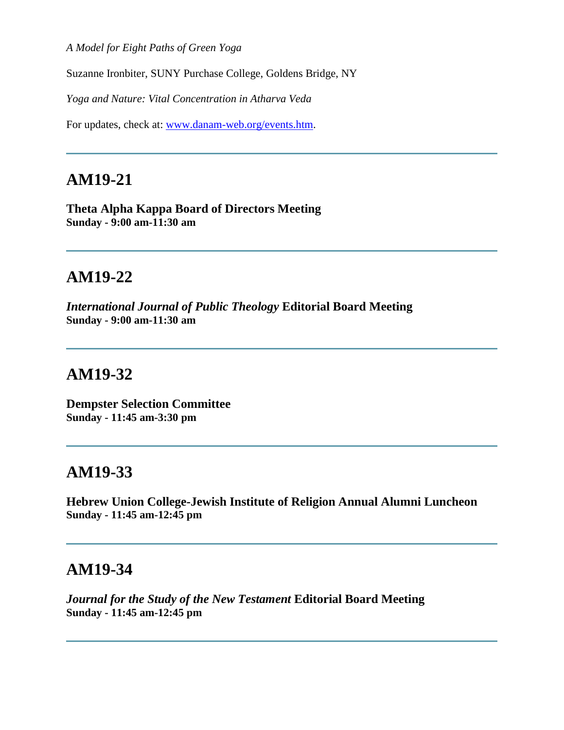*A Model for Eight Paths of Green Yoga*

Suzanne Ironbiter, SUNY Purchase College, Goldens Bridge, NY

*Yoga and Nature: Vital Concentration in Atharva Veda*

For updates, check at: [www.danam-web.org/events.htm](www.danam-web.org/events.htm).

---

## AM19-21

**Theta Alpha Kappa Board of Directors Meeting**
**Sunday - 9:00 am-11:30 am**

---

## AM19-22

***International Journal of Public Theology* Editorial Board Meeting**
**Sunday - 9:00 am-11:30 am**

---

## AM19-32

**Dempster Selection Committee**
**Sunday - 11:45 am-3:30 pm**

---

## AM19-33

**Hebrew Union College-Jewish Institute of Religion Annual Alumni Luncheon**
**Sunday - 11:45 am-12:45 pm**

---

## AM19-34

***Journal for the Study of the New Testament* Editorial Board Meeting**
**Sunday - 11:45 am-12:45 pm**

---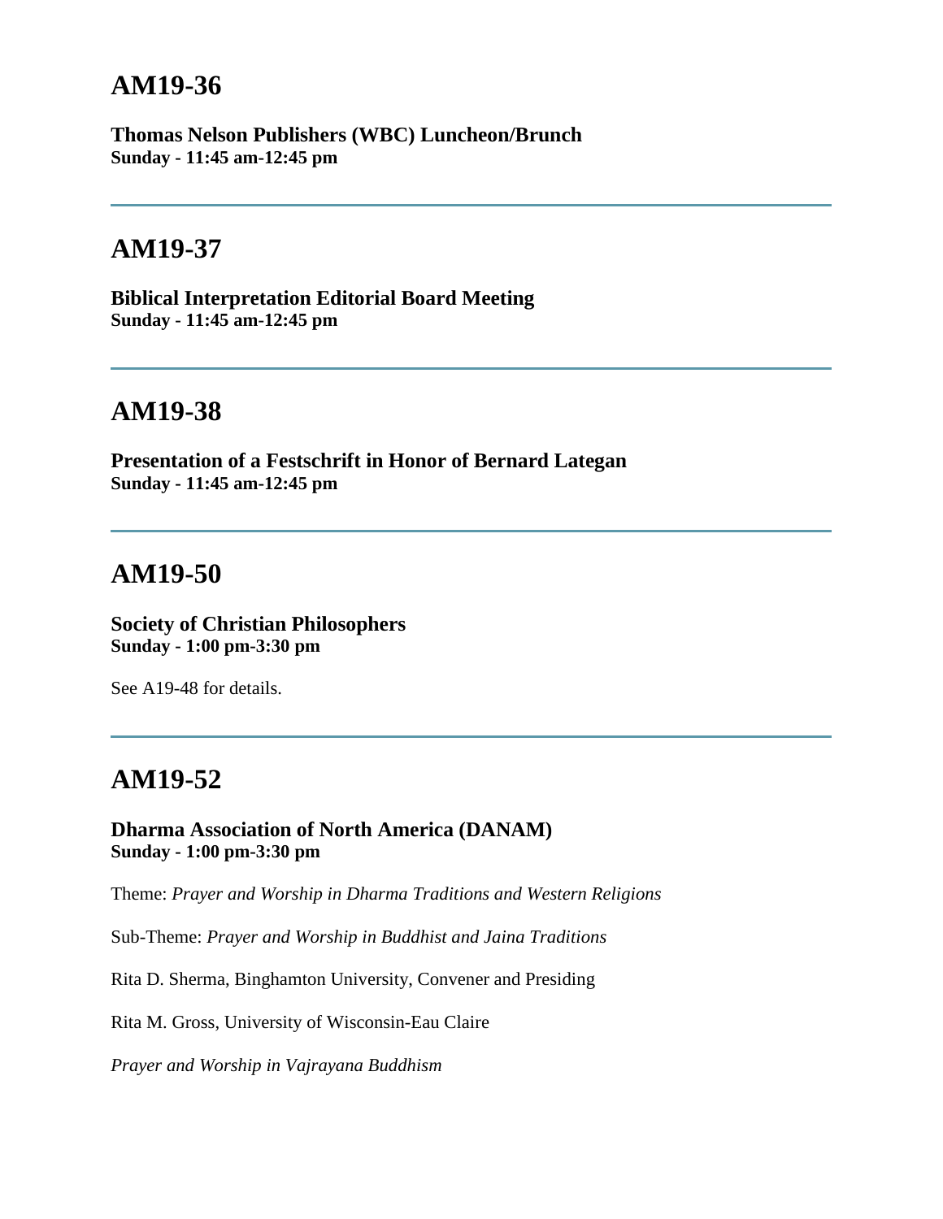## AM19-36

**Thomas Nelson Publishers (WBC) Luncheon/Brunch**
**Sunday - 11:45 am-12:45 pm**

---

## AM19-37

**Biblical Interpretation Editorial Board Meeting**
**Sunday - 11:45 am-12:45 pm**

---

## AM19-38

**Presentation of a Festschrift in Honor of Bernard Lategan**
**Sunday - 11:45 am-12:45 pm**

---

## AM19-50

**Society of Christian Philosophers**
**Sunday - 1:00 pm-3:30 pm**

See A19-48 for details.

---

## AM19-52

**Dharma Association of North America (DANAM)**
**Sunday - 1:00 pm-3:30 pm**

Theme: *Prayer and Worship in Dharma Traditions and Western Religions*

Sub-Theme: *Prayer and Worship in Buddhist and Jaina Traditions*

Rita D. Sherma, Binghamton University, Convener and Presiding

Rita M. Gross, University of Wisconsin-Eau Claire

*Prayer and Worship in Vajrayana Buddhism*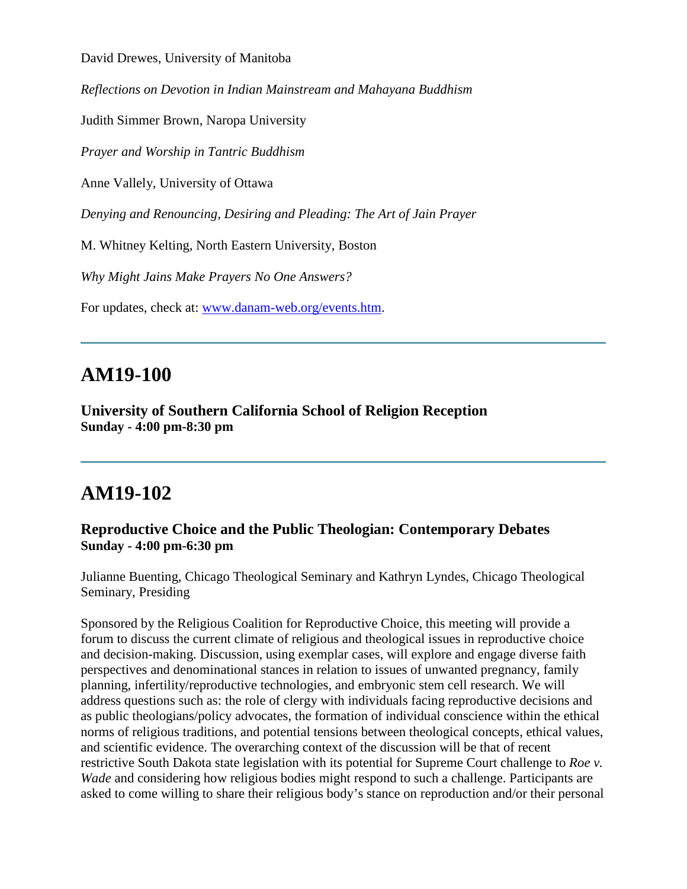David Drewes, University of Manitoba

*Reflections on Devotion in Indian Mainstream and Mahayana Buddhism*

Judith Simmer Brown, Naropa University

*Prayer and Worship in Tantric Buddhism*

Anne Vallely, University of Ottawa

*Denying and Renouncing, Desiring and Pleading: The Art of Jain Prayer*

M. Whitney Kelting, North Eastern University, Boston

*Why Might Jains Make Prayers No One Answers?*

For updates, check at: [www.danam-web.org/events.htm](www.danam-web.org/events.htm).

---

## AM19-100

**University of Southern California School of Religion Reception**
**Sunday - 4:00 pm-8:30 pm**

---

## AM19-102

**Reproductive Choice and the Public Theologian: Contemporary Debates**
**Sunday - 4:00 pm-6:30 pm**

Julianne Buenting, Chicago Theological Seminary and Kathryn Lyndes, Chicago Theological Seminary, Presiding

Sponsored by the Religious Coalition for Reproductive Choice, this meeting will provide a forum to discuss the current climate of religious and theological issues in reproductive choice and decision-making. Discussion, using exemplar cases, will explore and engage diverse faith perspectives and denominational stances in relation to issues of unwanted pregnancy, family planning, infertility/reproductive technologies, and embryonic stem cell research. We will address questions such as: the role of clergy with individuals facing reproductive decisions and as public theologians/policy advocates, the formation of individual conscience within the ethical norms of religious traditions, and potential tensions between theological concepts, ethical values, and scientific evidence. The overarching context of the discussion will be that of recent restrictive South Dakota state legislation with its potential for Supreme Court challenge to *Roe v. Wade* and considering how religious bodies might respond to such a challenge. Participants are asked to come willing to share their religious body's stance on reproduction and/or their personal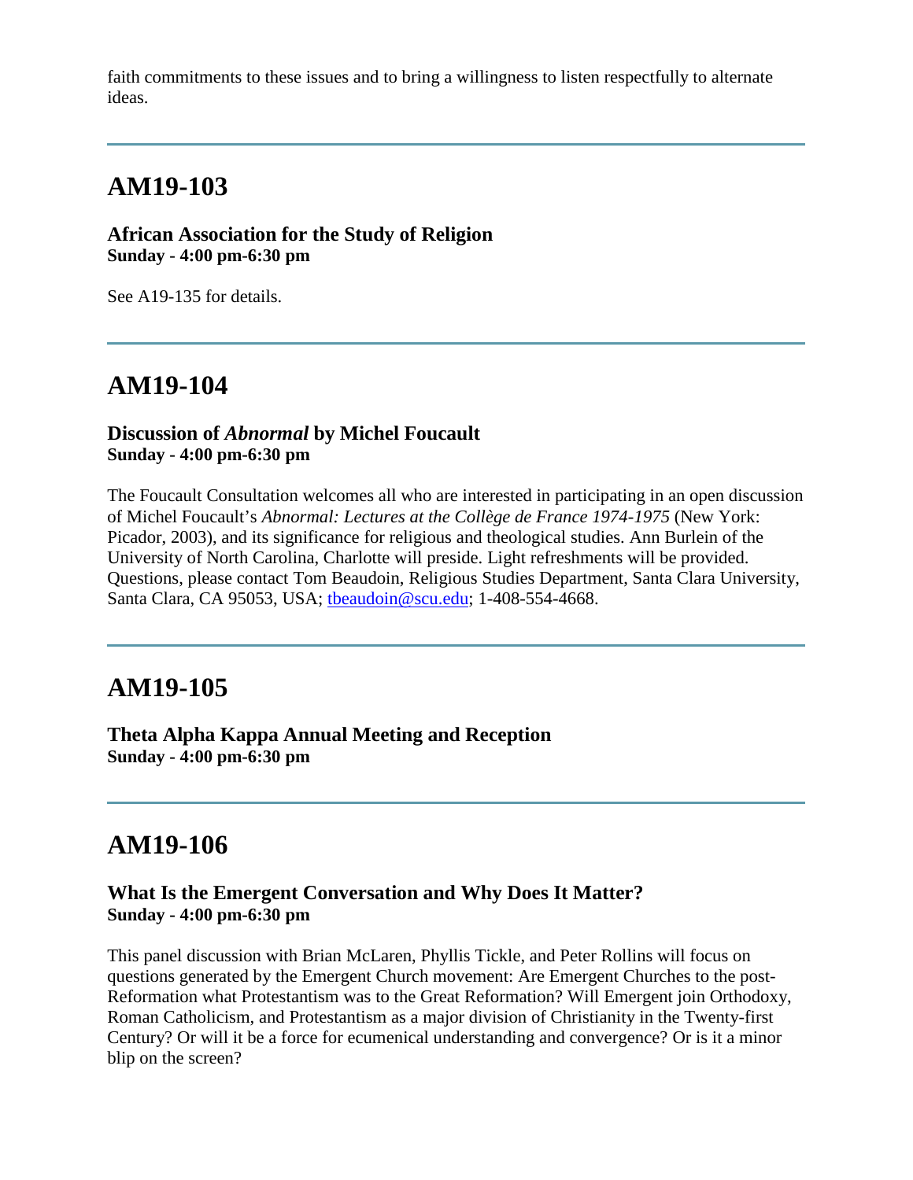faith commitments to these issues and to bring a willingness to listen respectfully to alternate ideas.

---

## AM19-103

**African Association for the Study of Religion**
**Sunday - 4:00 pm-6:30 pm**

See A19-135 for details.

---

## AM19-104

**Discussion of *Abnormal* by Michel Foucault**
**Sunday - 4:00 pm-6:30 pm**

The Foucault Consultation welcomes all who are interested in participating in an open discussion of Michel Foucault's *Abnormal: Lectures at the Collège de France 1974-1975* (New York: Picador, 2003), and its significance for religious and theological studies. Ann Burlein of the University of North Carolina, Charlotte will preside. Light refreshments will be provided. Questions, please contact Tom Beaudoin, Religious Studies Department, Santa Clara University, Santa Clara, CA 95053, USA; tbeaudoin@scu.edu; 1-408-554-4668.

---

## AM19-105

**Theta Alpha Kappa Annual Meeting and Reception**
**Sunday - 4:00 pm-6:30 pm**

---

## AM19-106

**What Is the Emergent Conversation and Why Does It Matter?**
**Sunday - 4:00 pm-6:30 pm**

This panel discussion with Brian McLaren, Phyllis Tickle, and Peter Rollins will focus on questions generated by the Emergent Church movement: Are Emergent Churches to the post-Reformation what Protestantism was to the Great Reformation? Will Emergent join Orthodoxy, Roman Catholicism, and Protestantism as a major division of Christianity in the Twenty-first Century? Or will it be a force for ecumenical understanding and convergence? Or is it a minor blip on the screen?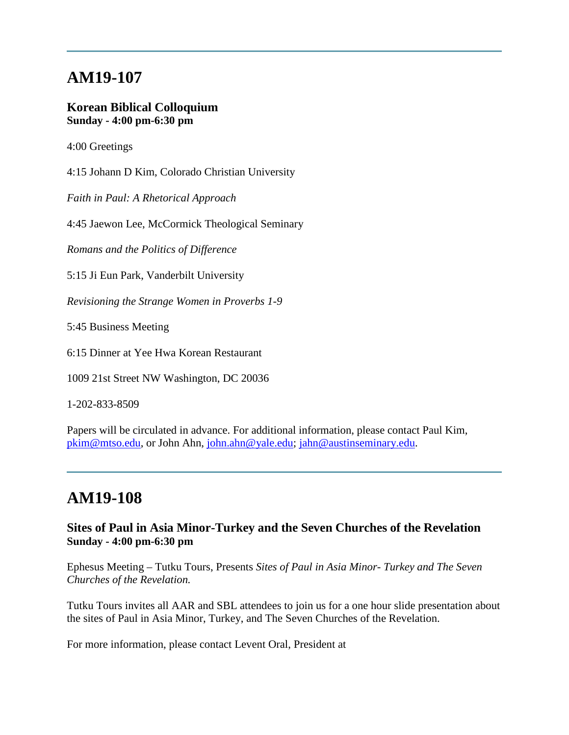---

## AM19-107

### Korean Biblical Colloquium
**Sunday - 4:00 pm-6:30 pm**

4:00 Greetings

4:15 Johann D Kim, Colorado Christian University

*Faith in Paul: A Rhetorical Approach*

4:45 Jaewon Lee, McCormick Theological Seminary

*Romans and the Politics of Difference*

5:15 Ji Eun Park, Vanderbilt University

*Revisioning the Strange Women in Proverbs 1-9*

5:45 Business Meeting

6:15 Dinner at Yee Hwa Korean Restaurant

1009 21st Street NW Washington, DC 20036

1-202-833-8509

Papers will be circulated in advance. For additional information, please contact Paul Kim, pkim@mtso.edu, or John Ahn, john.ahn@yale.edu; jahn@austinseminary.edu.

---

## AM19-108

### Sites of Paul in Asia Minor-Turkey and the Seven Churches of the Revelation
**Sunday - 4:00 pm-6:30 pm**

Ephesus Meeting – Tutku Tours, Presents *Sites of Paul in Asia Minor- Turkey and The Seven Churches of the Revelation.*

Tutku Tours invites all AAR and SBL attendees to join us for a one hour slide presentation about the sites of Paul in Asia Minor, Turkey, and The Seven Churches of the Revelation.

For more information, please contact Levent Oral, President at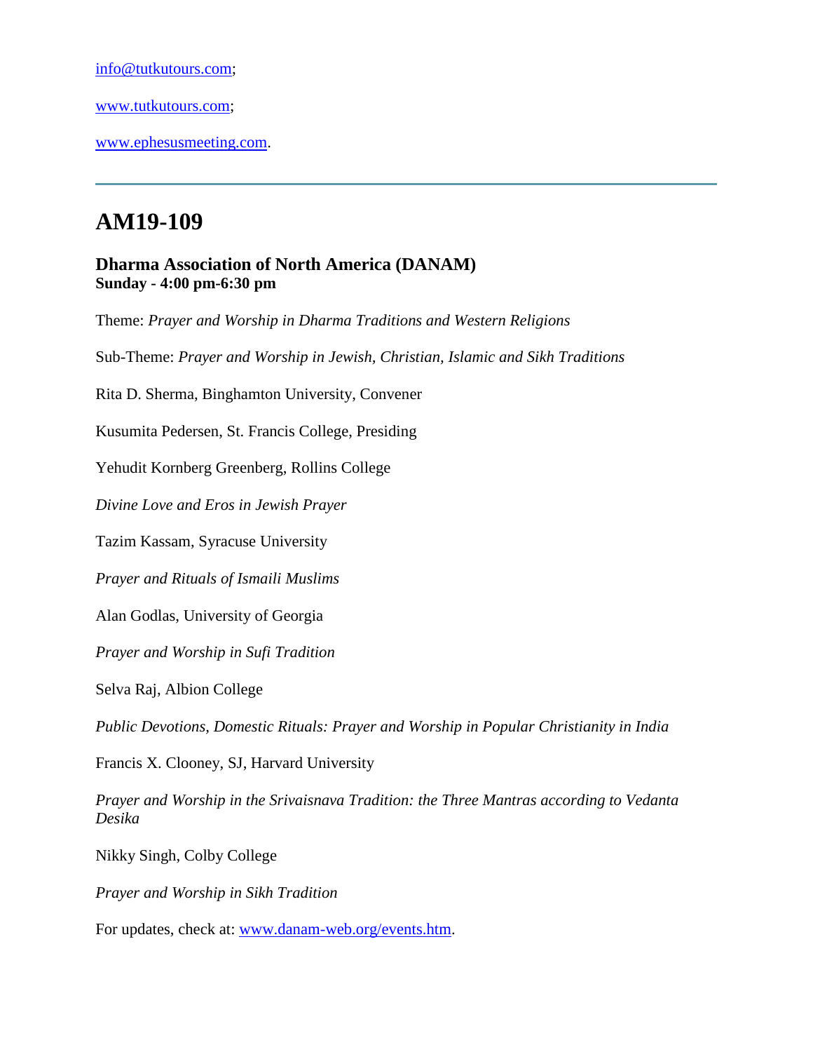info@tutkutours.com;

www.tutkutours.com;

www.ephesusmeeting.com.

---

# AM19-109

### Dharma Association of North America (DANAM)
**Sunday - 4:00 pm-6:30 pm**

Theme: *Prayer and Worship in Dharma Traditions and Western Religions*

Sub-Theme: *Prayer and Worship in Jewish, Christian, Islamic and Sikh Traditions*

Rita D. Sherma, Binghamton University, Convener

Kusumita Pedersen, St. Francis College, Presiding

Yehudit Kornberg Greenberg, Rollins College

*Divine Love and Eros in Jewish Prayer*

Tazim Kassam, Syracuse University

*Prayer and Rituals of Ismaili Muslims*

Alan Godlas, University of Georgia

*Prayer and Worship in Sufi Tradition*

Selva Raj, Albion College

*Public Devotions, Domestic Rituals: Prayer and Worship in Popular Christianity in India*

Francis X. Clooney, SJ, Harvard University

*Prayer and Worship in the Srivaisnava Tradition: the Three Mantras according to Vedanta Desika*

Nikky Singh, Colby College

*Prayer and Worship in Sikh Tradition*

For updates, check at: www.danam-web.org/events.htm.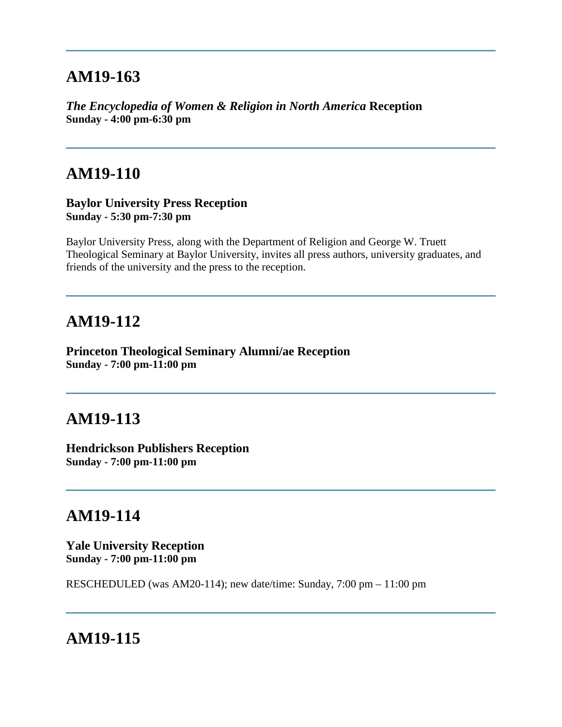---

## AM19-163

***The Encyclopedia of Women & Religion in North America* Reception**
**Sunday - 4:00 pm-6:30 pm**

---

## AM19-110

**Baylor University Press Reception**
**Sunday - 5:30 pm-7:30 pm**

Baylor University Press, along with the Department of Religion and George W. Truett Theological Seminary at Baylor University, invites all press authors, university graduates, and friends of the university and the press to the reception.

---

## AM19-112

**Princeton Theological Seminary Alumni/ae Reception**
**Sunday - 7:00 pm-11:00 pm**

---

## AM19-113

**Hendrickson Publishers Reception**
**Sunday - 7:00 pm-11:00 pm**

---

## AM19-114

**Yale University Reception**
**Sunday - 7:00 pm-11:00 pm**

RESCHEDULED (was AM20-114); new date/time: Sunday, 7:00 pm – 11:00 pm

---

## AM19-115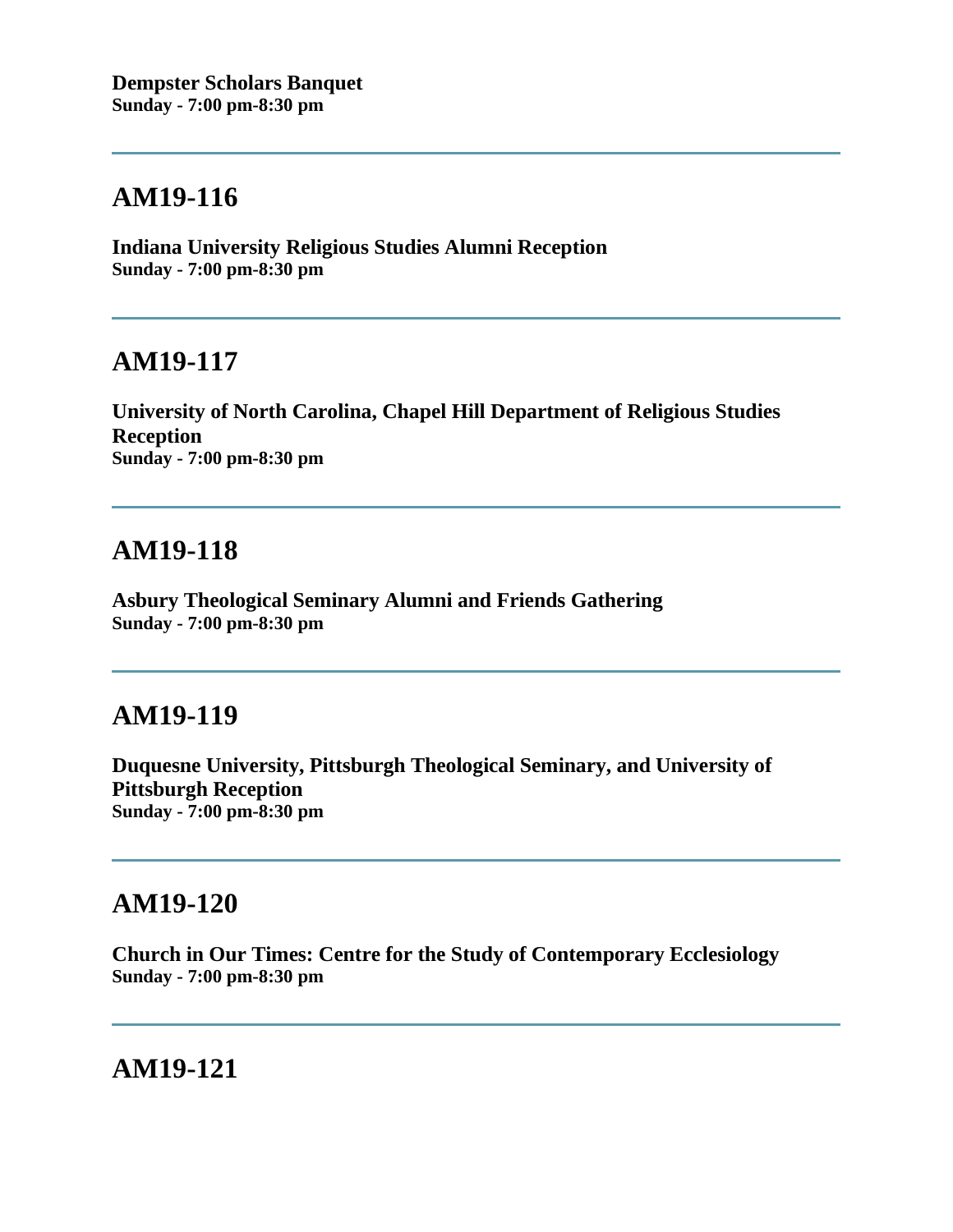**Dempster Scholars Banquet**
**Sunday - 7:00 pm-8:30 pm**

---

## AM19-116

**Indiana University Religious Studies Alumni Reception**
**Sunday - 7:00 pm-8:30 pm**

---

## AM19-117

**University of North Carolina, Chapel Hill Department of Religious Studies Reception**
**Sunday - 7:00 pm-8:30 pm**

---

## AM19-118

**Asbury Theological Seminary Alumni and Friends Gathering**
**Sunday - 7:00 pm-8:30 pm**

---

## AM19-119

**Duquesne University, Pittsburgh Theological Seminary, and University of Pittsburgh Reception**
**Sunday - 7:00 pm-8:30 pm**

---

## AM19-120

**Church in Our Times: Centre for the Study of Contemporary Ecclesiology**
**Sunday - 7:00 pm-8:30 pm**

---

## AM19-121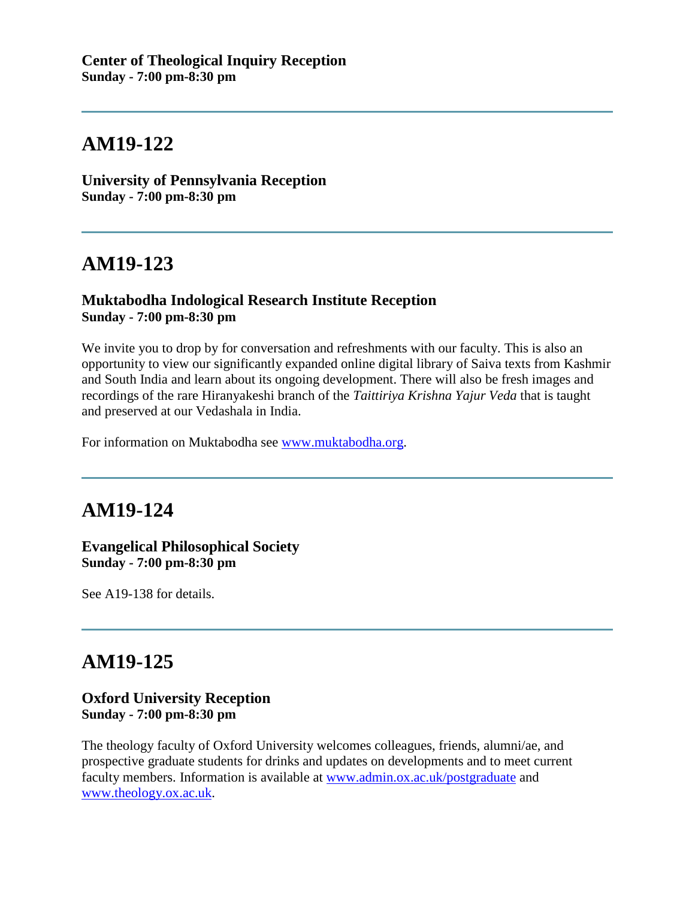**Center of Theological Inquiry Reception**
**Sunday - 7:00 pm-8:30 pm**

---

## AM19-122

**University of Pennsylvania Reception**
**Sunday - 7:00 pm-8:30 pm**

---

## AM19-123

**Muktabodha Indological Research Institute Reception**
**Sunday - 7:00 pm-8:30 pm**

We invite you to drop by for conversation and refreshments with our faculty. This is also an opportunity to view our significantly expanded online digital library of Saiva texts from Kashmir and South India and learn about its ongoing development. There will also be fresh images and recordings of the rare Hiranyakeshi branch of the *Taittiriya Krishna Yajur Veda* that is taught and preserved at our Vedashala in India.

For information on Muktabodha see [www.muktabodha.org](http://www.muktabodha.org).

---

## AM19-124

**Evangelical Philosophical Society**
**Sunday - 7:00 pm-8:30 pm**

See A19-138 for details.

---

## AM19-125

**Oxford University Reception**
**Sunday - 7:00 pm-8:30 pm**

The theology faculty of Oxford University welcomes colleagues, friends, alumni/ae, and prospective graduate students for drinks and updates on developments and to meet current faculty members. Information is available at [www.admin.ox.ac.uk/postgraduate](http://www.admin.ox.ac.uk/postgraduate) and [www.theology.ox.ac.uk](http://www.theology.ox.ac.uk).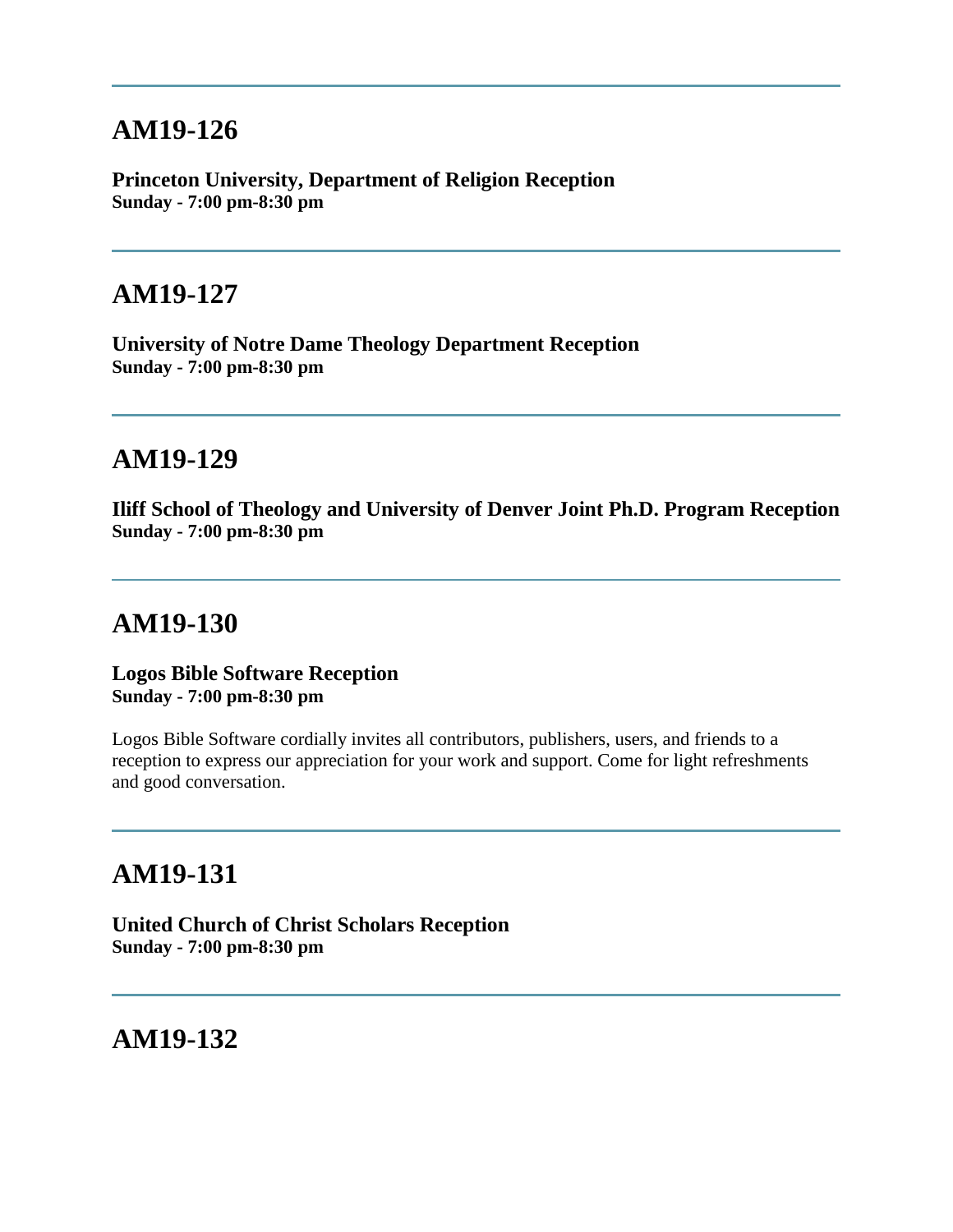---

## AM19-126

**Princeton University, Department of Religion Reception**
**Sunday - 7:00 pm-8:30 pm**

---

## AM19-127

**University of Notre Dame Theology Department Reception**
**Sunday - 7:00 pm-8:30 pm**

---

## AM19-129

**Iliff School of Theology and University of Denver Joint Ph.D. Program Reception**
**Sunday - 7:00 pm-8:30 pm**

---

## AM19-130

**Logos Bible Software Reception**
**Sunday - 7:00 pm-8:30 pm**

Logos Bible Software cordially invites all contributors, publishers, users, and friends to a reception to express our appreciation for your work and support. Come for light refreshments and good conversation.

---

## AM19-131

**United Church of Christ Scholars Reception**
**Sunday - 7:00 pm-8:30 pm**

---

## AM19-132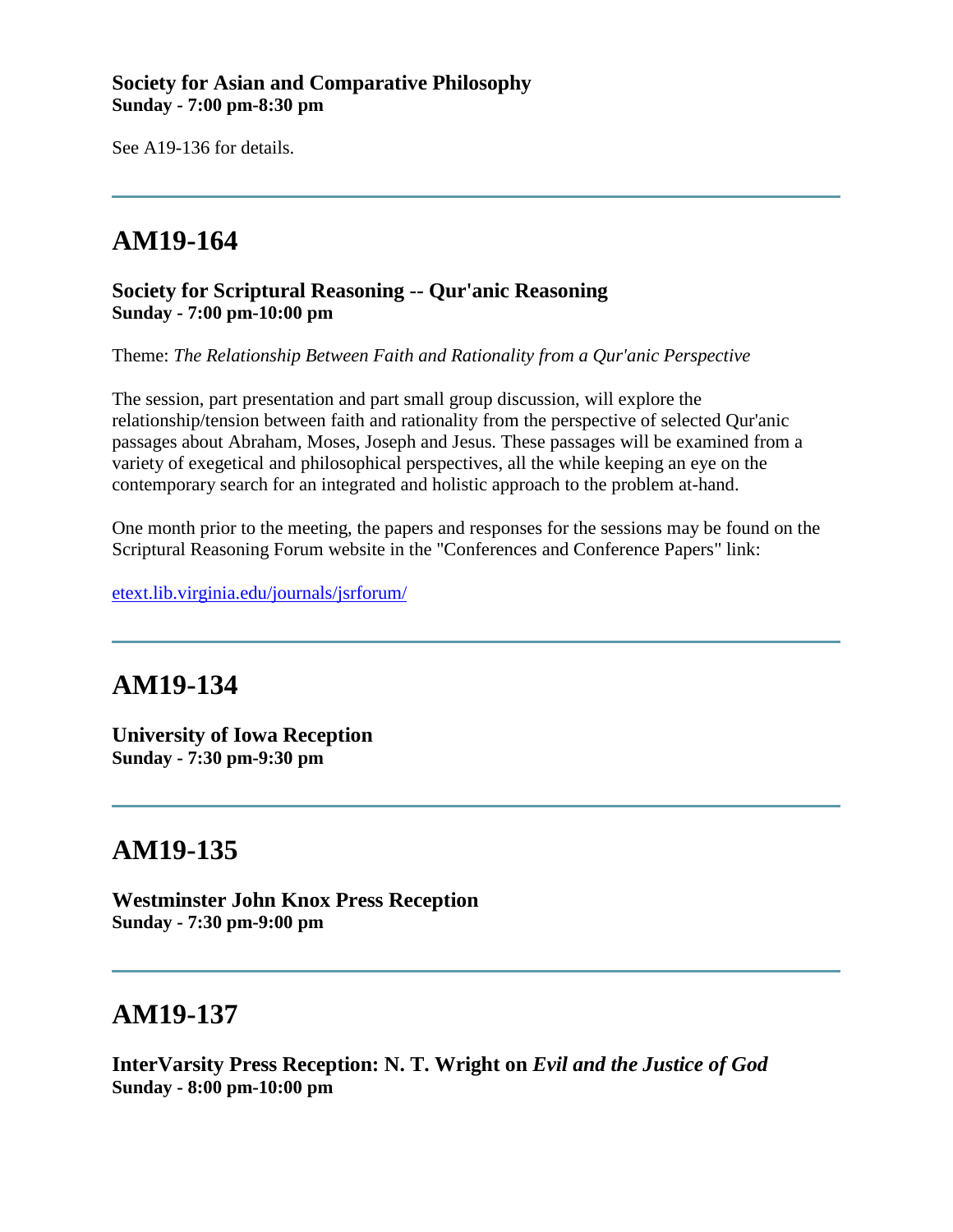**Society for Asian and Comparative Philosophy**
**Sunday - 7:00 pm-8:30 pm**

See A19-136 for details.

---

## AM19-164

**Society for Scriptural Reasoning -- Qur'anic Reasoning**
**Sunday - 7:00 pm-10:00 pm**

Theme: *The Relationship Between Faith and Rationality from a Qur'anic Perspective*

The session, part presentation and part small group discussion, will explore the relationship/tension between faith and rationality from the perspective of selected Qur'anic passages about Abraham, Moses, Joseph and Jesus. These passages will be examined from a variety of exegetical and philosophical perspectives, all the while keeping an eye on the contemporary search for an integrated and holistic approach to the problem at-hand.

One month prior to the meeting, the papers and responses for the sessions may be found on the Scriptural Reasoning Forum website in the "Conferences and Conference Papers" link:

etext.lib.virginia.edu/journals/jsrforum/

---

## AM19-134

**University of Iowa Reception**
**Sunday - 7:30 pm-9:30 pm**

---

## AM19-135

**Westminster John Knox Press Reception**
**Sunday - 7:30 pm-9:00 pm**

---

## AM19-137

**InterVarsity Press Reception: N. T. Wright on *Evil and the Justice of God***
**Sunday - 8:00 pm-10:00 pm**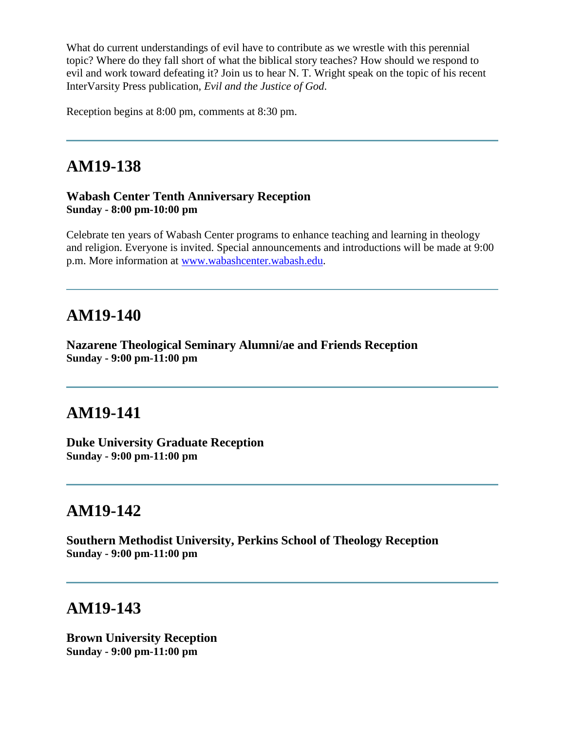What do current understandings of evil have to contribute as we wrestle with this perennial topic? Where do they fall short of what the biblical story teaches? How should we respond to evil and work toward defeating it? Join us to hear N. T. Wright speak on the topic of his recent InterVarsity Press publication, *Evil and the Justice of God*.

Reception begins at 8:00 pm, comments at 8:30 pm.

---

## AM19-138

**Wabash Center Tenth Anniversary Reception**
**Sunday - 8:00 pm-10:00 pm**

Celebrate ten years of Wabash Center programs to enhance teaching and learning in theology and religion. Everyone is invited. Special announcements and introductions will be made at 9:00 p.m. More information at [www.wabashcenter.wabash.edu](http://www.wabashcenter.wabash.edu).

---

## AM19-140

**Nazarene Theological Seminary Alumni/ae and Friends Reception**
**Sunday - 9:00 pm-11:00 pm**

---

## AM19-141

**Duke University Graduate Reception**
**Sunday - 9:00 pm-11:00 pm**

---

## AM19-142

**Southern Methodist University, Perkins School of Theology Reception**
**Sunday - 9:00 pm-11:00 pm**

---

## AM19-143

**Brown University Reception**
**Sunday - 9:00 pm-11:00 pm**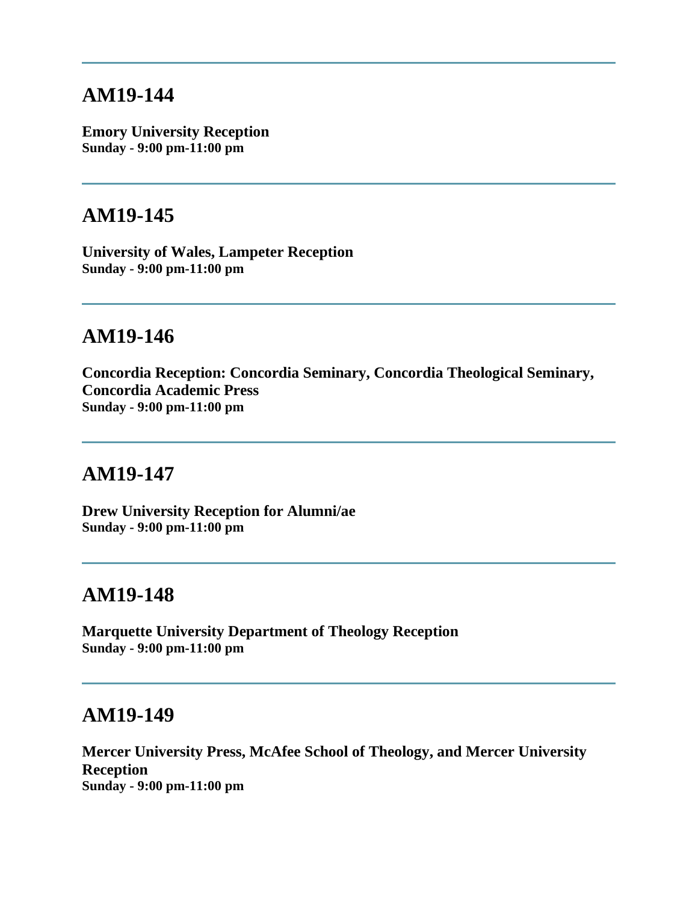---

## AM19-144

**Emory University Reception**
**Sunday - 9:00 pm-11:00 pm**

---

## AM19-145

**University of Wales, Lampeter Reception**
**Sunday - 9:00 pm-11:00 pm**

---

## AM19-146

**Concordia Reception: Concordia Seminary, Concordia Theological Seminary, Concordia Academic Press**
**Sunday - 9:00 pm-11:00 pm**

---

## AM19-147

**Drew University Reception for Alumni/ae**
**Sunday - 9:00 pm-11:00 pm**

---

## AM19-148

**Marquette University Department of Theology Reception**
**Sunday - 9:00 pm-11:00 pm**

---

## AM19-149

**Mercer University Press, McAfee School of Theology, and Mercer University Reception**
**Sunday - 9:00 pm-11:00 pm**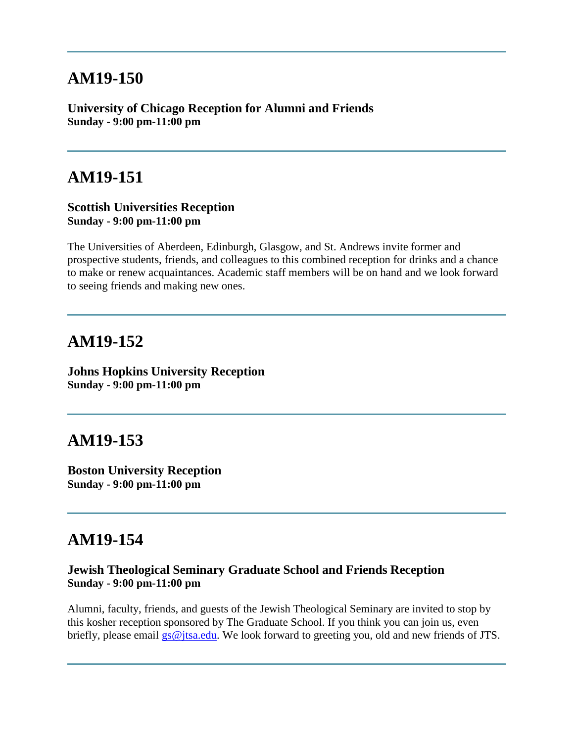---

## AM19-150

**University of Chicago Reception for Alumni and Friends**
**Sunday - 9:00 pm-11:00 pm**

---

## AM19-151

**Scottish Universities Reception**
**Sunday - 9:00 pm-11:00 pm**

The Universities of Aberdeen, Edinburgh, Glasgow, and St. Andrews invite former and prospective students, friends, and colleagues to this combined reception for drinks and a chance to make or renew acquaintances. Academic staff members will be on hand and we look forward to seeing friends and making new ones.

---

## AM19-152

**Johns Hopkins University Reception**
**Sunday - 9:00 pm-11:00 pm**

---

## AM19-153

**Boston University Reception**
**Sunday - 9:00 pm-11:00 pm**

---

## AM19-154

**Jewish Theological Seminary Graduate School and Friends Reception**
**Sunday - 9:00 pm-11:00 pm**

Alumni, faculty, friends, and guests of the Jewish Theological Seminary are invited to stop by this kosher reception sponsored by The Graduate School. If you think you can join us, even briefly, please email gs@jtsa.edu. We look forward to greeting you, old and new friends of JTS.

---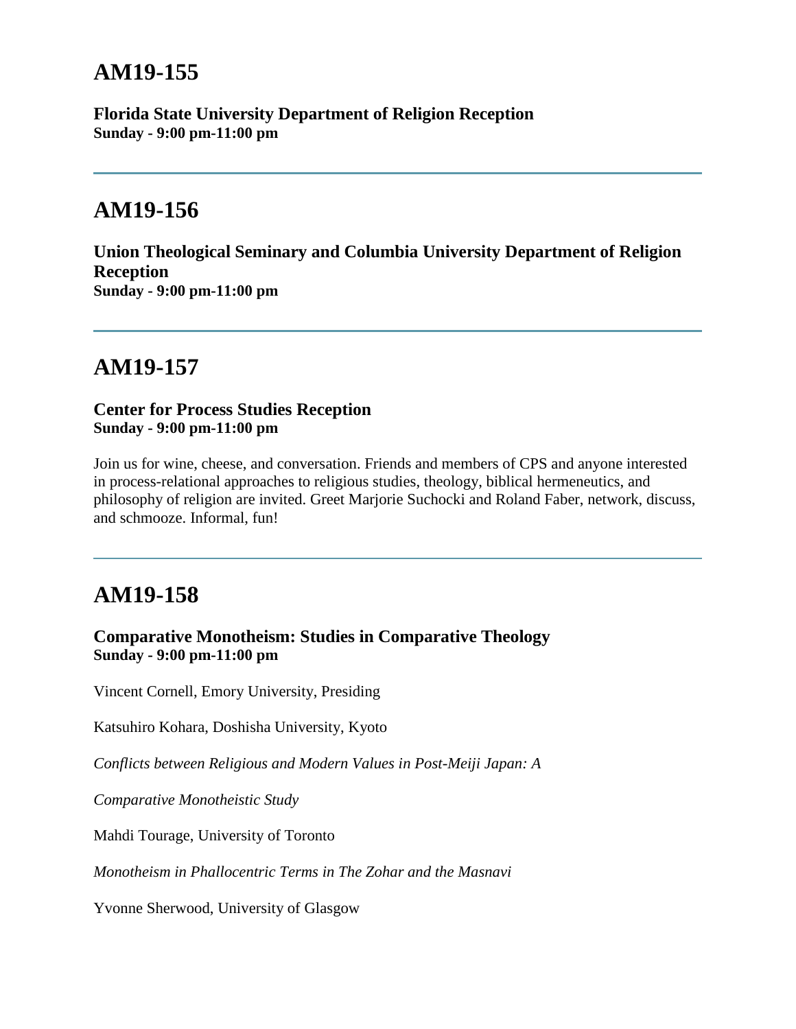## AM19-155

**Florida State University Department of Religion Reception**
**Sunday - 9:00 pm-11:00 pm**

---

## AM19-156

**Union Theological Seminary and Columbia University Department of Religion Reception**
**Sunday - 9:00 pm-11:00 pm**

---

## AM19-157

**Center for Process Studies Reception**
**Sunday - 9:00 pm-11:00 pm**

Join us for wine, cheese, and conversation. Friends and members of CPS and anyone interested in process-relational approaches to religious studies, theology, biblical hermeneutics, and philosophy of religion are invited. Greet Marjorie Suchocki and Roland Faber, network, discuss, and schmooze. Informal, fun!

---

## AM19-158

**Comparative Monotheism: Studies in Comparative Theology**
**Sunday - 9:00 pm-11:00 pm**

Vincent Cornell, Emory University, Presiding

Katsuhiro Kohara, Doshisha University, Kyoto

*Conflicts between Religious and Modern Values in Post-Meiji Japan: A*

*Comparative Monotheistic Study*

Mahdi Tourage, University of Toronto

*Monotheism in Phallocentric Terms in The Zohar and the Masnavi*

Yvonne Sherwood, University of Glasgow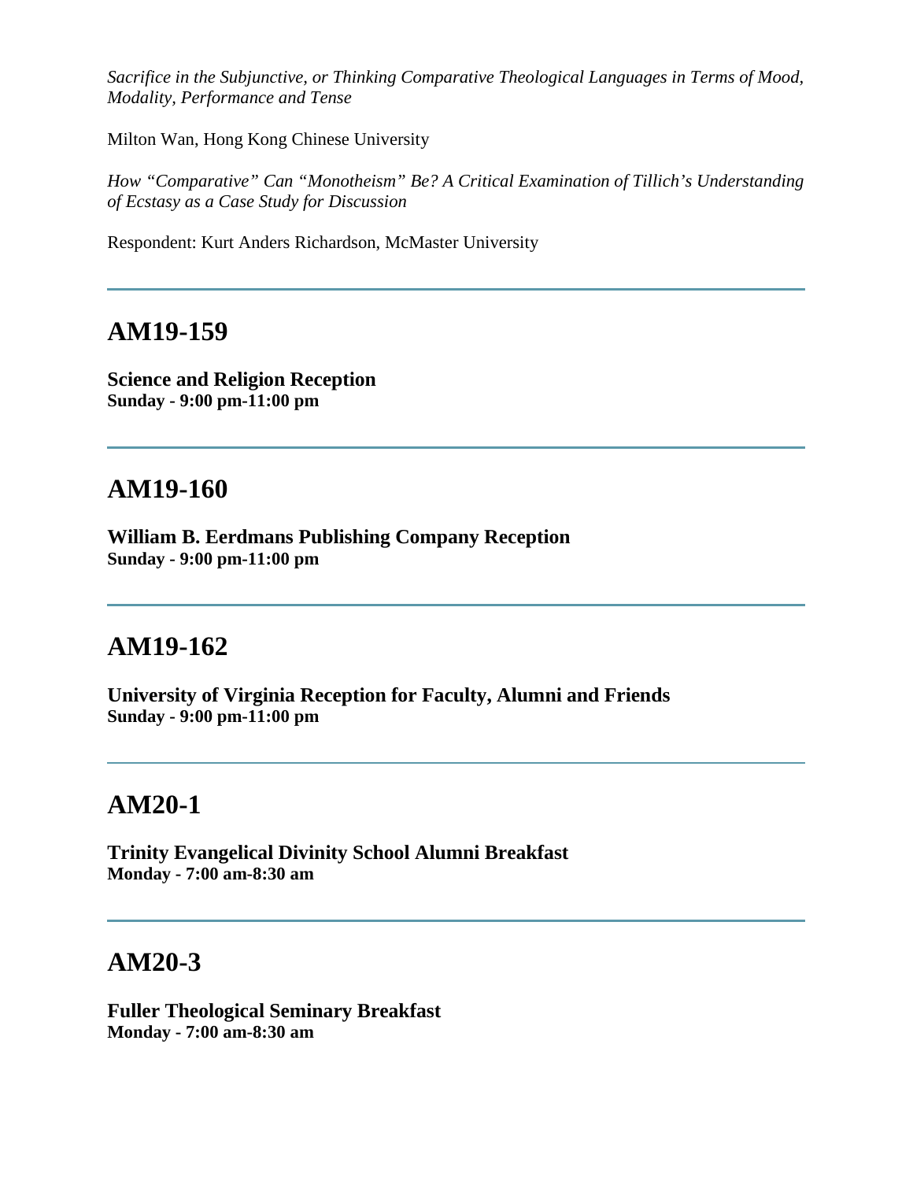*Sacrifice in the Subjunctive, or Thinking Comparative Theological Languages in Terms of Mood, Modality, Performance and Tense*

Milton Wan, Hong Kong Chinese University

*How "Comparative" Can "Monotheism" Be? A Critical Examination of Tillich's Understanding of Ecstasy as a Case Study for Discussion*

Respondent: Kurt Anders Richardson, McMaster University

---

## AM19-159

**Science and Religion Reception**
**Sunday - 9:00 pm-11:00 pm**

---

## AM19-160

**William B. Eerdmans Publishing Company Reception**
**Sunday - 9:00 pm-11:00 pm**

---

## AM19-162

**University of Virginia Reception for Faculty, Alumni and Friends**
**Sunday - 9:00 pm-11:00 pm**

---

## AM20-1

**Trinity Evangelical Divinity School Alumni Breakfast**
**Monday - 7:00 am-8:30 am**

---

## AM20-3

**Fuller Theological Seminary Breakfast**
**Monday - 7:00 am-8:30 am**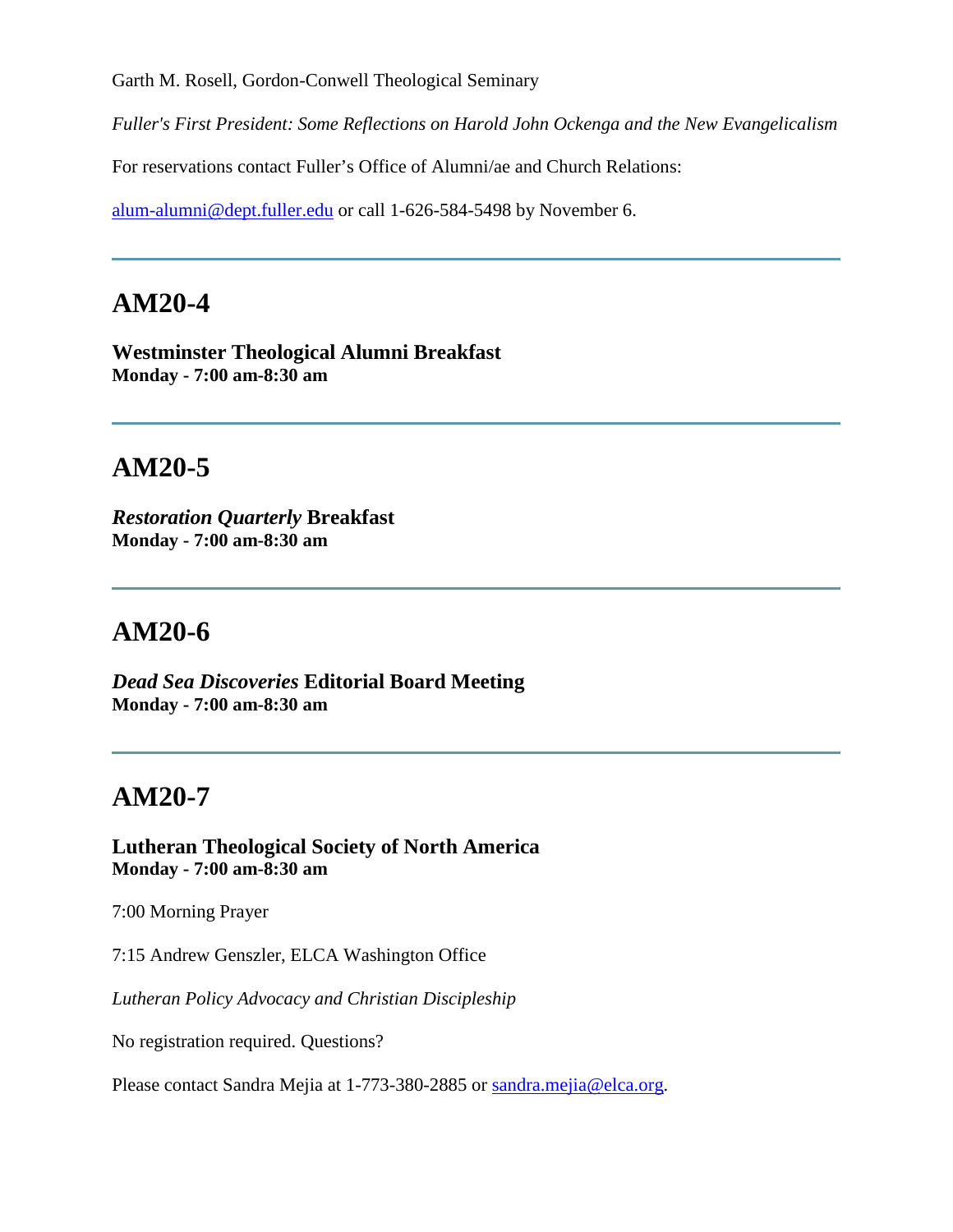Garth M. Rosell, Gordon-Conwell Theological Seminary

*Fuller's First President: Some Reflections on Harold John Ockenga and the New Evangelicalism*

For reservations contact Fuller's Office of Alumni/ae and Church Relations:

alum-alumni@dept.fuller.edu or call 1-626-584-5498 by November 6.

---

## AM20-4

**Westminster Theological Alumni Breakfast**
**Monday - 7:00 am-8:30 am**

---

## AM20-5

***Restoration Quarterly* Breakfast**
**Monday - 7:00 am-8:30 am**

---

## AM20-6

***Dead Sea Discoveries* Editorial Board Meeting**
**Monday - 7:00 am-8:30 am**

---

## AM20-7

**Lutheran Theological Society of North America**
**Monday - 7:00 am-8:30 am**

7:00 Morning Prayer

7:15 Andrew Genszler, ELCA Washington Office

*Lutheran Policy Advocacy and Christian Discipleship*

No registration required. Questions?

Please contact Sandra Mejia at 1-773-380-2885 or sandra.mejia@elca.org.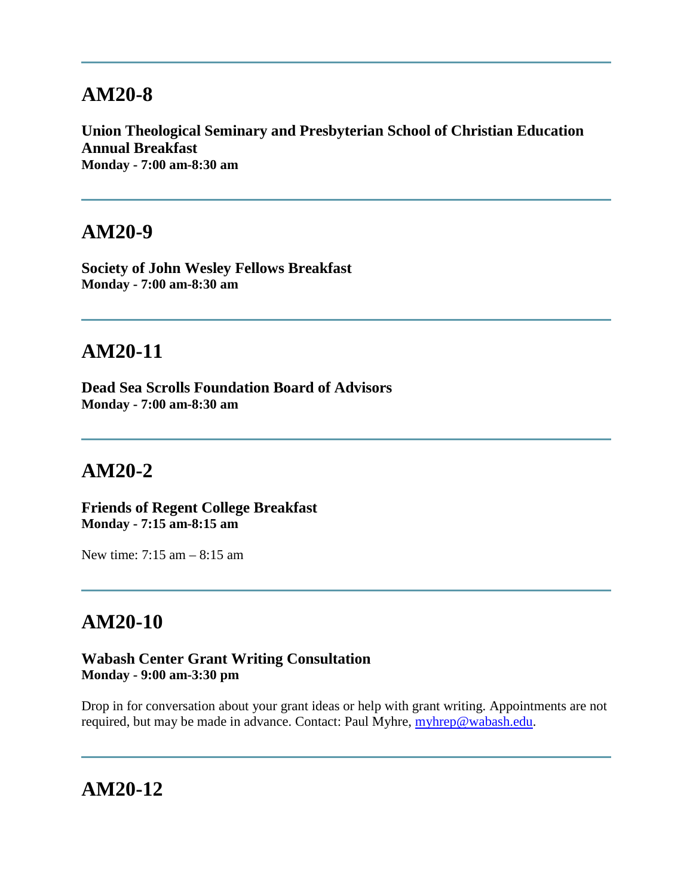---

## AM20-8

**Union Theological Seminary and Presbyterian School of Christian Education Annual Breakfast**
**Monday - 7:00 am-8:30 am**

---

## AM20-9

**Society of John Wesley Fellows Breakfast**
**Monday - 7:00 am-8:30 am**

---

## AM20-11

**Dead Sea Scrolls Foundation Board of Advisors**
**Monday - 7:00 am-8:30 am**

---

## AM20-2

**Friends of Regent College Breakfast**
**Monday - 7:15 am-8:15 am**

New time: 7:15 am – 8:15 am

---

## AM20-10

**Wabash Center Grant Writing Consultation**
**Monday - 9:00 am-3:30 pm**

Drop in for conversation about your grant ideas or help with grant writing. Appointments are not required, but may be made in advance. Contact: Paul Myhre, myhrep@wabash.edu.

---

## AM20-12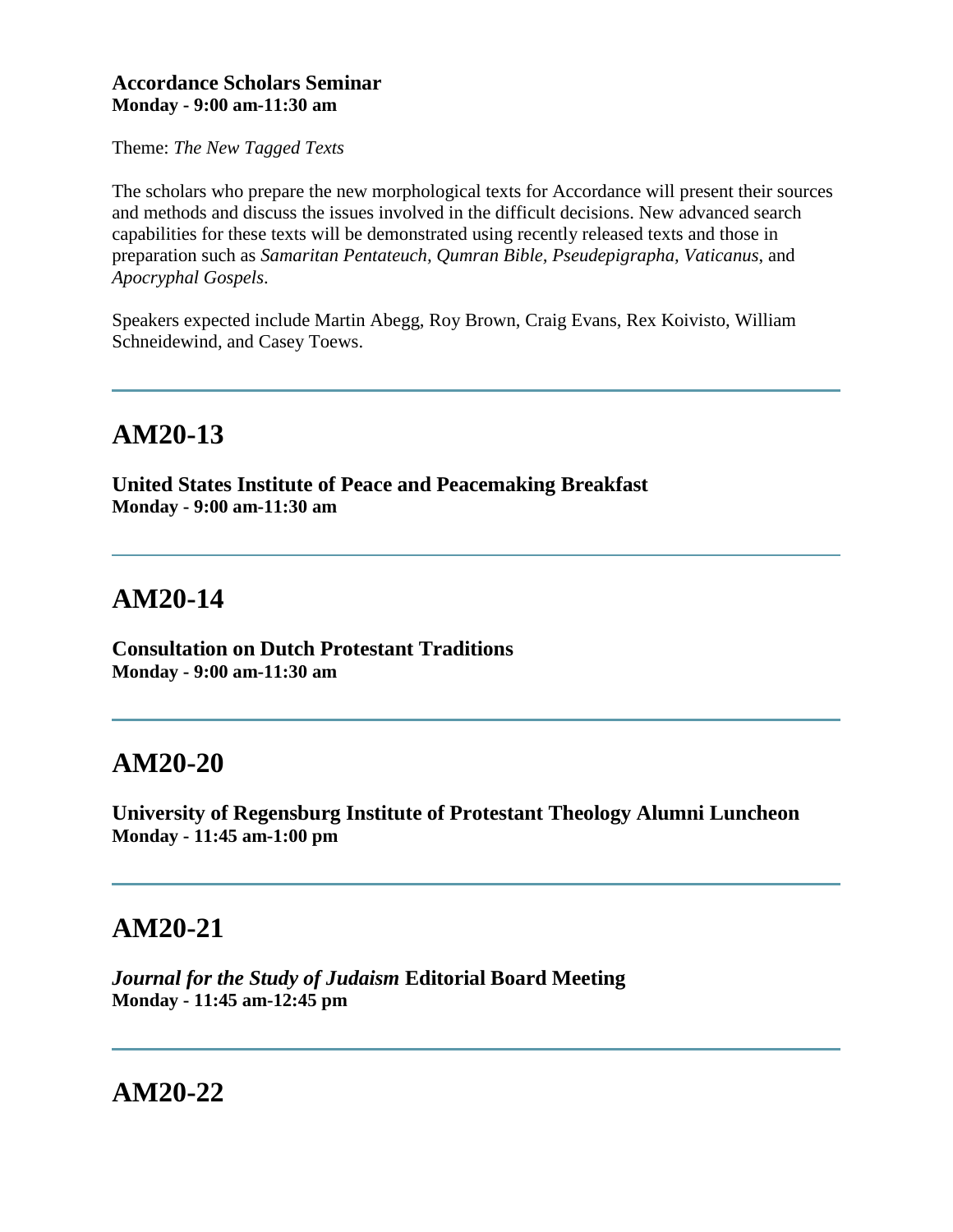**Accordance Scholars Seminar**
**Monday - 9:00 am-11:30 am**

Theme: *The New Tagged Texts*

The scholars who prepare the new morphological texts for Accordance will present their sources and methods and discuss the issues involved in the difficult decisions. New advanced search capabilities for these texts will be demonstrated using recently released texts and those in preparation such as *Samaritan Pentateuch, Qumran Bible, Pseudepigrapha, Vaticanus*, and *Apocryphal Gospels*.

Speakers expected include Martin Abegg, Roy Brown, Craig Evans, Rex Koivisto, William Schneidewind, and Casey Toews.

---

## AM20-13

**United States Institute of Peace and Peacemaking Breakfast**
**Monday - 9:00 am-11:30 am**

---

## AM20-14

**Consultation on Dutch Protestant Traditions**
**Monday - 9:00 am-11:30 am**

---

## AM20-20

**University of Regensburg Institute of Protestant Theology Alumni Luncheon**
**Monday - 11:45 am-1:00 pm**

---

## AM20-21

***Journal for the Study of Judaism* Editorial Board Meeting**
**Monday - 11:45 am-12:45 pm**

---

## AM20-22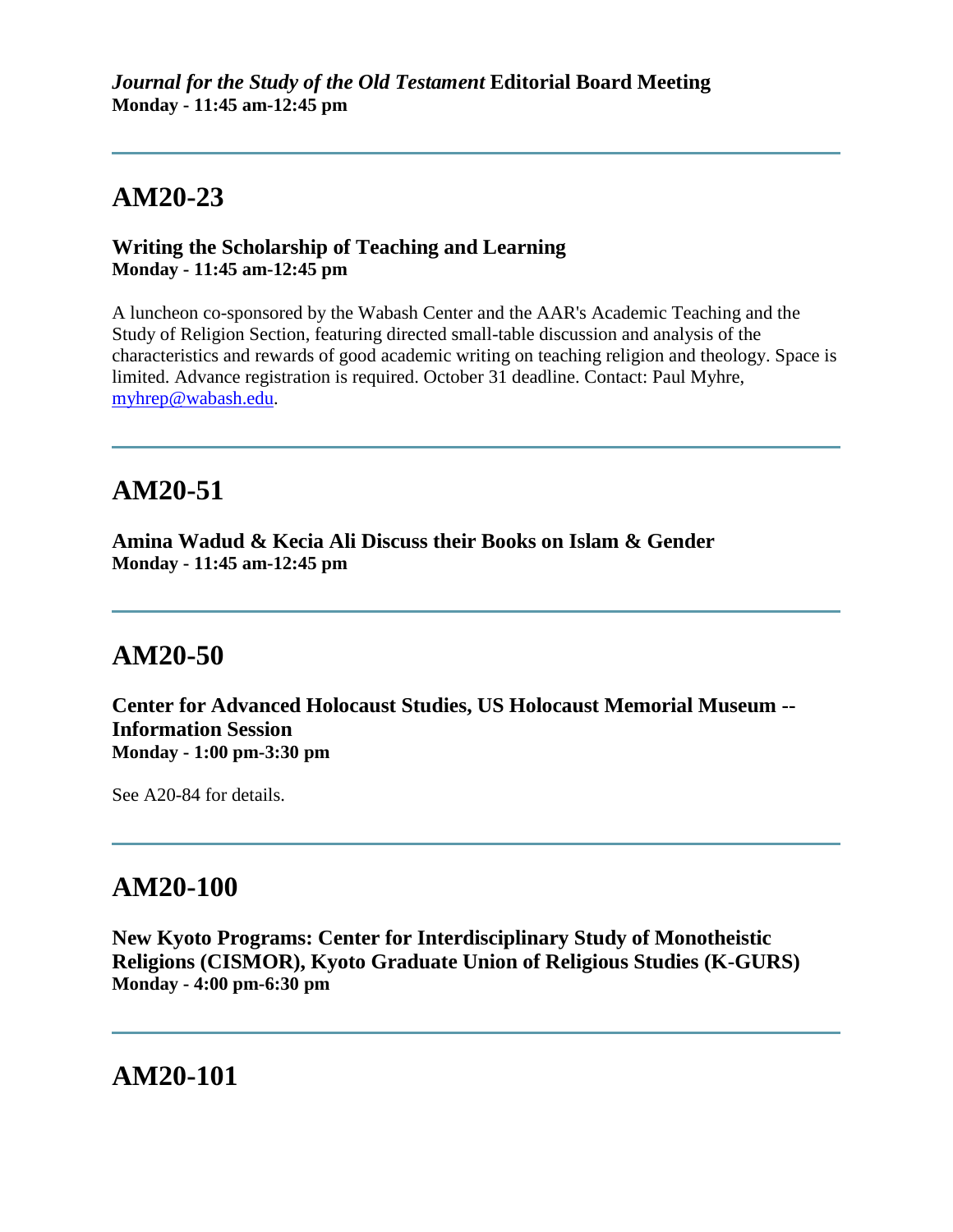***Journal for the Study of the Old Testament* Editorial Board Meeting**
**Monday - 11:45 am-12:45 pm**

---

## AM20-23

**Writing the Scholarship of Teaching and Learning**
**Monday - 11:45 am-12:45 pm**

A luncheon co-sponsored by the Wabash Center and the AAR's Academic Teaching and the Study of Religion Section, featuring directed small-table discussion and analysis of the characteristics and rewards of good academic writing on teaching religion and theology. Space is limited. Advance registration is required. October 31 deadline. Contact: Paul Myhre, myhrep@wabash.edu.

---

## AM20-51

**Amina Wadud & Kecia Ali Discuss their Books on Islam & Gender**
**Monday - 11:45 am-12:45 pm**

---

## AM20-50

**Center for Advanced Holocaust Studies, US Holocaust Memorial Museum -- Information Session**
**Monday - 1:00 pm-3:30 pm**

See A20-84 for details.

---

## AM20-100

**New Kyoto Programs: Center for Interdisciplinary Study of Monotheistic Religions (CISMOR), Kyoto Graduate Union of Religious Studies (K-GURS)**
**Monday - 4:00 pm-6:30 pm**

---

## AM20-101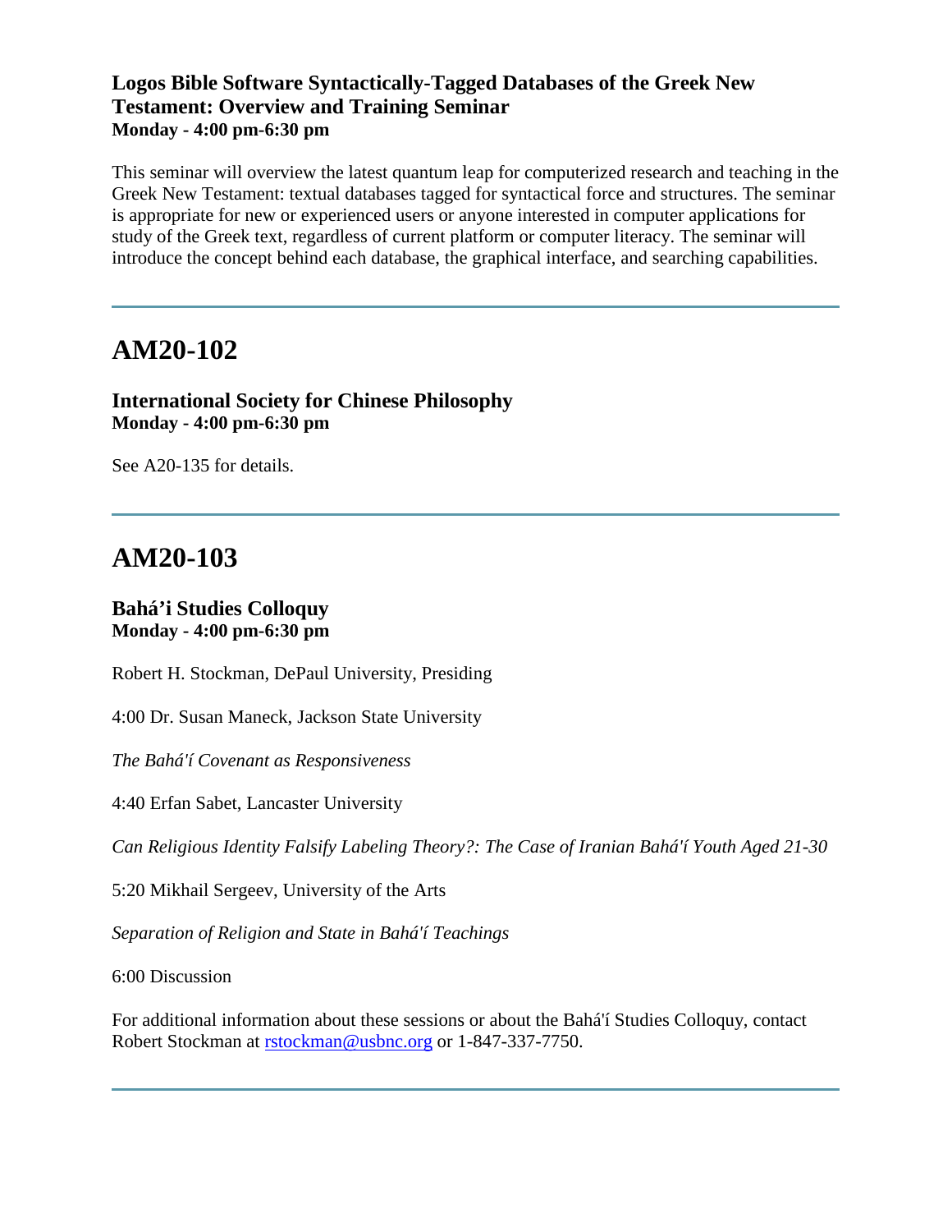### Logos Bible Software Syntactically-Tagged Databases of the Greek New Testament: Overview and Training Seminar
**Monday - 4:00 pm-6:30 pm**

This seminar will overview the latest quantum leap for computerized research and teaching in the Greek New Testament: textual databases tagged for syntactical force and structures. The seminar is appropriate for new or experienced users or anyone interested in computer applications for study of the Greek text, regardless of current platform or computer literacy. The seminar will introduce the concept behind each database, the graphical interface, and searching capabilities.

---

## AM20-102

### International Society for Chinese Philosophy
**Monday - 4:00 pm-6:30 pm**

See A20-135 for details.

---

## AM20-103

### Bahá'i Studies Colloquy
**Monday - 4:00 pm-6:30 pm**

Robert H. Stockman, DePaul University, Presiding

4:00 Dr. Susan Maneck, Jackson State University

*The Bahá'í Covenant as Responsiveness*

4:40 Erfan Sabet, Lancaster University

*Can Religious Identity Falsify Labeling Theory?: The Case of Iranian Bahá'í Youth Aged 21-30*

5:20 Mikhail Sergeev, University of the Arts

*Separation of Religion and State in Bahá'í Teachings*

6:00 Discussion

For additional information about these sessions or about the Bahá'í Studies Colloquy, contact Robert Stockman at rstockman@usbnc.org or 1-847-337-7750.

---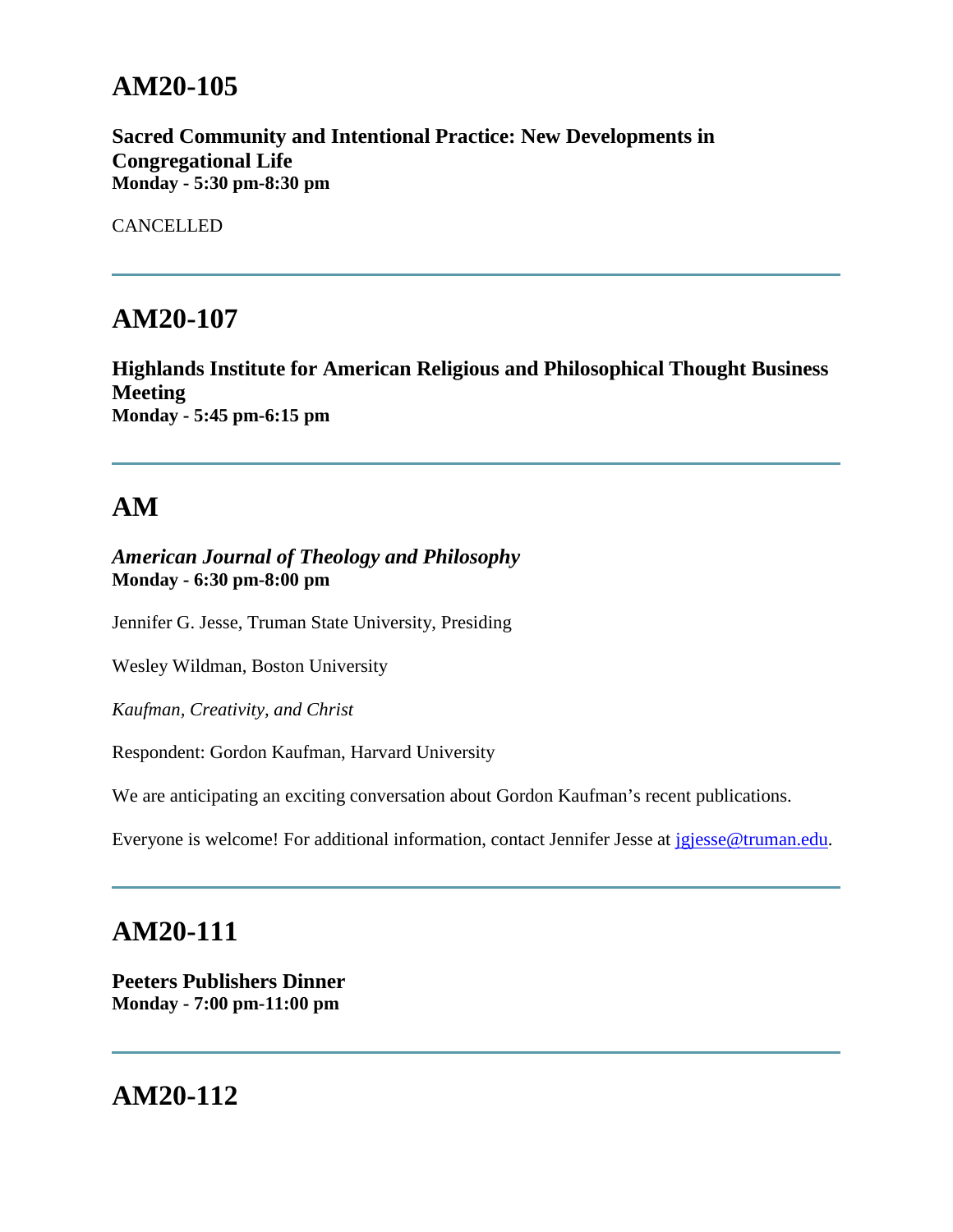## AM20-105

**Sacred Community and Intentional Practice: New Developments in Congregational Life**
**Monday - 5:30 pm-8:30 pm**

CANCELLED

---

## AM20-107

**Highlands Institute for American Religious and Philosophical Thought Business Meeting**
**Monday - 5:45 pm-6:15 pm**

---

## AM

***American Journal of Theology and Philosophy***
**Monday - 6:30 pm-8:00 pm**

Jennifer G. Jesse, Truman State University, Presiding

Wesley Wildman, Boston University

*Kaufman, Creativity, and Christ*

Respondent: Gordon Kaufman, Harvard University

We are anticipating an exciting conversation about Gordon Kaufman's recent publications.

Everyone is welcome! For additional information, contact Jennifer Jesse at jgjesse@truman.edu.

---

## AM20-111

**Peeters Publishers Dinner**
**Monday - 7:00 pm-11:00 pm**

---

## AM20-112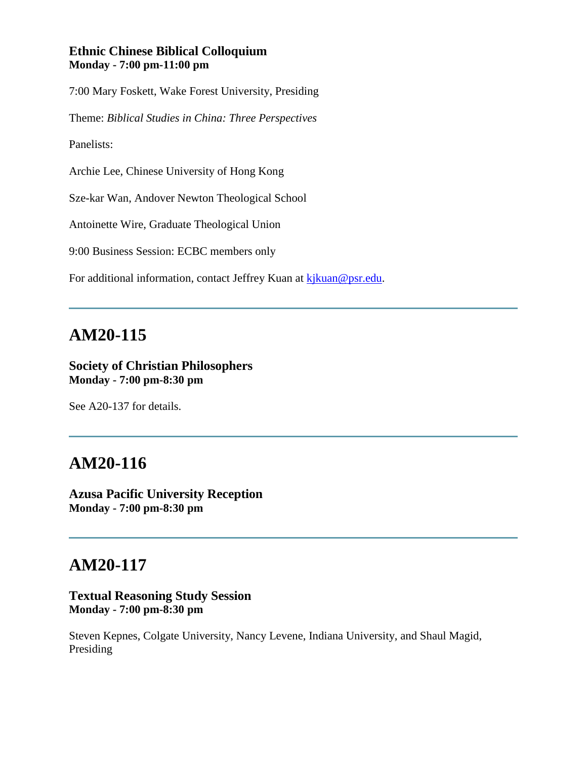**Ethnic Chinese Biblical Colloquium**
**Monday - 7:00 pm-11:00 pm**

7:00 Mary Foskett, Wake Forest University, Presiding

Theme: *Biblical Studies in China: Three Perspectives*

Panelists:

Archie Lee, Chinese University of Hong Kong

Sze-kar Wan, Andover Newton Theological School

Antoinette Wire, Graduate Theological Union

9:00 Business Session: ECBC members only

For additional information, contact Jeffrey Kuan at [kjkuan@psr.edu](mailto:kjkuan@psr.edu).

---

## AM20-115

**Society of Christian Philosophers**
**Monday - 7:00 pm-8:30 pm**

See A20-137 for details.

---

## AM20-116

**Azusa Pacific University Reception**
**Monday - 7:00 pm-8:30 pm**

---

## AM20-117

**Textual Reasoning Study Session**
**Monday - 7:00 pm-8:30 pm**

Steven Kepnes, Colgate University, Nancy Levene, Indiana University, and Shaul Magid, Presiding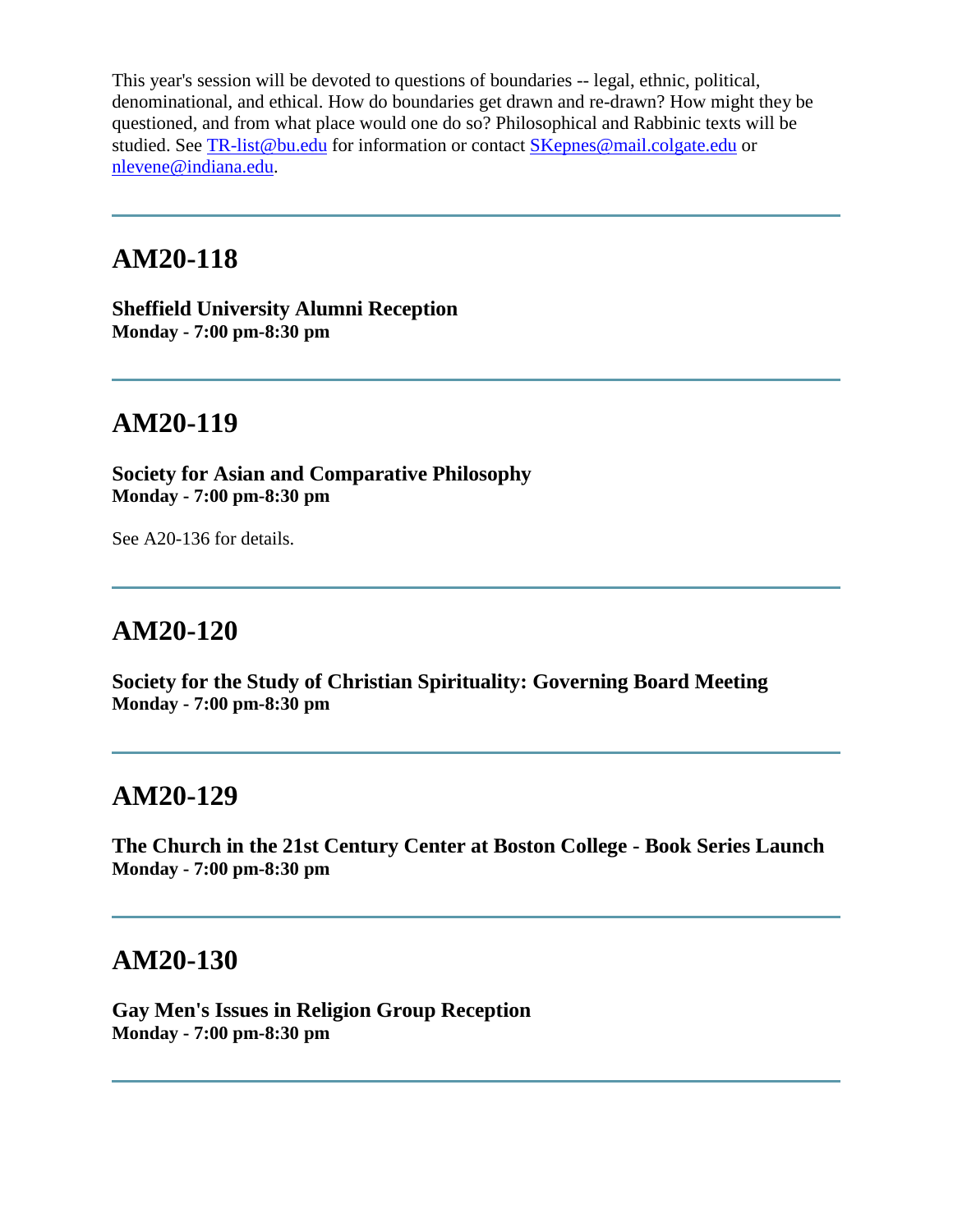This year's session will be devoted to questions of boundaries -- legal, ethnic, political, denominational, and ethical. How do boundaries get drawn and re-drawn? How might they be questioned, and from what place would one do so? Philosophical and Rabbinic texts will be studied. See TR-list@bu.edu for information or contact SKepnes@mail.colgate.edu or nlevene@indiana.edu.

---

## AM20-118

**Sheffield University Alumni Reception**
**Monday - 7:00 pm-8:30 pm**

---

## AM20-119

**Society for Asian and Comparative Philosophy**
**Monday - 7:00 pm-8:30 pm**

See A20-136 for details.

---

## AM20-120

**Society for the Study of Christian Spirituality: Governing Board Meeting**
**Monday - 7:00 pm-8:30 pm**

---

## AM20-129

**The Church in the 21st Century Center at Boston College - Book Series Launch**
**Monday - 7:00 pm-8:30 pm**

---

## AM20-130

**Gay Men's Issues in Religion Group Reception**
**Monday - 7:00 pm-8:30 pm**

---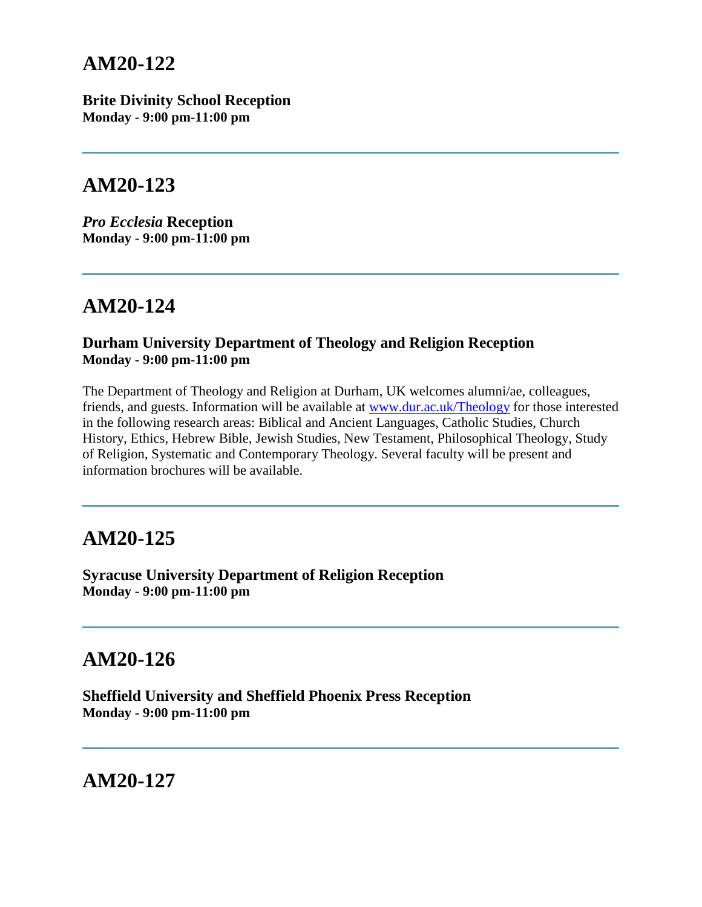## AM20-122

**Brite Divinity School Reception**
**Monday - 9:00 pm-11:00 pm**

---

## AM20-123

***Pro Ecclesia* Reception**
**Monday - 9:00 pm-11:00 pm**

---

## AM20-124

**Durham University Department of Theology and Religion Reception**
**Monday - 9:00 pm-11:00 pm**

The Department of Theology and Religion at Durham, UK welcomes alumni/ae, colleagues, friends, and guests. Information will be available at [www.dur.ac.uk/Theology](http://www.dur.ac.uk/Theology) for those interested in the following research areas: Biblical and Ancient Languages, Catholic Studies, Church History, Ethics, Hebrew Bible, Jewish Studies, New Testament, Philosophical Theology, Study of Religion, Systematic and Contemporary Theology. Several faculty will be present and information brochures will be available.

---

## AM20-125

**Syracuse University Department of Religion Reception**
**Monday - 9:00 pm-11:00 pm**

---

## AM20-126

**Sheffield University and Sheffield Phoenix Press Reception**
**Monday - 9:00 pm-11:00 pm**

---

## AM20-127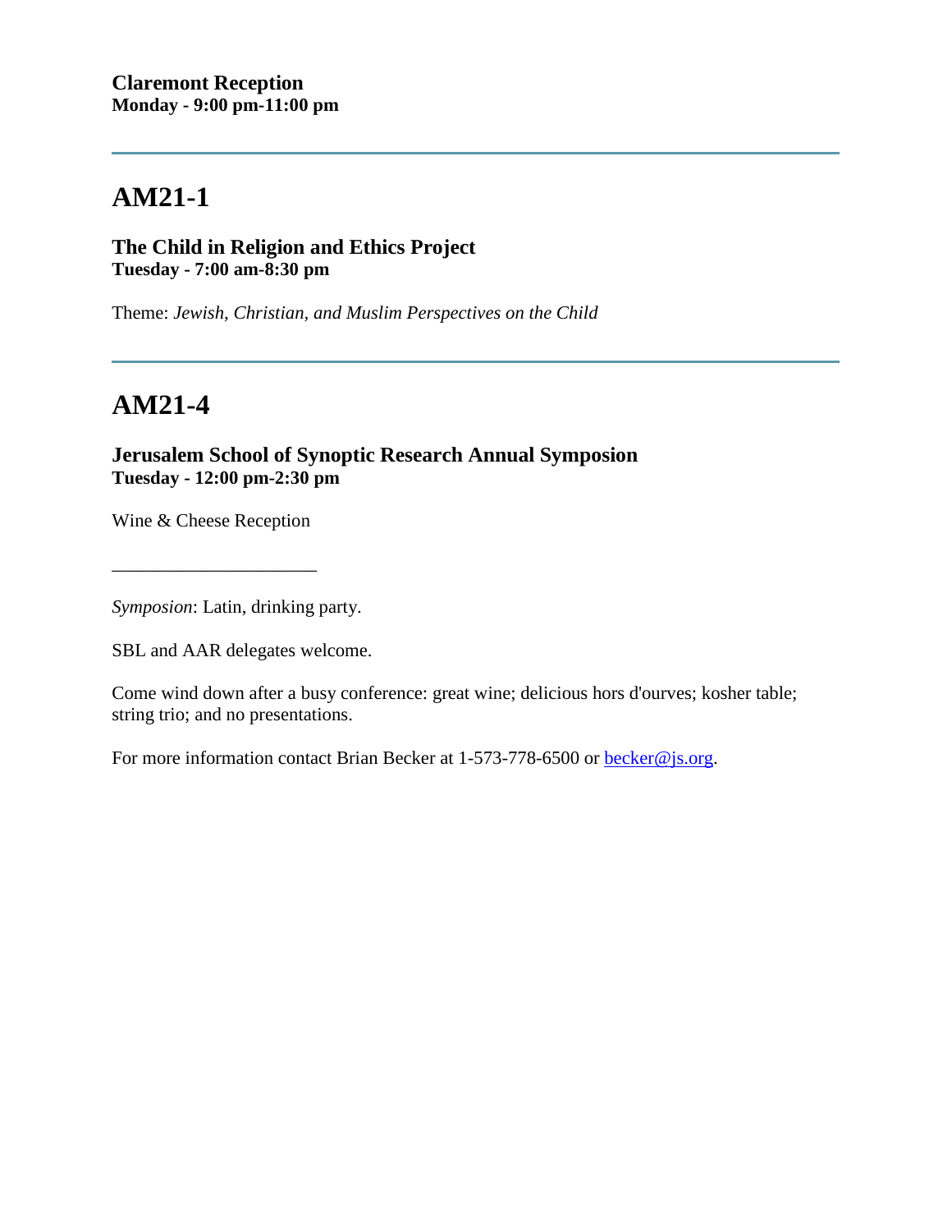**Claremont Reception**
**Monday - 9:00 pm-11:00 pm**

---

# AM21-1

**The Child in Religion and Ethics Project**
**Tuesday - 7:00 am-8:30 pm**

Theme: *Jewish, Christian, and Muslim Perspectives on the Child*

---

# AM21-4

**Jerusalem School of Synoptic Research Annual Symposion**
**Tuesday - 12:00 pm-2:30 pm**

Wine & Cheese Reception

______________________

*Symposion*: Latin, drinking party.

SBL and AAR delegates welcome.

Come wind down after a busy conference: great wine; delicious hors d'ourves; kosher table; string trio; and no presentations.

For more information contact Brian Becker at 1-573-778-6500 or becker@js.org.